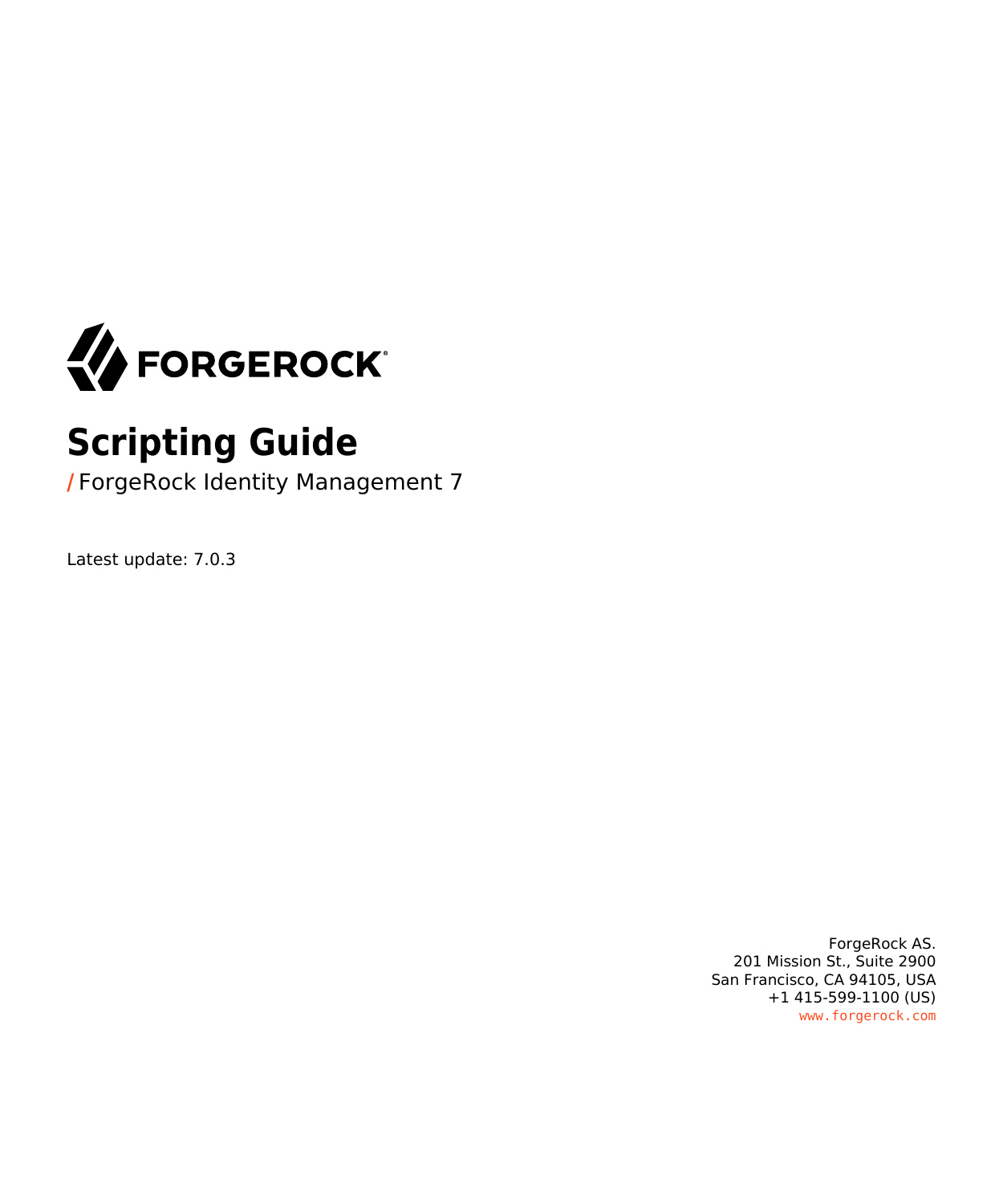FORGEROCK

# Scripting Guide

/ ForgeRock Identity Management 7

Latest update: 7.0.3

ForgeRock AS.
201 Mission St., Suite 2900
San Francisco, CA 94105, USA
+1 415-599-1100 (US)
www.forgerock.com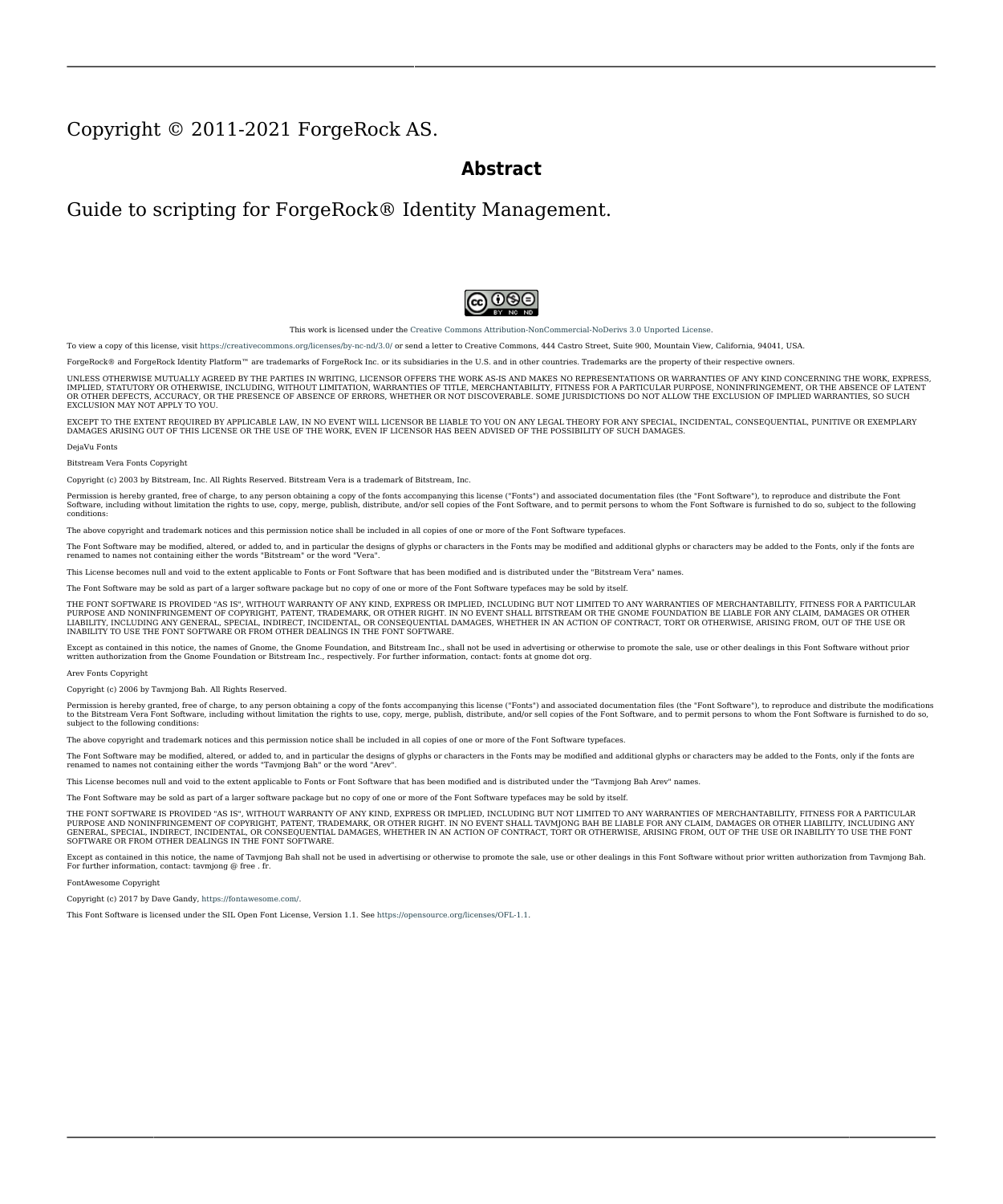Copyright © 2011-2021 ForgeRock AS.

## Abstract

Guide to scripting for ForgeRock® Identity Management.

This work is licensed under the Creative Commons Attribution-NonCommercial-NoDerivs 3.0 Unported License.

To view a copy of this license, visit https://creativecommons.org/licenses/by-nc-nd/3.0/ or send a letter to Creative Commons, 444 Castro Street, Suite 900, Mountain View, California, 94041, USA.

ForgeRock® and ForgeRock Identity Platform™ are trademarks of ForgeRock Inc. or its subsidiaries in the U.S. and in other countries. Trademarks are the property of their respective owners.

UNLESS OTHERWISE MUTUALLY AGREED BY THE PARTIES IN WRITING, LICENSOR OFFERS THE WORK AS-IS AND MAKES NO REPRESENTATIONS OR WARRANTIES OF ANY KIND CONCERNING THE WORK, EXPRESS, IMPLIED, STATUTORY OR OTHERWISE, INCLUDING, WITHOUT LIMITATION, WARRANTIES OF TITLE, MERCHANTABILITY, FITNESS FOR A PARTICULAR PURPOSE, NONINFRINGEMENT, OR THE ABSENCE OF LATENT OR OTHER DEFECTS, ACCURACY, OR THE PRESENCE OF ABSENCE OF ERRORS, WHETHER OR NOT DISCOVERABLE. SOME JURISDICTIONS DO NOT ALLOW THE EXCLUSION OF IMPLIED WARRANTIES, SO SUCH EXCLUSION MAY NOT APPLY TO YOU.

EXCEPT TO THE EXTENT REQUIRED BY APPLICABLE LAW, IN NO EVENT WILL LICENSOR BE LIABLE TO YOU ON ANY LEGAL THEORY FOR ANY SPECIAL, INCIDENTAL, CONSEQUENTIAL, PUNITIVE OR EXEMPLARY DAMAGES ARISING OUT OF THIS LICENSE OR THE USE OF THE WORK, EVEN IF LICENSOR HAS BEEN ADVISED OF THE POSSIBILITY OF SUCH DAMAGES.

DejaVu Fonts

Bitstream Vera Fonts Copyright

Copyright (c) 2003 by Bitstream, Inc. All Rights Reserved. Bitstream Vera is a trademark of Bitstream, Inc.

Permission is hereby granted, free of charge, to any person obtaining a copy of the fonts accompanying this license ("Fonts") and associated documentation files (the "Font Software"), to reproduce and distribute the Font Software, including without limitation the rights to use, copy, merge, publish, distribute, and/or sell copies of the Font Software, and to permit persons to whom the Font Software is furnished to do so, subject to the following conditions:

The above copyright and trademark notices and this permission notice shall be included in all copies of one or more of the Font Software typefaces.

The Font Software may be modified, altered, or added to, and in particular the designs of glyphs or characters in the Fonts may be modified and additional glyphs or characters may be added to the Fonts, only if the fonts are renamed to names not containing either the words "Bitstream" or the word "Vera".

This License becomes null and void to the extent applicable to Fonts or Font Software that has been modified and is distributed under the "Bitstream Vera" names.

The Font Software may be sold as part of a larger software package but no copy of one or more of the Font Software typefaces may be sold by itself.

THE FONT SOFTWARE IS PROVIDED "AS IS", WITHOUT WARRANTY OF ANY KIND, EXPRESS OR IMPLIED, INCLUDING BUT NOT LIMITED TO ANY WARRANTIES OF MERCHANTABILITY, FITNESS FOR A PARTICULAR PURPOSE AND NONINFRINGEMENT OF COPYRIGHT, PATENT, TRADEMARK, OR OTHER RIGHT. IN NO EVENT SHALL BITSTREAM OR THE GNOME FOUNDATION BE LIABLE FOR ANY CLAIM, DAMAGES OR OTHER LIABILITY, INCLUDING ANY GENERAL, SPECIAL, INDIRECT, INCIDENTAL, OR CONSEQUENTIAL DAMAGES, WHETHER IN AN ACTION OF CONTRACT, TORT OR OTHERWISE, ARISING FROM, OUT OF THE USE OR INABILITY TO USE THE FONT SOFTWARE OR FROM OTHER DEALINGS IN THE FONT SOFTWARE.

Except as contained in this notice, the names of Gnome, the Gnome Foundation, and Bitstream Inc., shall not be used in advertising or otherwise to promote the sale, use or other dealings in this Font Software without prior written authorization from the Gnome Foundation or Bitstream Inc., respectively. For further information, contact: fonts at gnome dot org.

Arev Fonts Copyright

Copyright (c) 2006 by Tavmjong Bah. All Rights Reserved.

Permission is hereby granted, free of charge, to any person obtaining a copy of the fonts accompanying this license ("Fonts") and associated documentation files (the "Font Software"), to reproduce and distribute the modifications to the Bitstream Vera Font Software, including without limitation the rights to use, copy, merge, publish, distribute, and/or sell copies of the Font Software, and to permit persons to whom the Font Software is furnished to do so, subject to the following conditions:

The above copyright and trademark notices and this permission notice shall be included in all copies of one or more of the Font Software typefaces.

The Font Software may be modified, altered, or added to, and in particular the designs of glyphs or characters in the Fonts may be modified and additional glyphs or characters may be added to the Fonts, only if the fonts are renamed to names not containing either the words "Tavmjong Bah" or the word "Arev".

This License becomes null and void to the extent applicable to Fonts or Font Software that has been modified and is distributed under the "Tavmjong Bah Arev" names.

The Font Software may be sold as part of a larger software package but no copy of one or more of the Font Software typefaces may be sold by itself.

THE FONT SOFTWARE IS PROVIDED "AS IS", WITHOUT WARRANTY OF ANY KIND, EXPRESS OR IMPLIED, INCLUDING BUT NOT LIMITED TO ANY WARRANTIES OF MERCHANTABILITY, FITNESS FOR A PARTICULAR PURPOSE AND NONINFRINGEMENT OF COPYRIGHT, PATENT, TRADEMARK, OR OTHER RIGHT. IN NO EVENT SHALL TAVMJONG BAH BE LIABLE FOR ANY CLAIM, DAMAGES OR OTHER LIABILITY, INCLUDING ANY GENERAL, SPECIAL, INDIRECT, INCIDENTAL, OR CONSEQUENTIAL DAMAGES, WHETHER IN AN ACTION OF CONTRACT, TORT OR OTHERWISE, ARISING FROM, OUT OF THE USE OR INABILITY TO USE THE FONT SOFTWARE OR FROM OTHER DEALINGS IN THE FONT SOFTWARE.

Except as contained in this notice, the name of Tavmjong Bah shall not be used in advertising or otherwise to promote the sale, use or other dealings in this Font Software without prior written authorization from Tavmjong Bah. For further information, contact: tavmjong @ free . fr.

FontAwesome Copyright

Copyright (c) 2017 by Dave Gandy, https://fontawesome.com/.

This Font Software is licensed under the SIL Open Font License, Version 1.1. See https://opensource.org/licenses/OFL-1.1.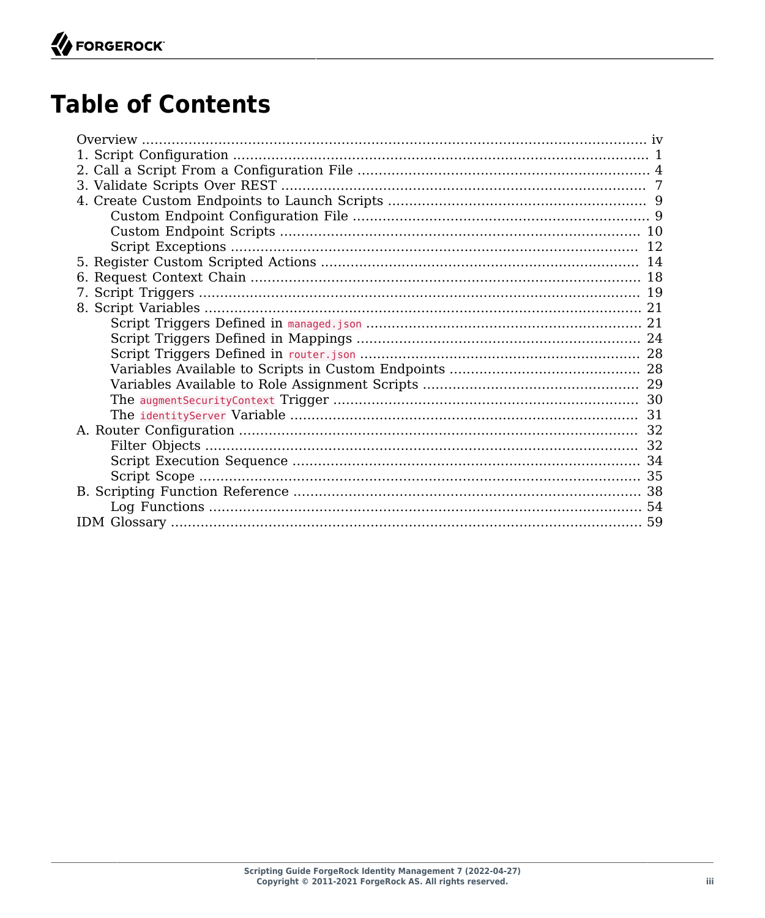# Table of Contents

- Overview ..... iv
- 1. Script Configuration ..... 1
- 2. Call a Script From a Configuration File ..... 4
- 3. Validate Scripts Over REST ..... 7
- 4. Create Custom Endpoints to Launch Scripts ..... 9
  - Custom Endpoint Configuration File ..... 9
  - Custom Endpoint Scripts ..... 10
  - Script Exceptions ..... 12
- 5. Register Custom Scripted Actions ..... 14
- 6. Request Context Chain ..... 18
- 7. Script Triggers ..... 19
- 8. Script Variables ..... 21
  - Script Triggers Defined in `managed.json` ..... 21
  - Script Triggers Defined in Mappings ..... 24
  - Script Triggers Defined in `router.json` ..... 28
  - Variables Available to Scripts in Custom Endpoints ..... 28
  - Variables Available to Role Assignment Scripts ..... 29
  - The `augmentSecurityContext` Trigger ..... 30
  - The `identityServer` Variable ..... 31
- A. Router Configuration ..... 32
  - Filter Objects ..... 32
  - Script Execution Sequence ..... 34
  - Script Scope ..... 35
- B. Scripting Function Reference ..... 38
  - Log Functions ..... 54
- IDM Glossary ..... 59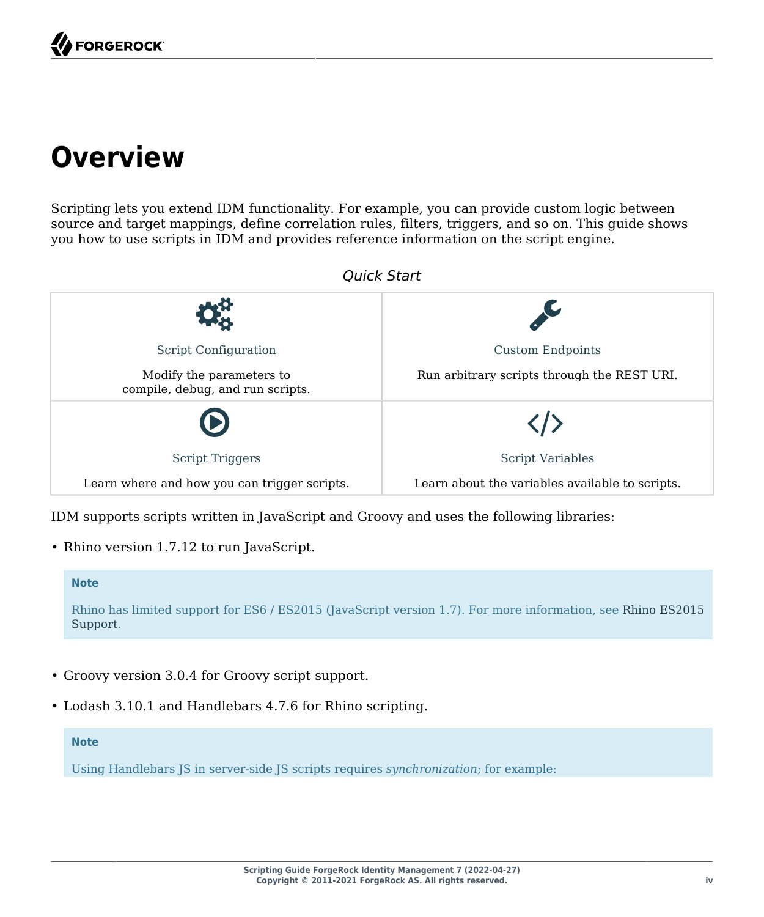# Overview

Scripting lets you extend IDM functionality. For example, you can provide custom logic between source and target mappings, define correlation rules, filters, triggers, and so on. This guide shows you how to use scripts in IDM and provides reference information on the script engine.

*Quick Start*

| Script Configuration | Custom Endpoints |
| --- | --- |
| Modify the parameters to compile, debug, and run scripts. | Run arbitrary scripts through the REST URI. |
| **Script Triggers** | **Script Variables** |
| Learn where and how you can trigger scripts. | Learn about the variables available to scripts. |

IDM supports scripts written in JavaScript and Groovy and uses the following libraries:

- Rhino version 1.7.12 to run JavaScript.

> **Note**
>
> Rhino has limited support for ES6 / ES2015 (JavaScript version 1.7). For more information, see Rhino ES2015 Support.

- Groovy version 3.0.4 for Groovy script support.
- Lodash 3.10.1 and Handlebars 4.7.6 for Rhino scripting.

> **Note**
>
> Using Handlebars JS in server-side JS scripts requires *synchronization*; for example: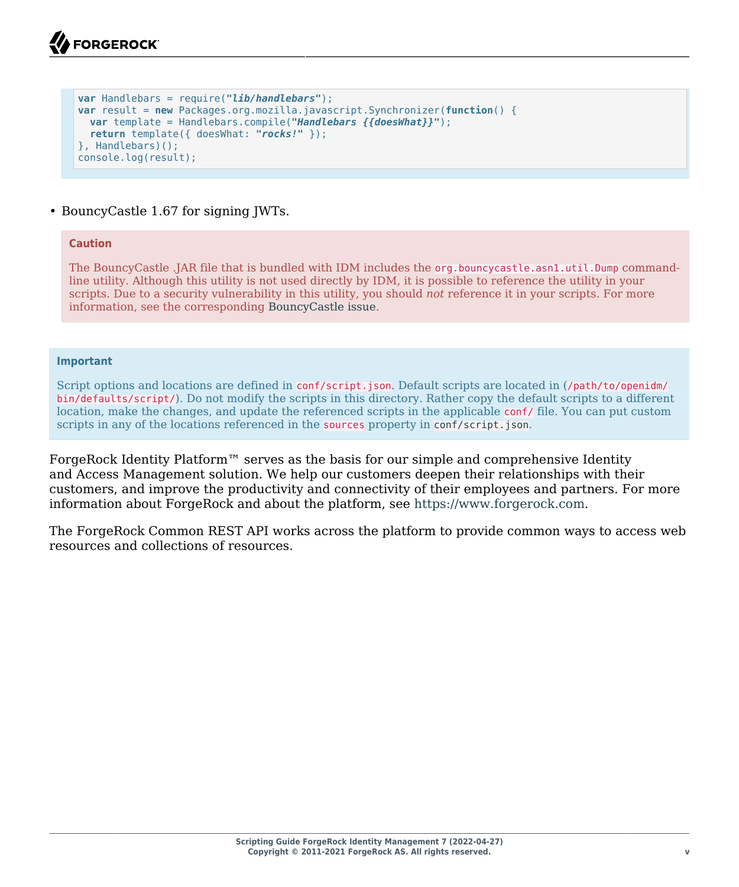```
var Handlebars = require("lib/handlebars");
var result = new Packages.org.mozilla.javascript.Synchronizer(function() {
  var template = Handlebars.compile("Handlebars {{doesWhat}}");
  return template({ doesWhat: "rocks!" });
}, Handlebars)();
console.log(result);
```

- BouncyCastle 1.67 for signing JWTs.

> **Caution**
>
> The BouncyCastle .JAR file that is bundled with IDM includes the `org.bouncycastle.asn1.util.Dump` command-line utility. Although this utility is not used directly by IDM, it is possible to reference the utility in your scripts. Due to a security vulnerability in this utility, you should *not* reference it in your scripts. For more information, see the corresponding BouncyCastle issue.

> **Important**
>
> Script options and locations are defined in `conf/script.json`. Default scripts are located in (`/path/to/openidm/bin/defaults/script/`). Do not modify the scripts in this directory. Rather copy the default scripts to a different location, make the changes, and update the referenced scripts in the applicable `conf/` file. You can put custom scripts in any of the locations referenced in the `sources` property in `conf/script.json`.

ForgeRock Identity Platform™ serves as the basis for our simple and comprehensive Identity and Access Management solution. We help our customers deepen their relationships with their customers, and improve the productivity and connectivity of their employees and partners. For more information about ForgeRock and about the platform, see https://www.forgerock.com.

The ForgeRock Common REST API works across the platform to provide common ways to access web resources and collections of resources.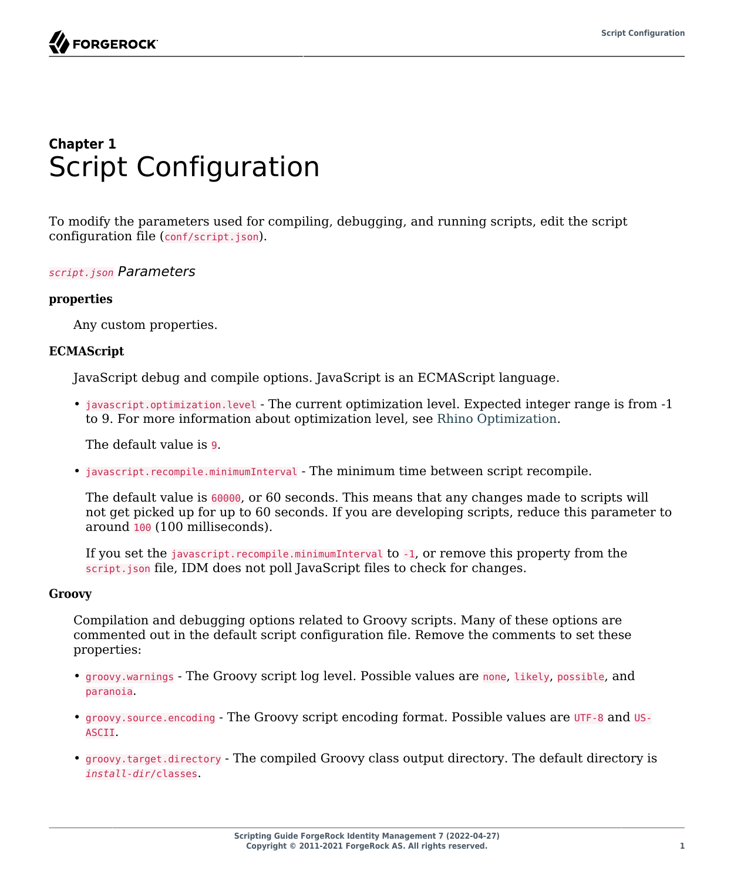# Chapter 1 Script Configuration

To modify the parameters used for compiling, debugging, and running scripts, edit the script configuration file (`conf/script.json`).

### `script.json` *Parameters*

**properties**

Any custom properties.

**ECMAScript**

JavaScript debug and compile options. JavaScript is an ECMAScript language.

- `javascript.optimization.level` - The current optimization level. Expected integer range is from -1 to 9. For more information about optimization level, see Rhino Optimization.

  The default value is `9`.

- `javascript.recompile.minimumInterval` - The minimum time between script recompile.

  The default value is `60000`, or 60 seconds. This means that any changes made to scripts will not get picked up for up to 60 seconds. If you are developing scripts, reduce this parameter to around `100` (100 milliseconds).

  If you set the `javascript.recompile.minimumInterval` to `-1`, or remove this property from the `script.json` file, IDM does not poll JavaScript files to check for changes.

**Groovy**

Compilation and debugging options related to Groovy scripts. Many of these options are commented out in the default script configuration file. Remove the comments to set these properties:

- `groovy.warnings` - The Groovy script log level. Possible values are `none`, `likely`, `possible`, and `paranoia`.

- `groovy.source.encoding` - The Groovy script encoding format. Possible values are `UTF-8` and `US-ASCII`.

- `groovy.target.directory` - The compiled Groovy class output directory. The default directory is *`install-dir`*`/classes`.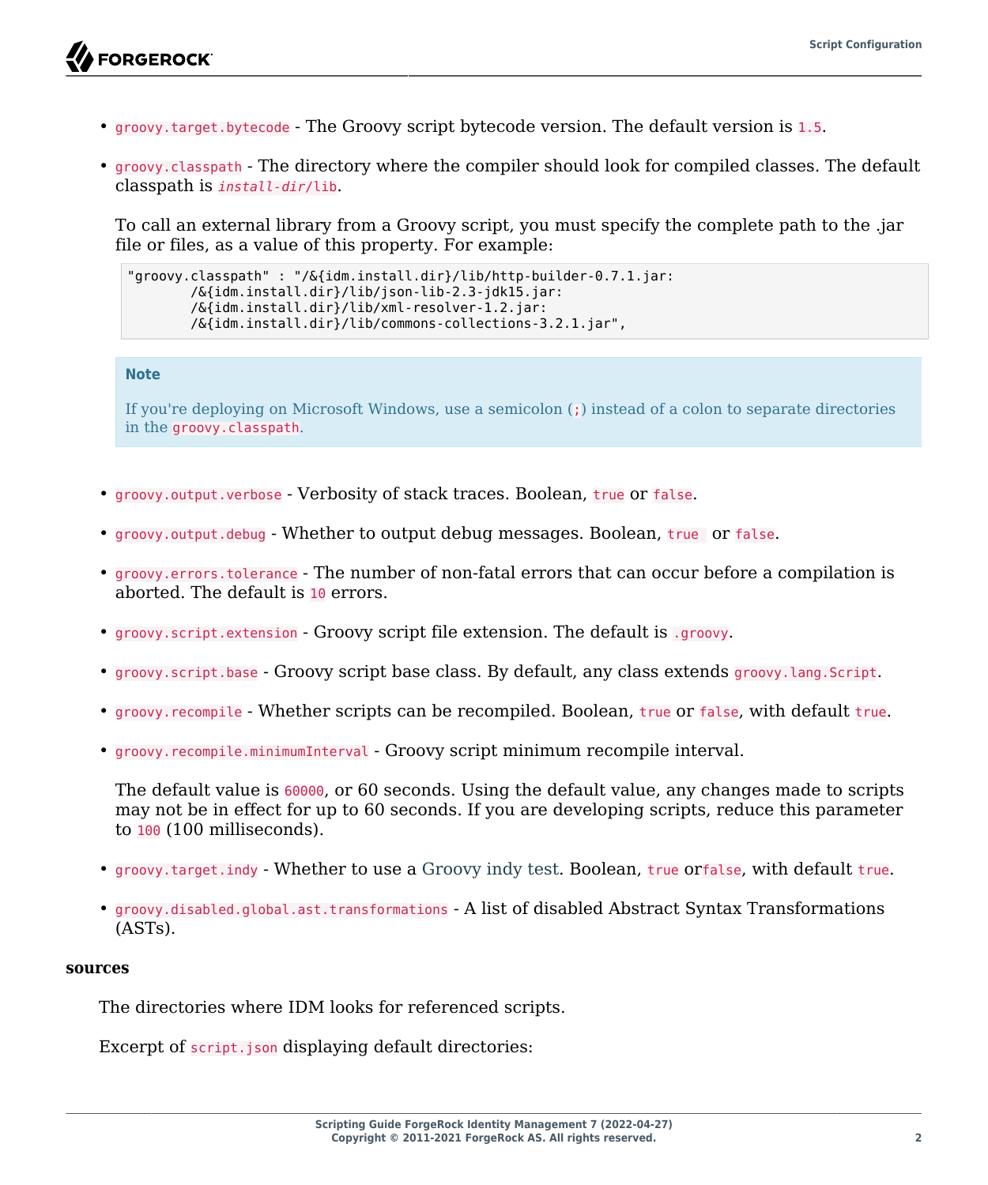- `groovy.target.bytecode` - The Groovy script bytecode version. The default version is `1.5`.
- `groovy.classpath` - The directory where the compiler should look for compiled classes. The default classpath is *`install-dir`*`/lib`.

  To call an external library from a Groovy script, you must specify the complete path to the .jar file or files, as a value of this property. For example:

  ```
  "groovy.classpath" : "/&{idm.install.dir}/lib/http-builder-0.7.1.jar:
          /&{idm.install.dir}/lib/json-lib-2.3-jdk15.jar:
          /&{idm.install.dir}/lib/xml-resolver-1.2.jar:
          /&{idm.install.dir}/lib/commons-collections-3.2.1.jar",
  ```

  > **Note**
  >
  > If you're deploying on Microsoft Windows, use a semicolon (`;`) instead of a colon to separate directories in the `groovy.classpath`.

- `groovy.output.verbose` - Verbosity of stack traces. Boolean, `true` or `false`.
- `groovy.output.debug` - Whether to output debug messages. Boolean, `true` or `false`.
- `groovy.errors.tolerance` - The number of non-fatal errors that can occur before a compilation is aborted. The default is `10` errors.
- `groovy.script.extension` - Groovy script file extension. The default is `.groovy`.
- `groovy.script.base` - Groovy script base class. By default, any class extends `groovy.lang.Script`.
- `groovy.recompile` - Whether scripts can be recompiled. Boolean, `true` or `false`, with default `true`.
- `groovy.recompile.minimumInterval` - Groovy script minimum recompile interval.

  The default value is `60000`, or 60 seconds. Using the default value, any changes made to scripts may not be in effect for up to 60 seconds. If you are developing scripts, reduce this parameter to `100` (100 milliseconds).

- `groovy.target.indy` - Whether to use a Groovy indy test. Boolean, `true` or`false`, with default `true`.
- `groovy.disabled.global.ast.transformations` - A list of disabled Abstract Syntax Transformations (ASTs).

**sources**

The directories where IDM looks for referenced scripts.

Excerpt of `script.json` displaying default directories: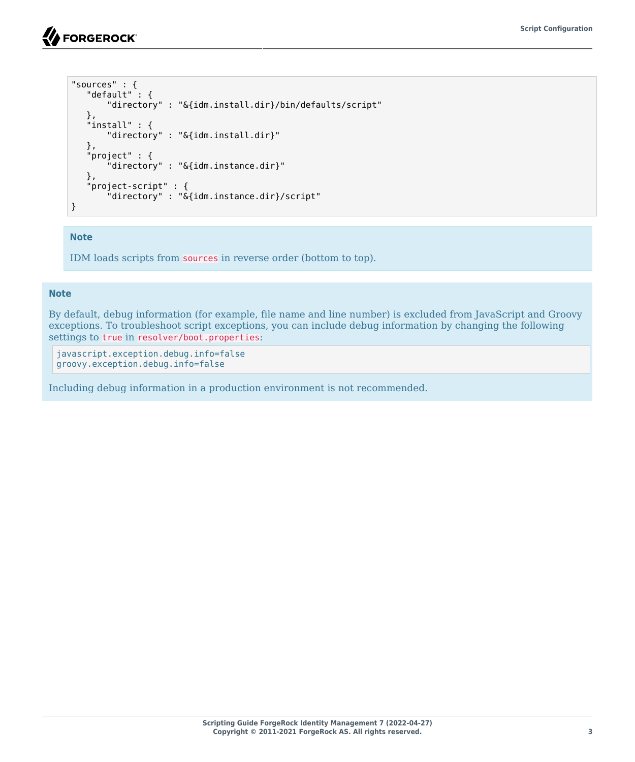```
"sources" : {
   "default" : {
       "directory" : "&{idm.install.dir}/bin/defaults/script"
   },
   "install" : {
       "directory" : "&{idm.install.dir}"
   },
   "project" : {
       "directory" : "&{idm.instance.dir}"
   },
   "project-script" : {
       "directory" : "&{idm.instance.dir}/script"
}
```

> **Note**
>
> IDM loads scripts from `sources` in reverse order (bottom to top).

> **Note**
>
> By default, debug information (for example, file name and line number) is excluded from JavaScript and Groovy exceptions. To troubleshoot script exceptions, you can include debug information by changing the following settings to `true` in `resolver/boot.properties`:
>
> ```
> javascript.exception.debug.info=false
> groovy.exception.debug.info=false
> ```
>
> Including debug information in a production environment is not recommended.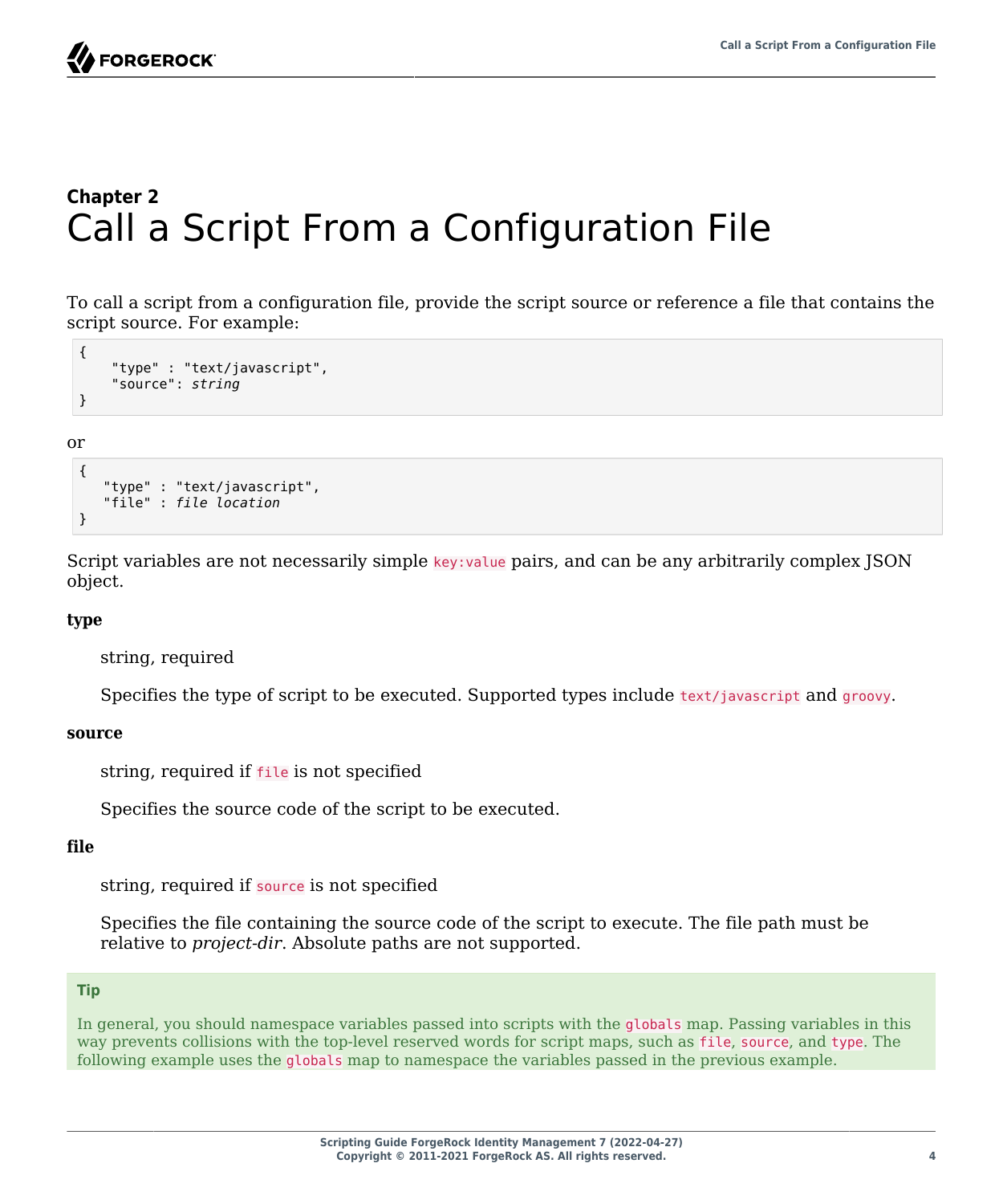## Chapter 2

# Call a Script From a Configuration File

To call a script from a configuration file, provide the script source or reference a file that contains the script source. For example:

```
{
    "type" : "text/javascript",
    "source": string
}
```

or

```
{
   "type" : "text/javascript",
   "file" : file location
}
```

Script variables are not necessarily simple `key:value` pairs, and can be any arbitrarily complex JSON object.

**type**

string, required

Specifies the type of script to be executed. Supported types include `text/javascript` and `groovy`.

**source**

string, required if `file` is not specified

Specifies the source code of the script to be executed.

**file**

string, required if `source` is not specified

Specifies the file containing the source code of the script to execute. The file path must be relative to *project-dir*. Absolute paths are not supported.

> **Tip**
>
> In general, you should namespace variables passed into scripts with the `globals` map. Passing variables in this way prevents collisions with the top-level reserved words for script maps, such as `file`, `source`, and `type`. The following example uses the `globals` map to namespace the variables passed in the previous example.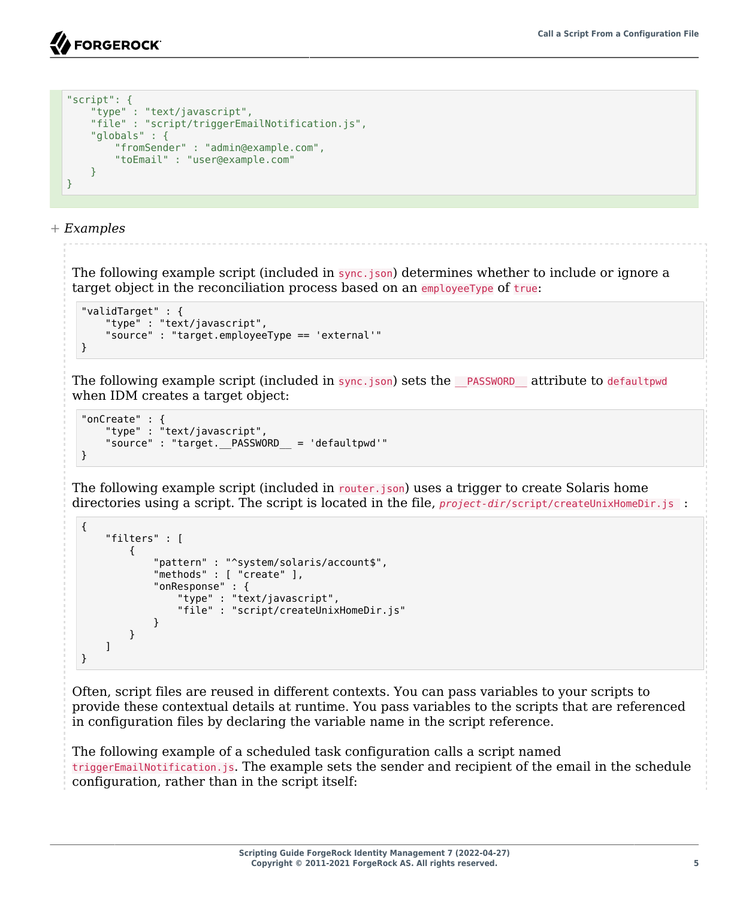```
"script": {
    "type" : "text/javascript",
    "file" : "script/triggerEmailNotification.js",
    "globals" : {
        "fromSender" : "admin@example.com",
        "toEmail" : "user@example.com"
    }
}
```

+ *Examples*

The following example script (included in `sync.json`) determines whether to include or ignore a target object in the reconciliation process based on an `employeeType` of `true`:

```
"validTarget" : {
    "type" : "text/javascript",
    "source" : "target.employeeType == 'external'"
}
```

The following example script (included in `sync.json`) sets the `__PASSWORD__` attribute to `defaultpwd` when IDM creates a target object:

```
"onCreate" : {
    "type" : "text/javascript",
    "source" : "target.__PASSWORD__ = 'defaultpwd'"
}
```

The following example script (included in `router.json`) uses a trigger to create Solaris home directories using a script. The script is located in the file, *`project-dir`*`/script/createUnixHomeDir.js` :

```
{
    "filters" : [
        {
            "pattern" : "^system/solaris/account$",
            "methods" : [ "create" ],
            "onResponse" : {
                "type" : "text/javascript",
                "file" : "script/createUnixHomeDir.js"
            }
        }
    ]
}
```

Often, script files are reused in different contexts. You can pass variables to your scripts to provide these contextual details at runtime. You pass variables to the scripts that are referenced in configuration files by declaring the variable name in the script reference.

The following example of a scheduled task configuration calls a script named `triggerEmailNotification.js`. The example sets the sender and recipient of the email in the schedule configuration, rather than in the script itself: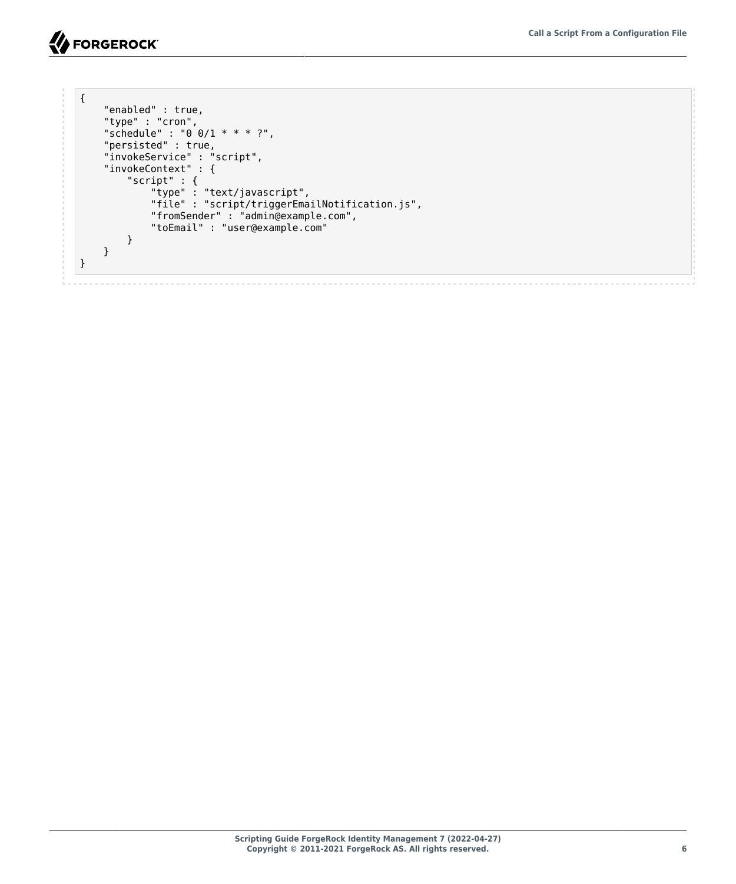```
{
    "enabled" : true,
    "type" : "cron",
    "schedule" : "0 0/1 * * * ?",
    "persisted" : true,
    "invokeService" : "script",
    "invokeContext" : {
        "script" : {
            "type" : "text/javascript",
            "file" : "script/triggerEmailNotification.js",
            "fromSender" : "admin@example.com",
            "toEmail" : "user@example.com"
        }
    }
}
```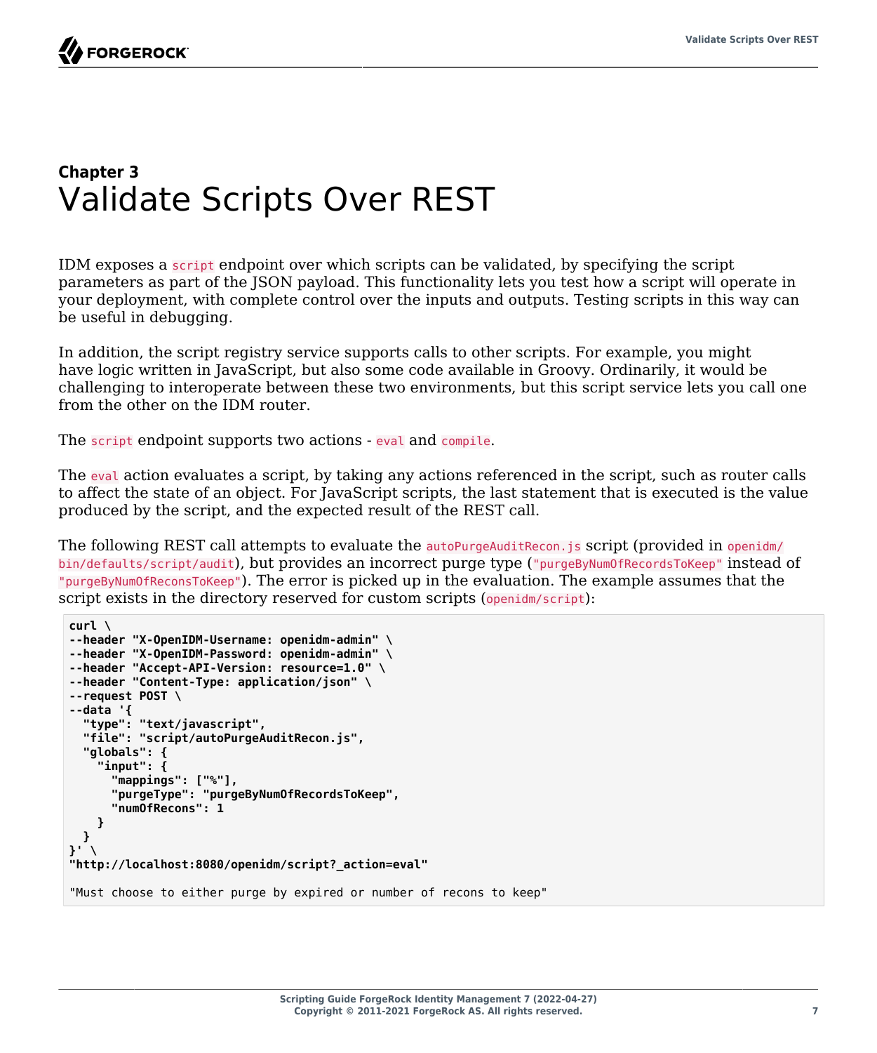# Chapter 3 Validate Scripts Over REST

IDM exposes a `script` endpoint over which scripts can be validated, by specifying the script parameters as part of the JSON payload. This functionality lets you test how a script will operate in your deployment, with complete control over the inputs and outputs. Testing scripts in this way can be useful in debugging.

In addition, the script registry service supports calls to other scripts. For example, you might have logic written in JavaScript, but also some code available in Groovy. Ordinarily, it would be challenging to interoperate between these two environments, but this script service lets you call one from the other on the IDM router.

The `script` endpoint supports two actions - `eval` and `compile`.

The `eval` action evaluates a script, by taking any actions referenced in the script, such as router calls to affect the state of an object. For JavaScript scripts, the last statement that is executed is the value produced by the script, and the expected result of the REST call.

The following REST call attempts to evaluate the `autoPurgeAuditRecon.js` script (provided in `openidm/bin/defaults/script/audit`), but provides an incorrect purge type (`"purgeByNumOfRecordsToKeep"` instead of `"purgeByNumOfReconsToKeep"`). The error is picked up in the evaluation. The example assumes that the script exists in the directory reserved for custom scripts (`openidm/script`):

```
curl \
--header "X-OpenIDM-Username: openidm-admin" \
--header "X-OpenIDM-Password: openidm-admin" \
--header "Accept-API-Version: resource=1.0" \
--header "Content-Type: application/json" \
--request POST \
--data '{
  "type": "text/javascript",
  "file": "script/autoPurgeAuditRecon.js",
  "globals": {
    "input": {
      "mappings": ["%"],
      "purgeType": "purgeByNumOfRecordsToKeep",
      "numOfRecons": 1
    }
  }
}' \
"http://localhost:8080/openidm/script?_action=eval"

"Must choose to either purge by expired or number of recons to keep"
```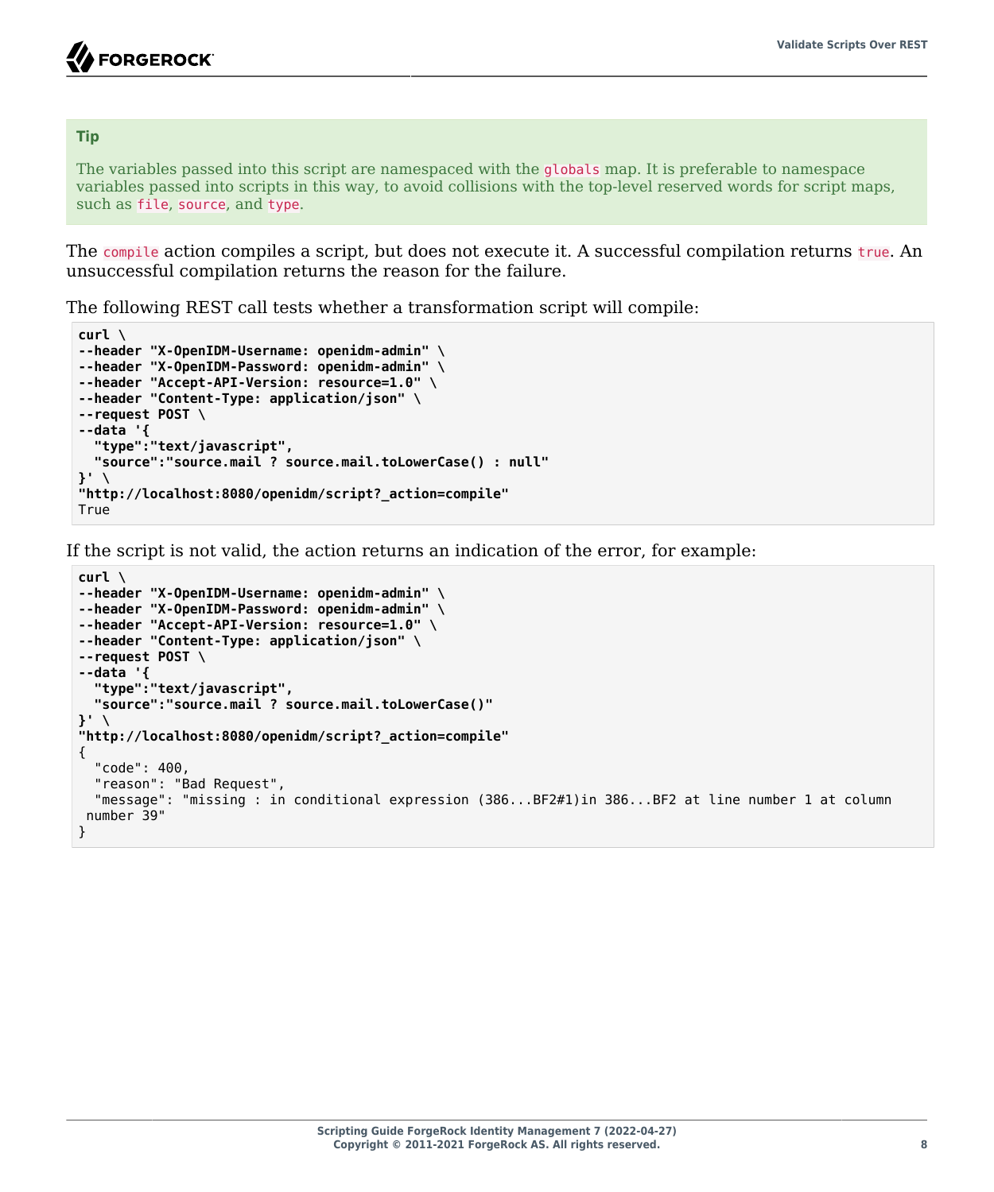**Tip**

The variables passed into this script are namespaced with the `globals` map. It is preferable to namespace variables passed into scripts in this way, to avoid collisions with the top-level reserved words for script maps, such as `file`, `source`, and `type`.

The `compile` action compiles a script, but does not execute it. A successful compilation returns `true`. An unsuccessful compilation returns the reason for the failure.

The following REST call tests whether a transformation script will compile:

```
curl \
--header "X-OpenIDM-Username: openidm-admin" \
--header "X-OpenIDM-Password: openidm-admin" \
--header "Accept-API-Version: resource=1.0" \
--header "Content-Type: application/json" \
--request POST \
--data '{
  "type":"text/javascript",
  "source":"source.mail ? source.mail.toLowerCase() : null"
}' \
"http://localhost:8080/openidm/script?_action=compile"
True
```

If the script is not valid, the action returns an indication of the error, for example:

```
curl \
--header "X-OpenIDM-Username: openidm-admin" \
--header "X-OpenIDM-Password: openidm-admin" \
--header "Accept-API-Version: resource=1.0" \
--header "Content-Type: application/json" \
--request POST \
--data '{
  "type":"text/javascript",
  "source":"source.mail ? source.mail.toLowerCase()"
}' \
"http://localhost:8080/openidm/script?_action=compile"
{
  "code": 400,
  "reason": "Bad Request",
  "message": "missing : in conditional expression (386...BF2#1)in 386...BF2 at line number 1 at column
 number 39"
}
```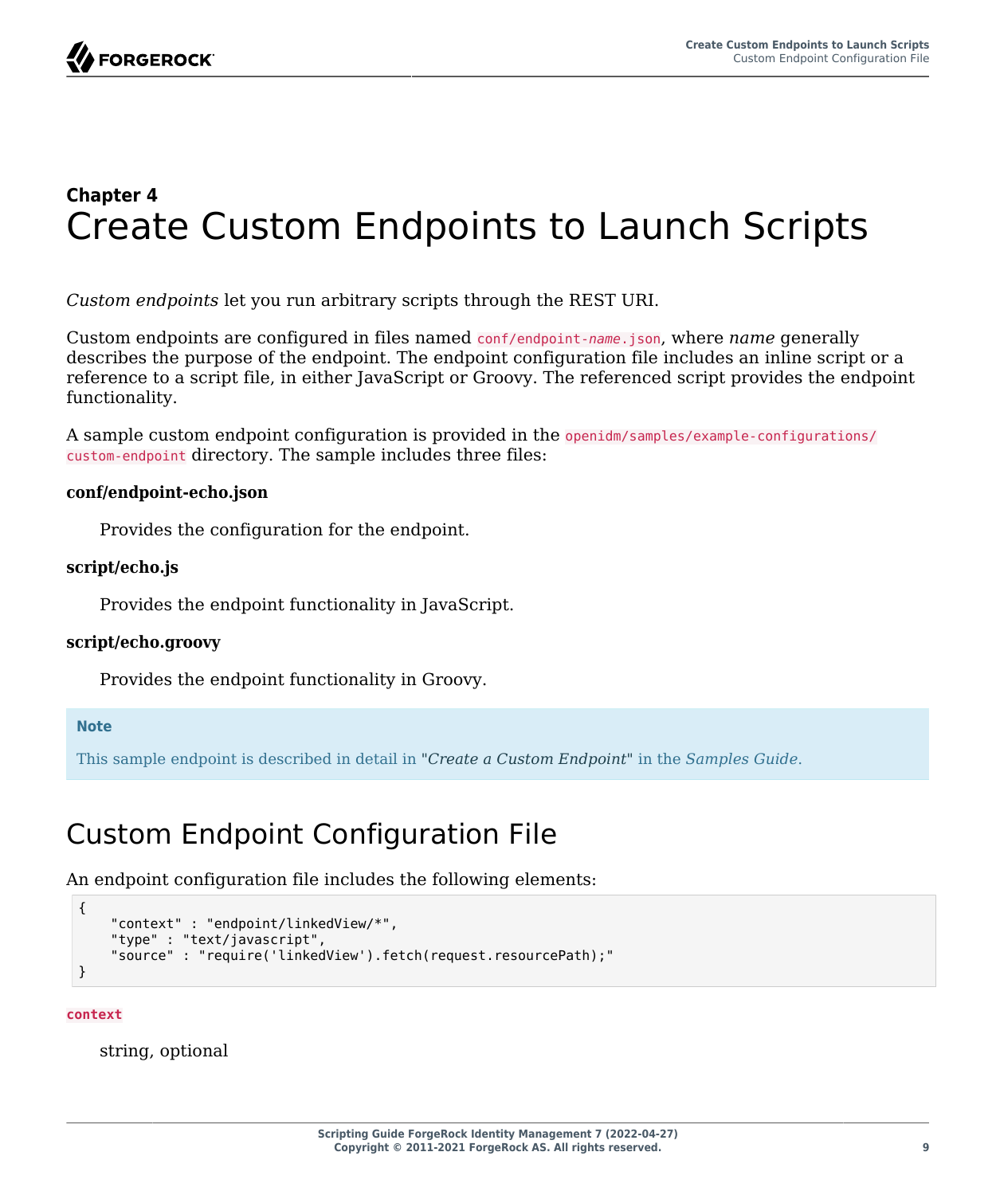## Chapter 4

# Create Custom Endpoints to Launch Scripts

*Custom endpoints* let you run arbitrary scripts through the REST URI.

Custom endpoints are configured in files named `conf/endpoint-name.json`, where *name* generally describes the purpose of the endpoint. The endpoint configuration file includes an inline script or a reference to a script file, in either JavaScript or Groovy. The referenced script provides the endpoint functionality.

A sample custom endpoint configuration is provided in the `openidm/samples/example-configurations/custom-endpoint` directory. The sample includes three files:

**conf/endpoint-echo.json**

Provides the configuration for the endpoint.

**script/echo.js**

Provides the endpoint functionality in JavaScript.

**script/echo.groovy**

Provides the endpoint functionality in Groovy.

> **Note**
>
> This sample endpoint is described in detail in "*Create a Custom Endpoint*" in the *Samples Guide*.

## Custom Endpoint Configuration File

An endpoint configuration file includes the following elements:

```
{
    "context" : "endpoint/linkedView/*",
    "type" : "text/javascript",
    "source" : "require('linkedView').fetch(request.resourcePath);"
}
```

**`context`**

string, optional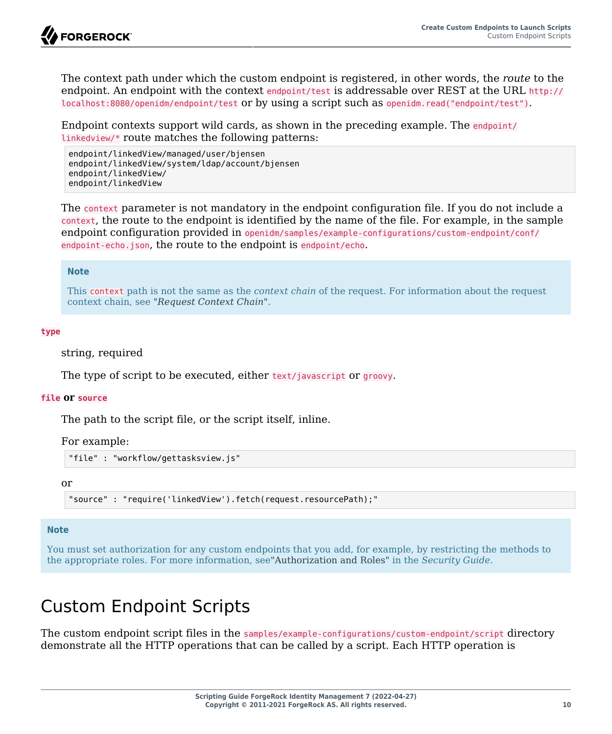The context path under which the custom endpoint is registered, in other words, the *route* to the endpoint. An endpoint with the context `endpoint/test` is addressable over REST at the URL `http://localhost:8080/openidm/endpoint/test` or by using a script such as `openidm.read("endpoint/test")`.

Endpoint contexts support wild cards, as shown in the preceding example. The `endpoint/linkedview/*` route matches the following patterns:

```
endpoint/linkedView/managed/user/bjensen
endpoint/linkedView/system/ldap/account/bjensen
endpoint/linkedView/
endpoint/linkedView
```

The `context` parameter is not mandatory in the endpoint configuration file. If you do not include a `context`, the route to the endpoint is identified by the name of the file. For example, in the sample endpoint configuration provided in `openidm/samples/example-configurations/custom-endpoint/conf/endpoint-echo.json`, the route to the endpoint is `endpoint/echo`.

> **Note**
>
> This `context` path is not the same as the *context chain* of the request. For information about the request context chain, see "*Request Context Chain*".

**`type`**

string, required

The type of script to be executed, either `text/javascript` or `groovy`.

**`file` or `source`**

The path to the script file, or the script itself, inline.

For example:

```
"file" : "workflow/gettasksview.js"
```

or

```
"source" : "require('linkedView').fetch(request.resourcePath);"
```

> **Note**
>
> You must set authorization for any custom endpoints that you add, for example, by restricting the methods to the appropriate roles. For more information, see"Authorization and Roles" in the *Security Guide*.

# Custom Endpoint Scripts

The custom endpoint script files in the `samples/example-configurations/custom-endpoint/script` directory demonstrate all the HTTP operations that can be called by a script. Each HTTP operation is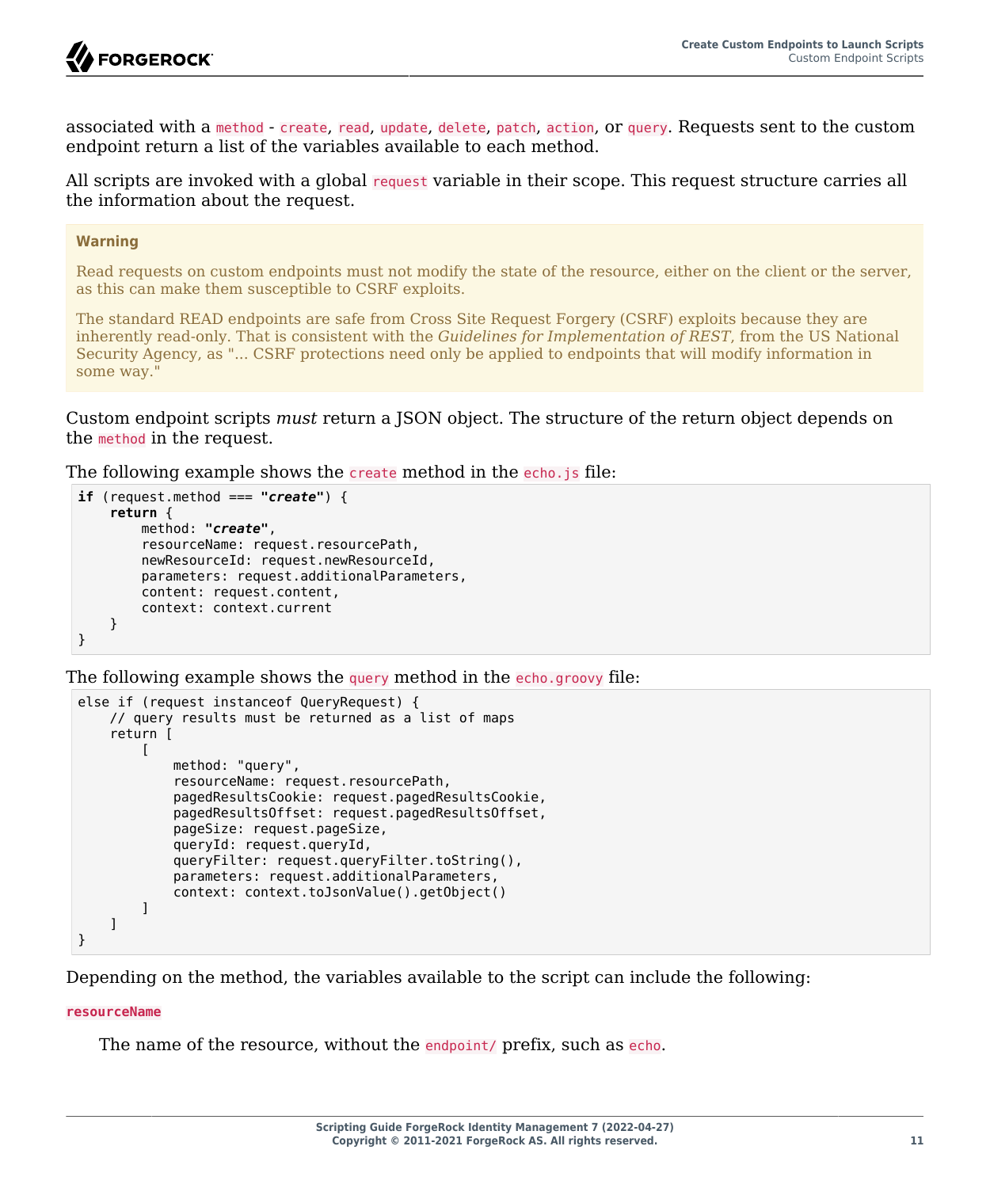associated with a `method` - `create`, `read`, `update`, `delete`, `patch`, `action`, or `query`. Requests sent to the custom endpoint return a list of the variables available to each method.

All scripts are invoked with a global `request` variable in their scope. This request structure carries all the information about the request.

> **Warning**
>
> Read requests on custom endpoints must not modify the state of the resource, either on the client or the server, as this can make them susceptible to CSRF exploits.
>
> The standard READ endpoints are safe from Cross Site Request Forgery (CSRF) exploits because they are inherently read-only. That is consistent with the *Guidelines for Implementation of REST,* from the US National Security Agency, as "... CSRF protections need only be applied to endpoints that will modify information in some way."

Custom endpoint scripts *must* return a JSON object. The structure of the return object depends on the `method` in the request.

The following example shows the `create` method in the `echo.js` file:

```
if (request.method === "create") {
    return {
        method: "create",
        resourceName: request.resourcePath,
        newResourceId: request.newResourceId,
        parameters: request.additionalParameters,
        content: request.content,
        context: context.current
    }
}
```

The following example shows the `query` method in the `echo.groovy` file:

```
else if (request instanceof QueryRequest) {
    // query results must be returned as a list of maps
    return [
        [
            method: "query",
            resourceName: request.resourcePath,
            pagedResultsCookie: request.pagedResultsCookie,
            pagedResultsOffset: request.pagedResultsOffset,
            pageSize: request.pageSize,
            queryId: request.queryId,
            queryFilter: request.queryFilter.toString(),
            parameters: request.additionalParameters,
            context: context.toJsonValue().getObject()
        ]
    ]
}
```

Depending on the method, the variables available to the script can include the following:

**`resourceName`**

The name of the resource, without the `endpoint/` prefix, such as `echo`.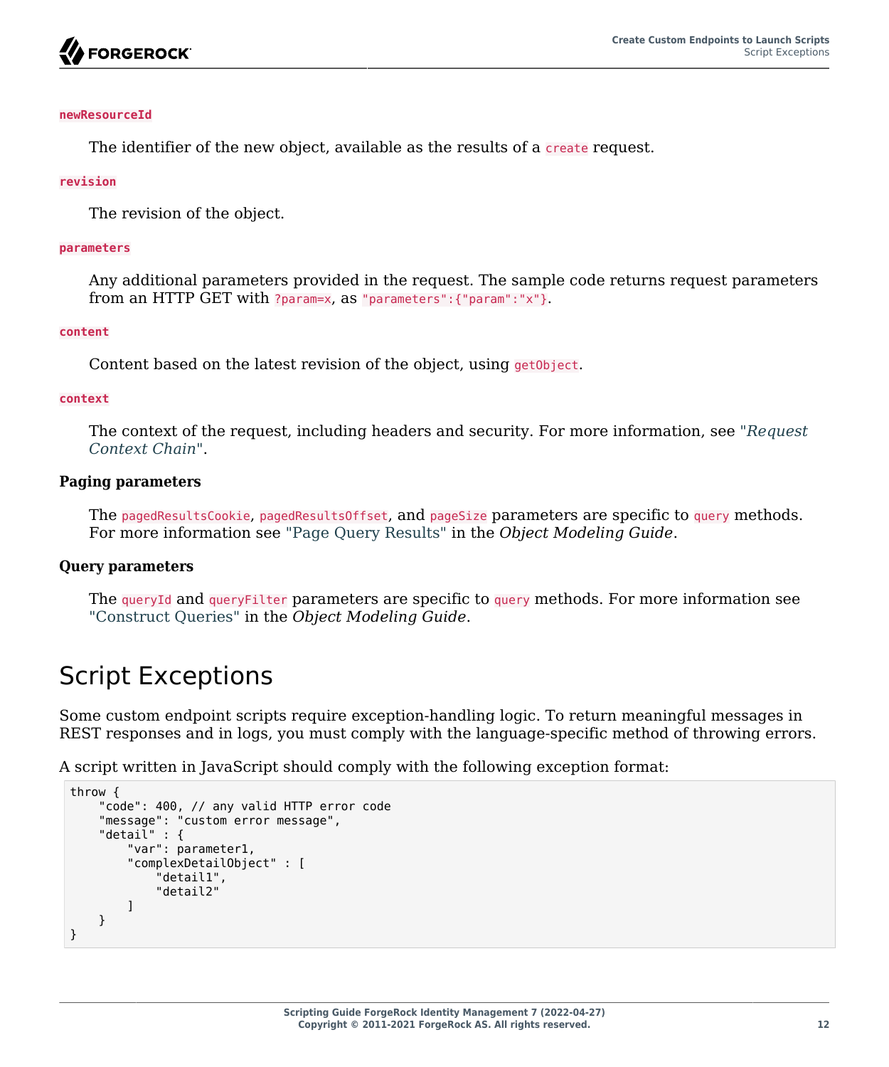`newResourceId`

The identifier of the new object, available as the results of a `create` request.

`revision`

The revision of the object.

`parameters`

Any additional parameters provided in the request. The sample code returns request parameters from an HTTP GET with `?param=x`, as `"parameters":{"param":"x"}`.

`content`

Content based on the latest revision of the object, using `getObject`.

`context`

The context of the request, including headers and security. For more information, see "*Request Context Chain*".

**Paging parameters**

The `pagedResultsCookie`, `pagedResultsOffset`, and `pageSize` parameters are specific to `query` methods. For more information see "Page Query Results" in the *Object Modeling Guide*.

**Query parameters**

The `queryId` and `queryFilter` parameters are specific to `query` methods. For more information see "Construct Queries" in the *Object Modeling Guide*.

# Script Exceptions

Some custom endpoint scripts require exception-handling logic. To return meaningful messages in REST responses and in logs, you must comply with the language-specific method of throwing errors.

A script written in JavaScript should comply with the following exception format:

```
throw {
    "code": 400, // any valid HTTP error code
    "message": "custom error message",
    "detail" : {
        "var": parameter1,
        "complexDetailObject" : [
            "detail1",
            "detail2"
        ]
    }
}
```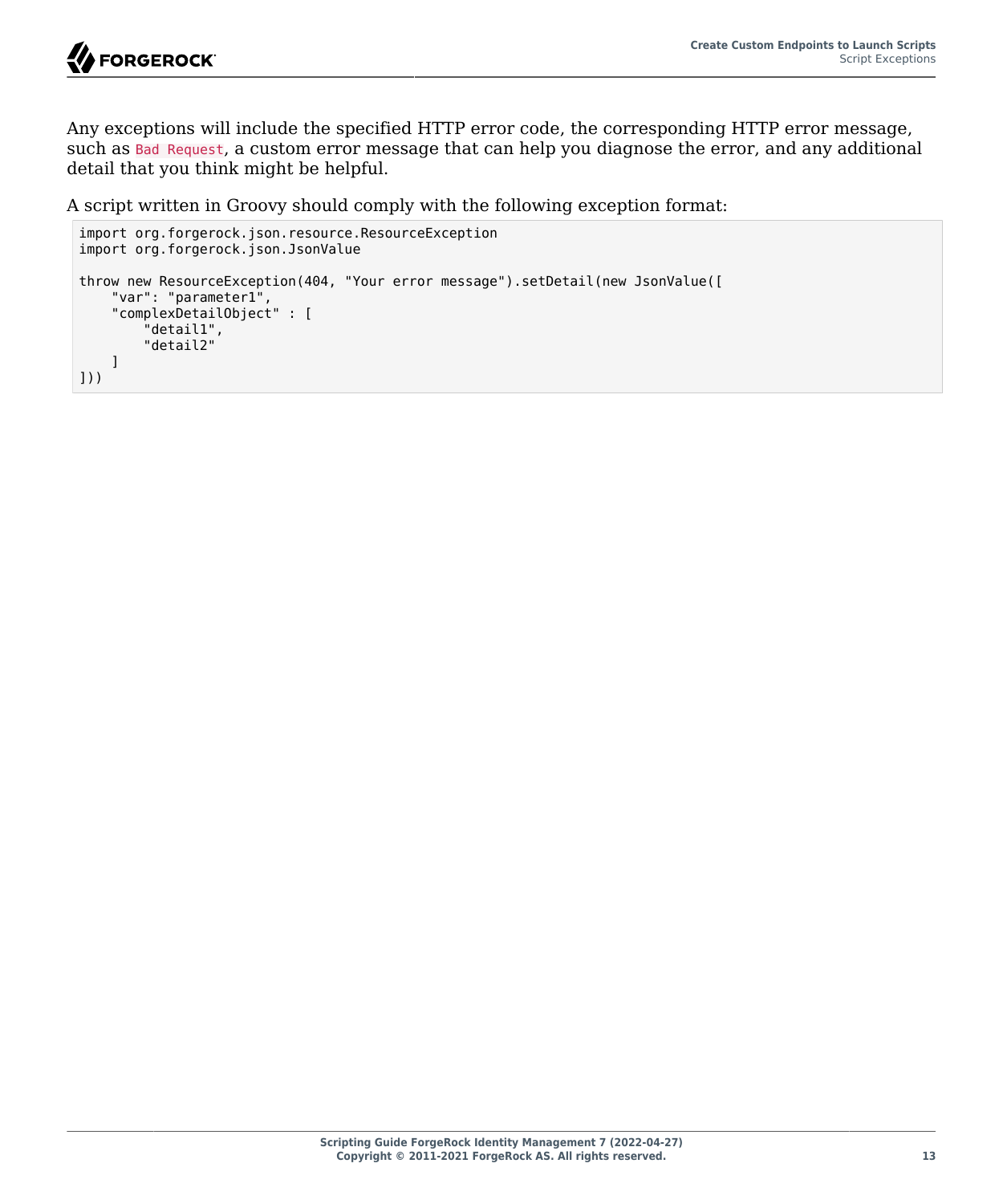Any exceptions will include the specified HTTP error code, the corresponding HTTP error message, such as `Bad Request`, a custom error message that can help you diagnose the error, and any additional detail that you think might be helpful.

A script written in Groovy should comply with the following exception format:

```
import org.forgerock.json.resource.ResourceException
import org.forgerock.json.JsonValue

throw new ResourceException(404, "Your error message").setDetail(new JsonValue([
    "var": "parameter1",
    "complexDetailObject" : [
        "detail1",
        "detail2"
    ]
]))
```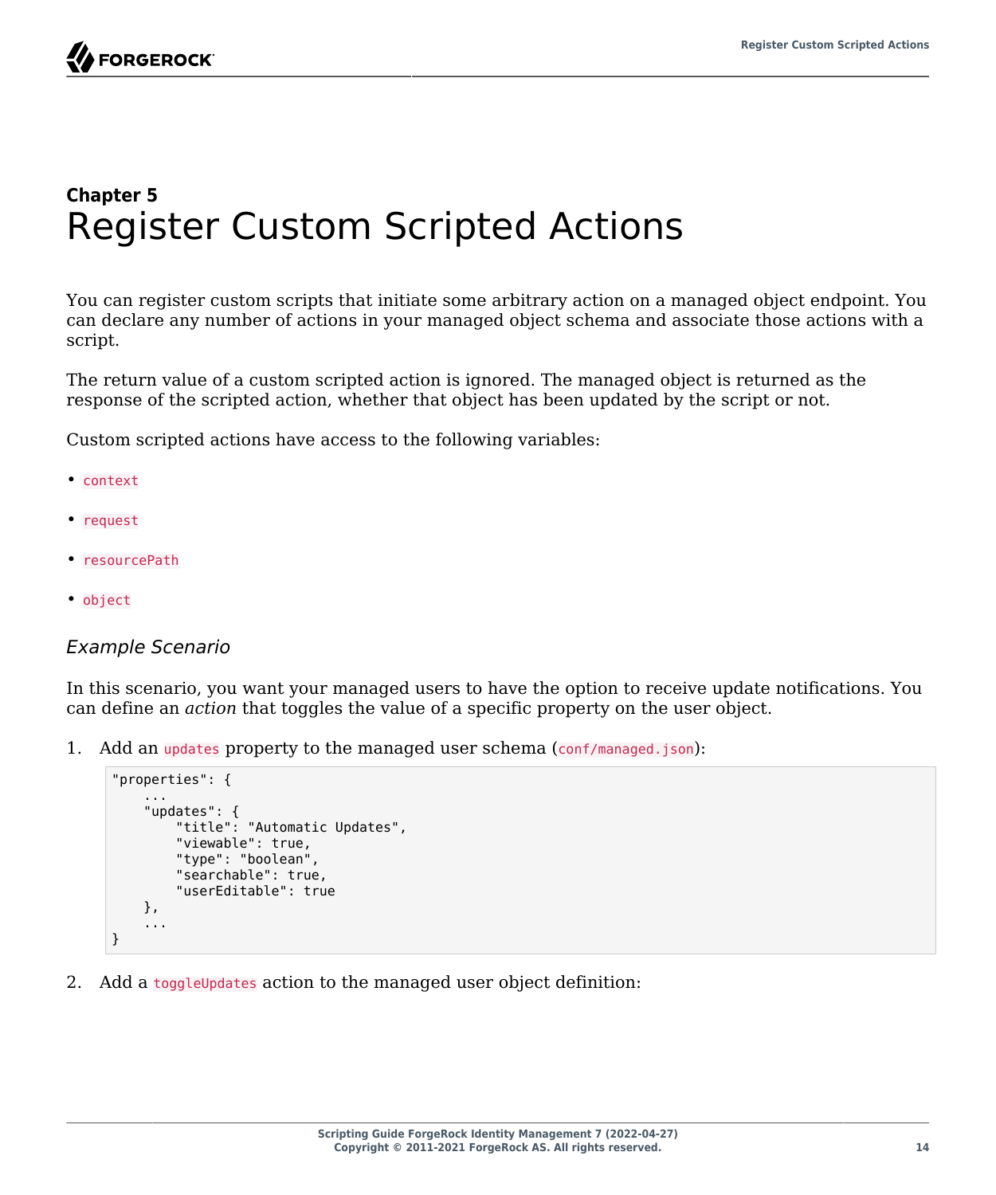# Chapter 5 Register Custom Scripted Actions

You can register custom scripts that initiate some arbitrary action on a managed object endpoint. You can declare any number of actions in your managed object schema and associate those actions with a script.

The return value of a custom scripted action is ignored. The managed object is returned as the response of the scripted action, whether that object has been updated by the script or not.

Custom scripted actions have access to the following variables:

- `context`
- `request`
- `resourcePath`
- `object`

### *Example Scenario*

In this scenario, you want your managed users to have the option to receive update notifications. You can define an *action* that toggles the value of a specific property on the user object.

1. Add an `updates` property to the managed user schema (`conf/managed.json`):

```
"properties": {
    ...
    "updates": {
        "title": "Automatic Updates",
        "viewable": true,
        "type": "boolean",
        "searchable": true,
        "userEditable": true
    },
    ...
}
```

2. Add a `toggleUpdates` action to the managed user object definition: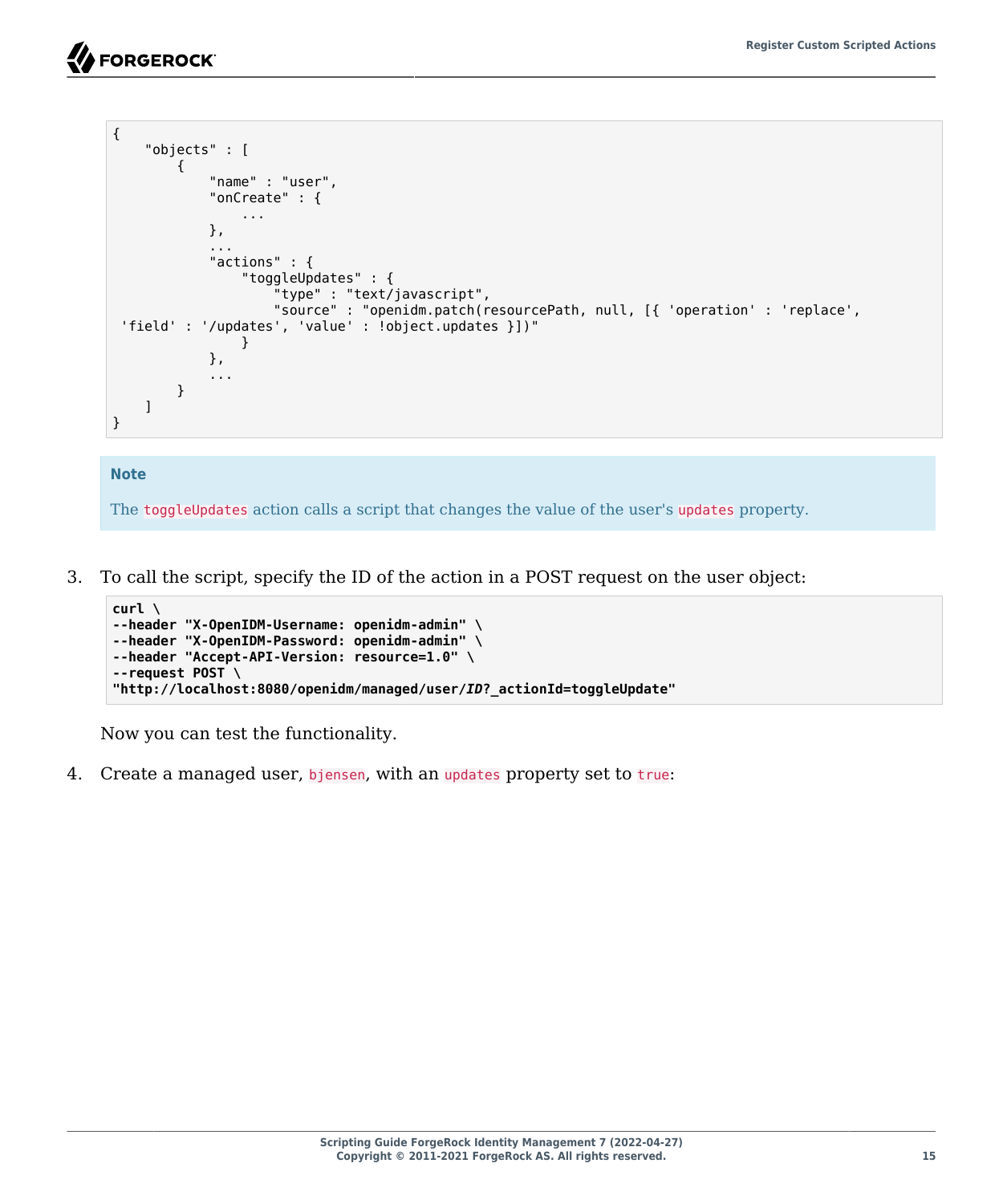```
{
    "objects" : [
        {
            "name" : "user",
            "onCreate" : {
                ...
            },
            ...
            "actions" : {
                "toggleUpdates" : {
                    "type" : "text/javascript",
                    "source" : "openidm.patch(resourcePath, null, [{ 'operation' : 'replace',
 'field' : '/updates', 'value' : !object.updates }])"
                }
            },
            ...
        }
    ]
}
```

**Note**

The `toggleUpdates` action calls a script that changes the value of the user's `updates` property.

3. To call the script, specify the ID of the action in a POST request on the user object:

```
curl \
--header "X-OpenIDM-Username: openidm-admin" \
--header "X-OpenIDM-Password: openidm-admin" \
--header "Accept-API-Version: resource=1.0" \
--request POST \
"http://localhost:8080/openidm/managed/user/ID?_actionId=toggleUpdate"
```

Now you can test the functionality.

4. Create a managed user, `bjensen`, with an `updates` property set to `true`: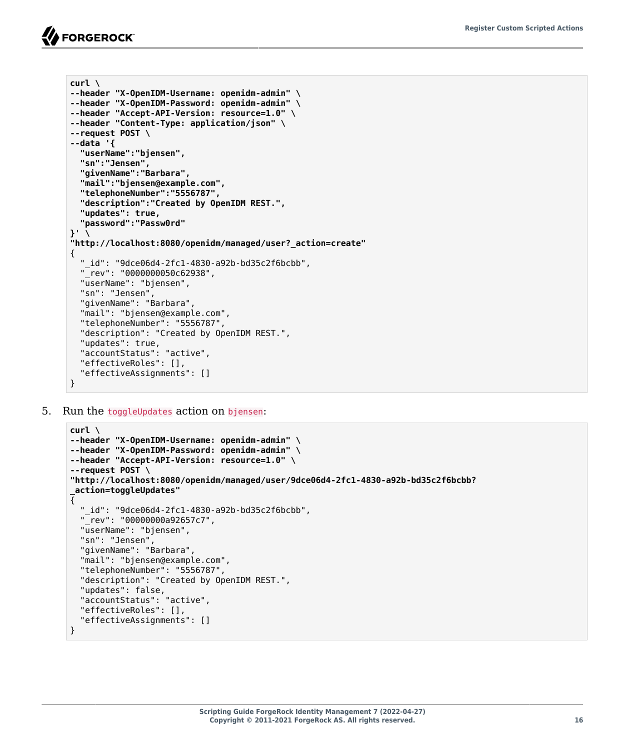```
curl \
--header "X-OpenIDM-Username: openidm-admin" \
--header "X-OpenIDM-Password: openidm-admin" \
--header "Accept-API-Version: resource=1.0" \
--header "Content-Type: application/json" \
--request POST \
--data '{
  "userName":"bjensen",
  "sn":"Jensen",
  "givenName":"Barbara",
  "mail":"bjensen@example.com",
  "telephoneNumber":"5556787",
  "description":"Created by OpenIDM REST.",
  "updates": true,
  "password":"Passw0rd"
}' \
"http://localhost:8080/openidm/managed/user?_action=create"
{
  "_id": "9dce06d4-2fc1-4830-a92b-bd35c2f6bcbb",
  "_rev": "0000000050c62938",
  "userName": "bjensen",
  "sn": "Jensen",
  "givenName": "Barbara",
  "mail": "bjensen@example.com",
  "telephoneNumber": "5556787",
  "description": "Created by OpenIDM REST.",
  "updates": true,
  "accountStatus": "active",
  "effectiveRoles": [],
  "effectiveAssignments": []
}
```

5. Run the `toggleUpdates` action on `bjensen`:

```
curl \
--header "X-OpenIDM-Username: openidm-admin" \
--header "X-OpenIDM-Password: openidm-admin" \
--header "Accept-API-Version: resource=1.0" \
--request POST \
"http://localhost:8080/openidm/managed/user/9dce06d4-2fc1-4830-a92b-bd35c2f6bcbb?
_action=toggleUpdates"
{
  "_id": "9dce06d4-2fc1-4830-a92b-bd35c2f6bcbb",
  "_rev": "00000000a92657c7",
  "userName": "bjensen",
  "sn": "Jensen",
  "givenName": "Barbara",
  "mail": "bjensen@example.com",
  "telephoneNumber": "5556787",
  "description": "Created by OpenIDM REST.",
  "updates": false,
  "accountStatus": "active",
  "effectiveRoles": [],
  "effectiveAssignments": []
}
```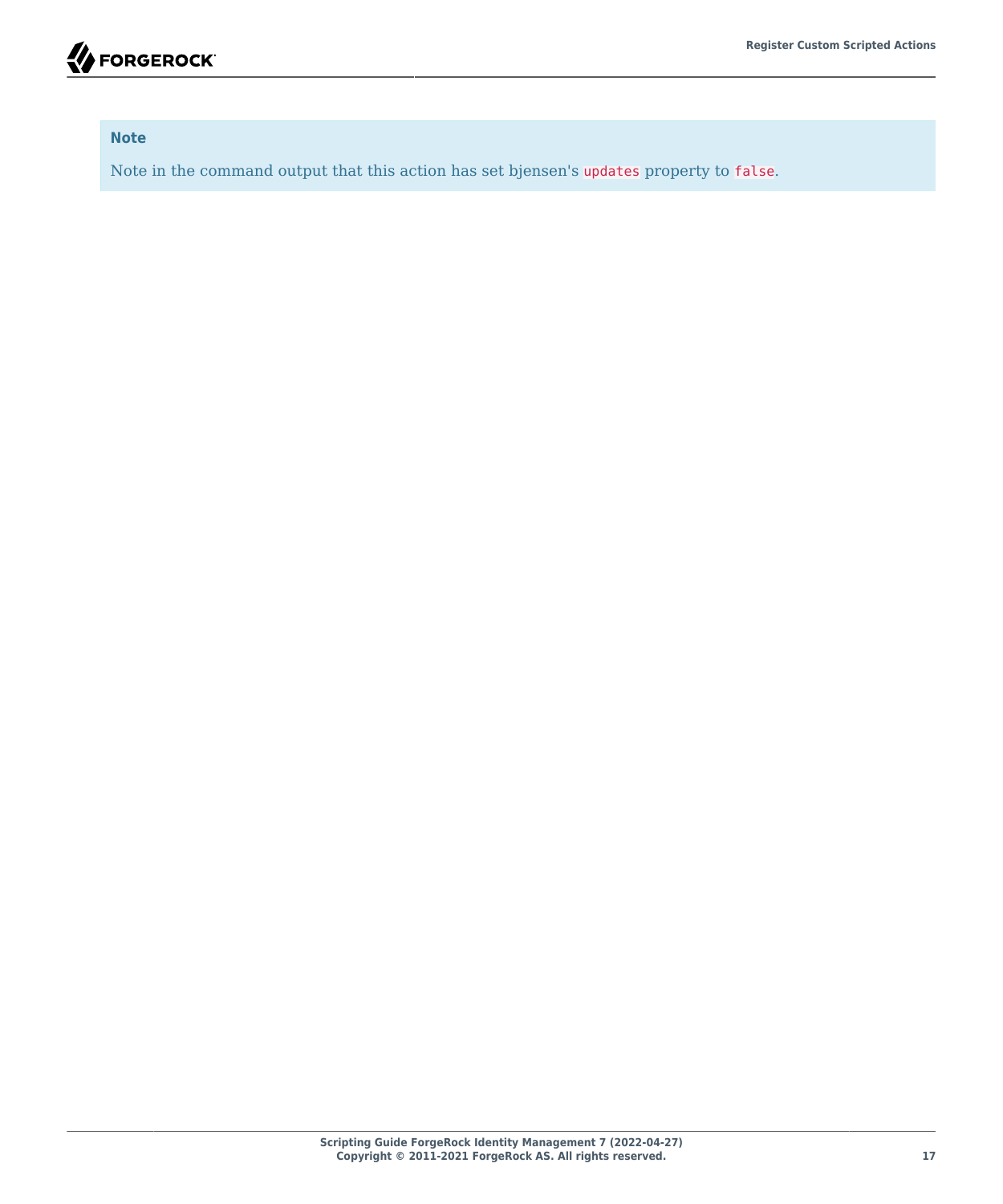**Note**

Note in the command output that this action has set bjensen's `updates` property to `false`.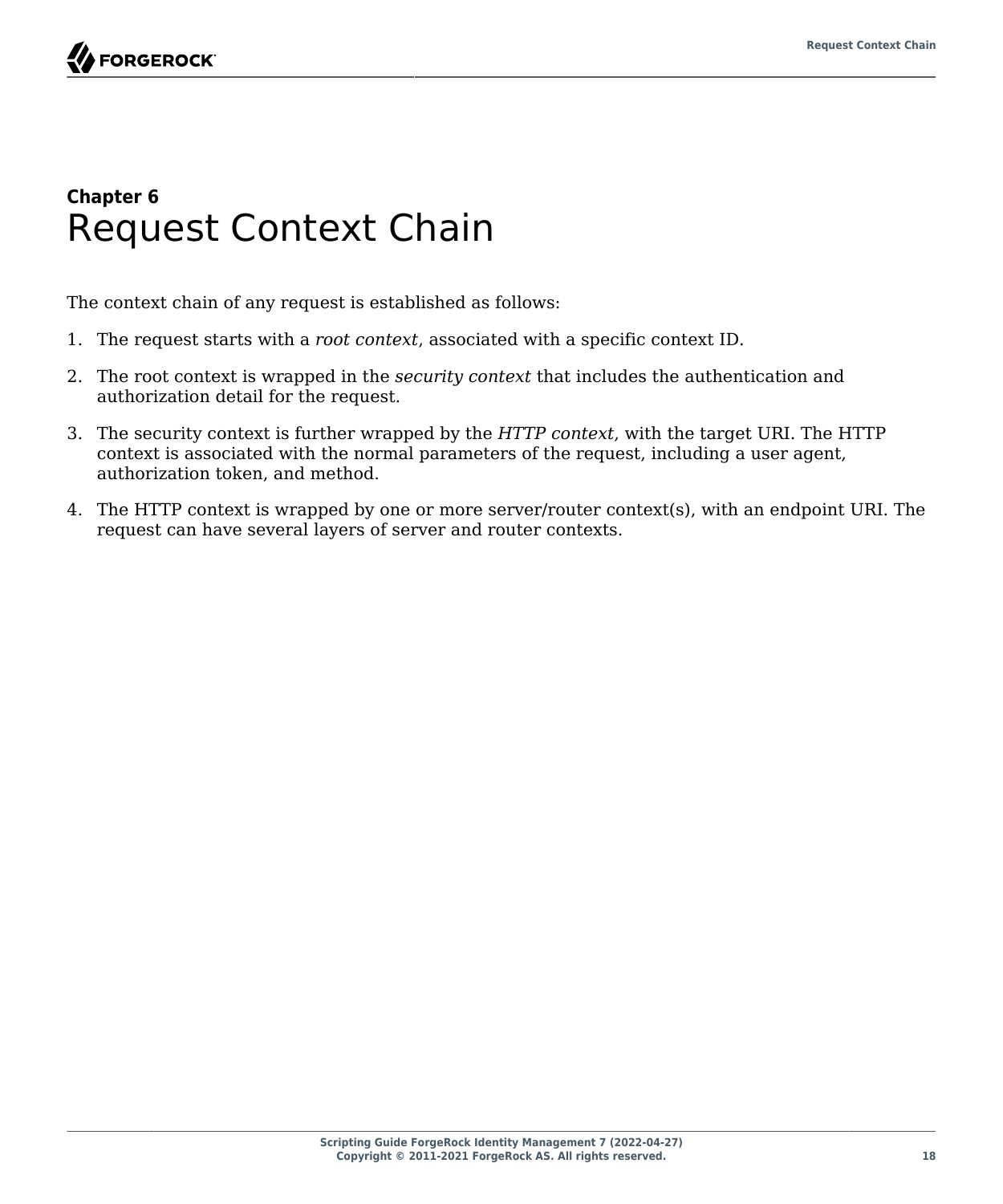# Chapter 6 Request Context Chain

The context chain of any request is established as follows:

1. The request starts with a *root context*, associated with a specific context ID.
2. The root context is wrapped in the *security context* that includes the authentication and authorization detail for the request.
3. The security context is further wrapped by the *HTTP context*, with the target URI. The HTTP context is associated with the normal parameters of the request, including a user agent, authorization token, and method.
4. The HTTP context is wrapped by one or more server/router context(s), with an endpoint URI. The request can have several layers of server and router contexts.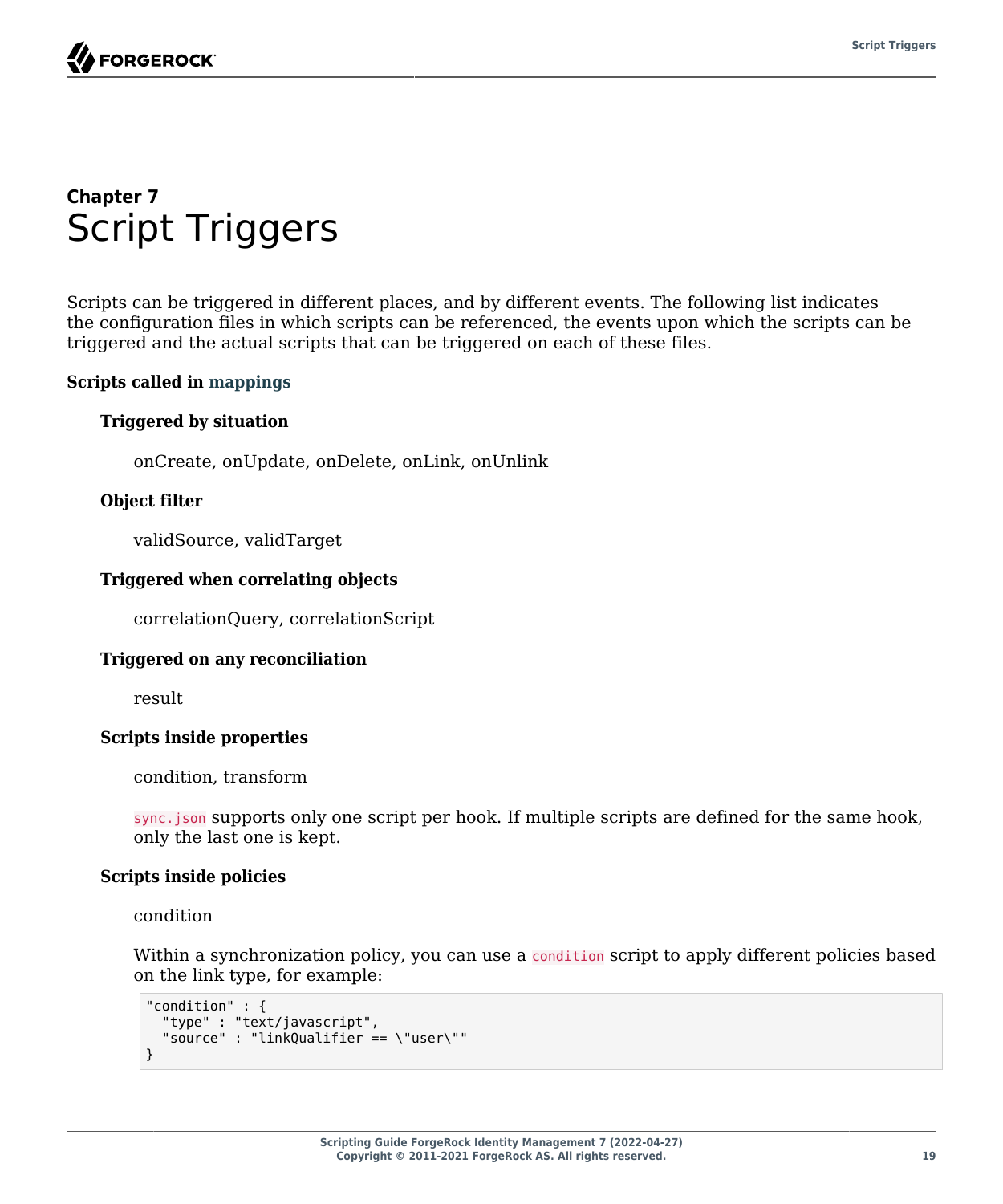# Chapter 7 Script Triggers

Scripts can be triggered in different places, and by different events. The following list indicates the configuration files in which scripts can be referenced, the events upon which the scripts can be triggered and the actual scripts that can be triggered on each of these files.

**Scripts called in mappings**

**Triggered by situation**

onCreate, onUpdate, onDelete, onLink, onUnlink

**Object filter**

validSource, validTarget

**Triggered when correlating objects**

correlationQuery, correlationScript

**Triggered on any reconciliation**

result

**Scripts inside properties**

condition, transform

`sync.json` supports only one script per hook. If multiple scripts are defined for the same hook, only the last one is kept.

**Scripts inside policies**

condition

Within a synchronization policy, you can use a `condition` script to apply different policies based on the link type, for example:

```
"condition" : {
  "type" : "text/javascript",
  "source" : "linkQualifier == \"user\""
}
```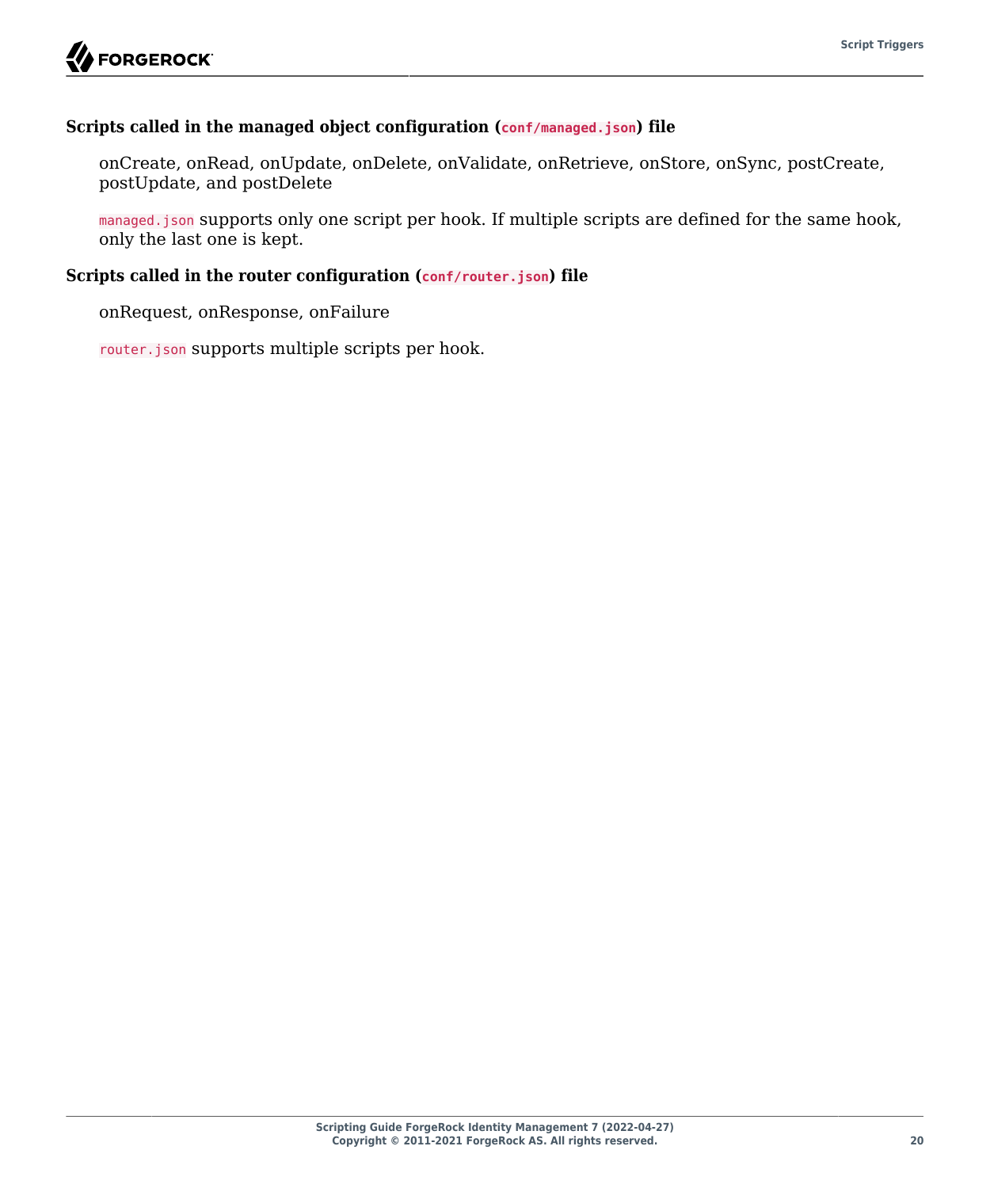**Scripts called in the managed object configuration (`conf/managed.json`) file**

onCreate, onRead, onUpdate, onDelete, onValidate, onRetrieve, onStore, onSync, postCreate, postUpdate, and postDelete

`managed.json` supports only one script per hook. If multiple scripts are defined for the same hook, only the last one is kept.

**Scripts called in the router configuration (`conf/router.json`) file**

onRequest, onResponse, onFailure

`router.json` supports multiple scripts per hook.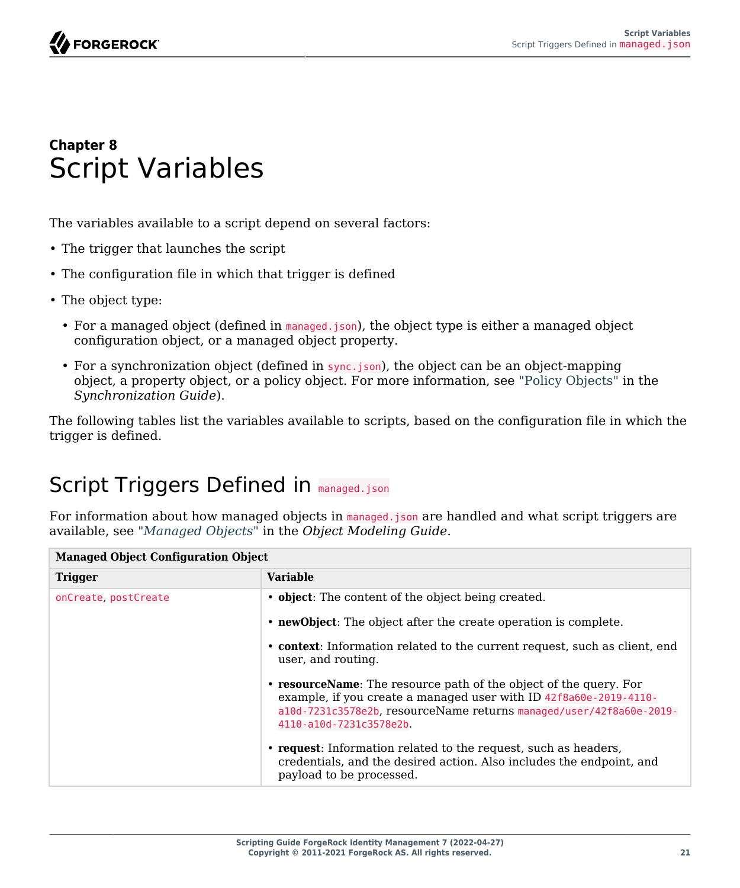# Chapter 8 Script Variables

The variables available to a script depend on several factors:

- The trigger that launches the script
- The configuration file in which that trigger is defined
- The object type:
  - For a managed object (defined in `managed.json`), the object type is either a managed object configuration object, or a managed object property.
  - For a synchronization object (defined in `sync.json`), the object can be an object-mapping object, a property object, or a policy object. For more information, see "Policy Objects" in the *Synchronization Guide*).

The following tables list the variables available to scripts, based on the configuration file in which the trigger is defined.

## Script Triggers Defined in `managed.json`

For information about how managed objects in `managed.json` are handled and what script triggers are available, see "*Managed Objects*" in the *Object Modeling Guide*.

| **Managed Object Configuration Object** | |
|---|---|
| **Trigger** | **Variable** |
| `onCreate`, `postCreate` | • **object**: The content of the object being created.<br>• **newObject**: The object after the create operation is complete.<br>• **context**: Information related to the current request, such as client, end user, and routing.<br>• **resourceName**: The resource path of the object of the query. For example, if you create a managed user with ID `42f8a60e-2019-4110-a10d-7231c3578e2b`, resourceName returns `managed/user/42f8a60e-2019-4110-a10d-7231c3578e2b`.<br>• **request**: Information related to the request, such as headers, credentials, and the desired action. Also includes the endpoint, and payload to be processed. |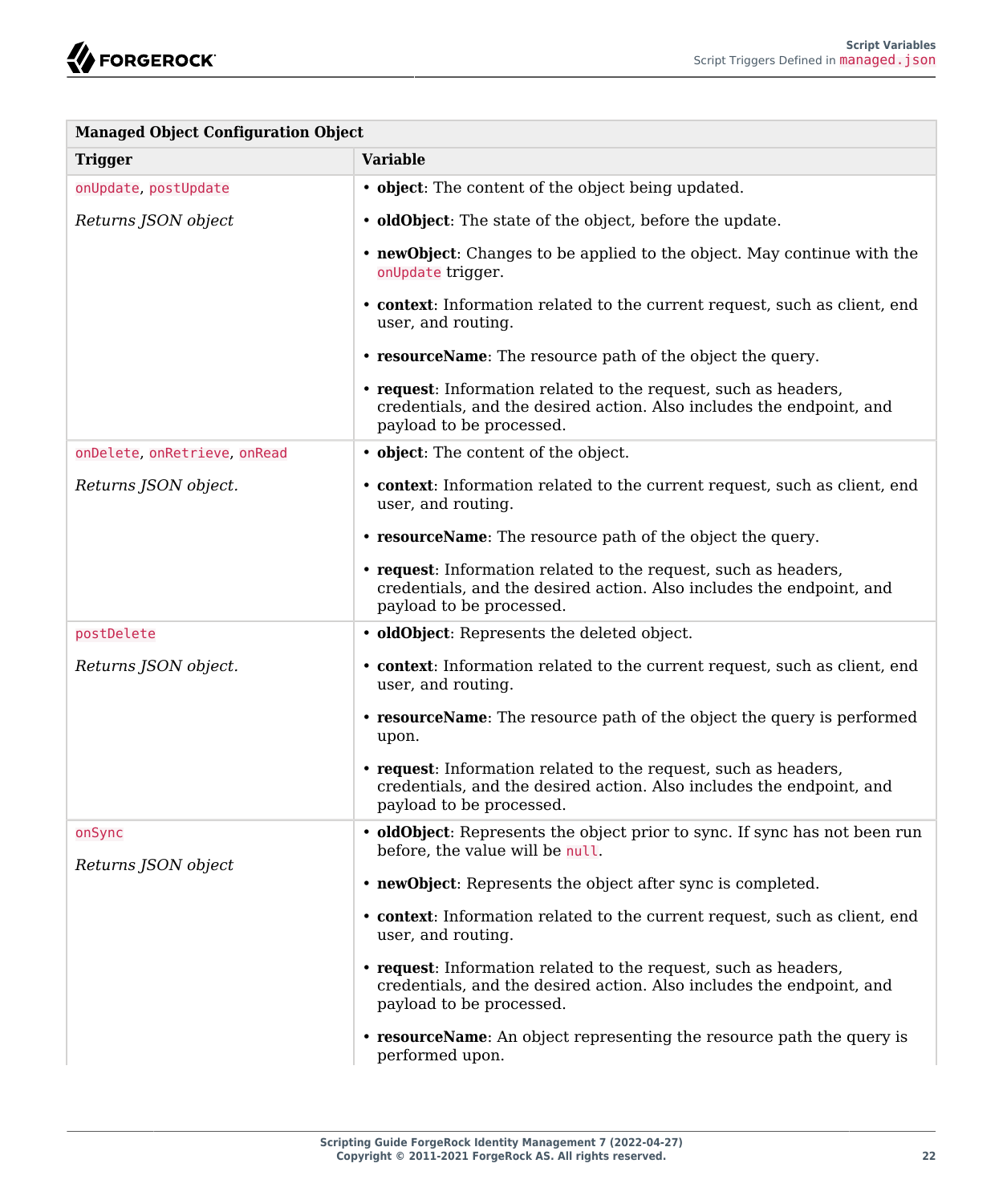| Managed Object Configuration Object | |
|---|---|
| **Trigger** | **Variable** |
| `onUpdate`, `postUpdate`<br><br>*Returns JSON object* | • **object**: The content of the object being updated.<br><br>• **oldObject**: The state of the object, before the update.<br><br>• **newObject**: Changes to be applied to the object. May continue with the `onUpdate` trigger.<br><br>• **context**: Information related to the current request, such as client, end user, and routing.<br><br>• **resourceName**: The resource path of the object the query.<br><br>• **request**: Information related to the request, such as headers, credentials, and the desired action. Also includes the endpoint, and payload to be processed. |
| `onDelete`, `onRetrieve`, `onRead`<br><br>*Returns JSON object.* | • **object**: The content of the object.<br><br>• **context**: Information related to the current request, such as client, end user, and routing.<br><br>• **resourceName**: The resource path of the object the query.<br><br>• **request**: Information related to the request, such as headers, credentials, and the desired action. Also includes the endpoint, and payload to be processed. |
| `postDelete`<br><br>*Returns JSON object.* | • **oldObject**: Represents the deleted object.<br><br>• **context**: Information related to the current request, such as client, end user, and routing.<br><br>• **resourceName**: The resource path of the object the query is performed upon.<br><br>• **request**: Information related to the request, such as headers, credentials, and the desired action. Also includes the endpoint, and payload to be processed. |
| `onSync`<br><br>*Returns JSON object* | • **oldObject**: Represents the object prior to sync. If sync has not been run before, the value will be `null`.<br><br>• **newObject**: Represents the object after sync is completed.<br><br>• **context**: Information related to the current request, such as client, end user, and routing.<br><br>• **request**: Information related to the request, such as headers, credentials, and the desired action. Also includes the endpoint, and payload to be processed.<br><br>• **resourceName**: An object representing the resource path the query is performed upon. |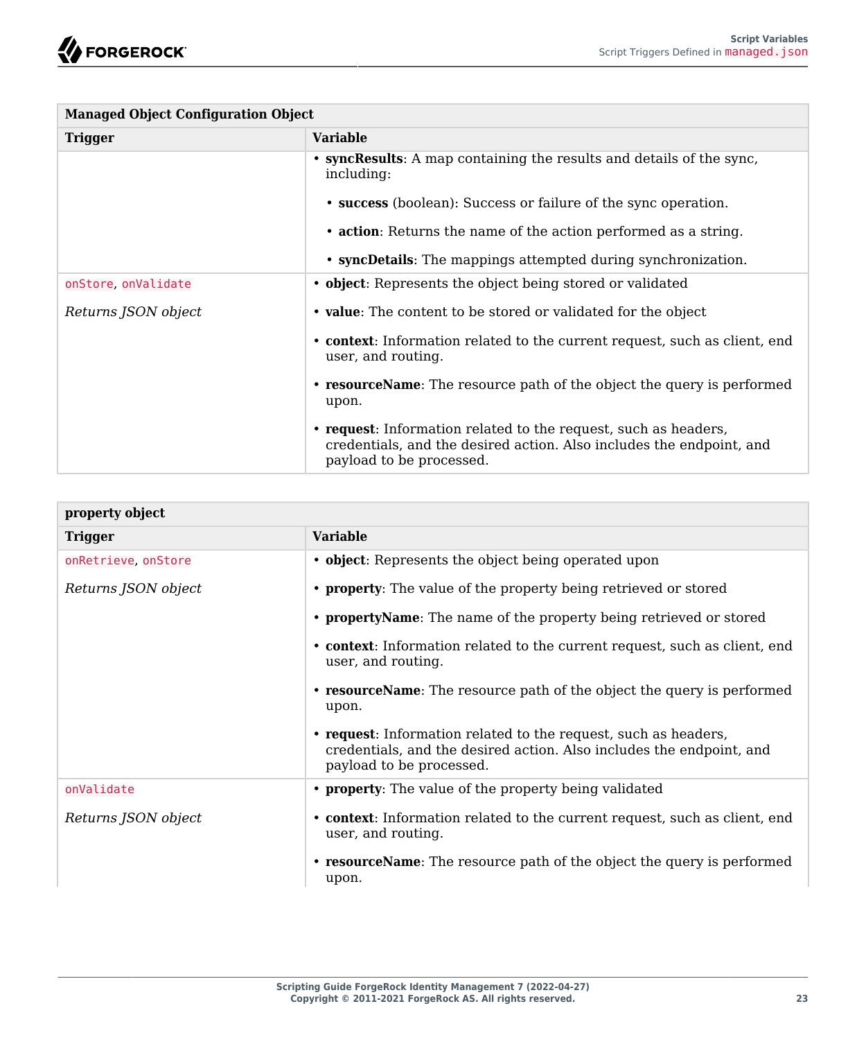| Managed Object Configuration Object | |
|---|---|
| **Trigger** | **Variable** |
| | • **syncResults**: A map containing the results and details of the sync, including: <br> • **success** (boolean): Success or failure of the sync operation. <br> • **action**: Returns the name of the action performed as a string. <br> • **syncDetails**: The mappings attempted during synchronization. |
| `onStore`, `onValidate` <br> *Returns JSON object* | • **object**: Represents the object being stored or validated <br> • **value**: The content to be stored or validated for the object <br> • **context**: Information related to the current request, such as client, end user, and routing. <br> • **resourceName**: The resource path of the object the query is performed upon. <br> • **request**: Information related to the request, such as headers, credentials, and the desired action. Also includes the endpoint, and payload to be processed. |

| property object | |
|---|---|
| **Trigger** | **Variable** |
| `onRetrieve`, `onStore` <br> *Returns JSON object* | • **object**: Represents the object being operated upon <br> • **property**: The value of the property being retrieved or stored <br> • **propertyName**: The name of the property being retrieved or stored <br> • **context**: Information related to the current request, such as client, end user, and routing. <br> • **resourceName**: The resource path of the object the query is performed upon. <br> • **request**: Information related to the request, such as headers, credentials, and the desired action. Also includes the endpoint, and payload to be processed. |
| `onValidate` <br> *Returns JSON object* | • **property**: The value of the property being validated <br> • **context**: Information related to the current request, such as client, end user, and routing. <br> • **resourceName**: The resource path of the object the query is performed upon. |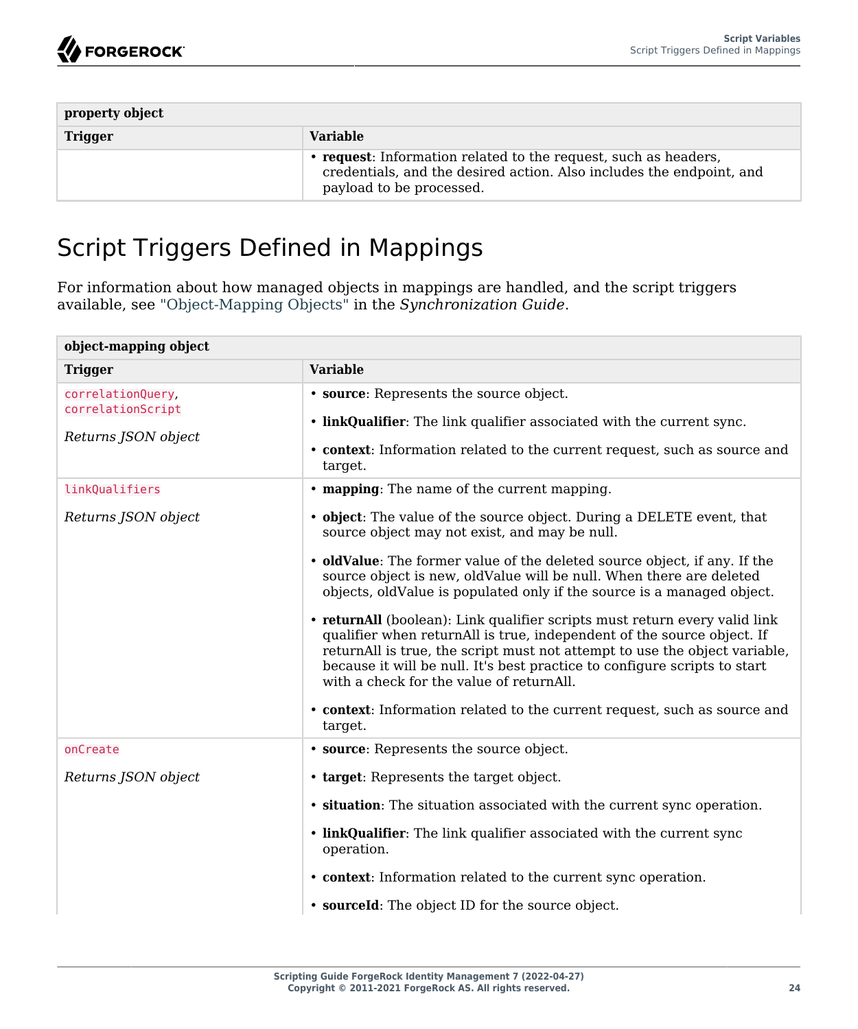| property object | |
| --- | --- |
| **Trigger** | **Variable** |
| | • **request**: Information related to the request, such as headers, credentials, and the desired action. Also includes the endpoint, and payload to be processed. |

## Script Triggers Defined in Mappings

For information about how managed objects in mappings are handled, and the script triggers available, see "Object-Mapping Objects" in the *Synchronization Guide*.

| object-mapping object | |
| --- | --- |
| **Trigger** | **Variable** |
| `correlationQuery`, `correlationScript`<br><br>*Returns JSON object* | • **source**: Represents the source object.<br>• **linkQualifier**: The link qualifier associated with the current sync.<br>• **context**: Information related to the current request, such as source and target. |
| `linkQualifiers`<br><br>*Returns JSON object* | • **mapping**: The name of the current mapping.<br>• **object**: The value of the source object. During a DELETE event, that source object may not exist, and may be null.<br>• **oldValue**: The former value of the deleted source object, if any. If the source object is new, oldValue will be null. When there are deleted objects, oldValue is populated only if the source is a managed object.<br>• **returnAll** (boolean): Link qualifier scripts must return every valid link qualifier when returnAll is true, independent of the source object. If returnAll is true, the script must not attempt to use the object variable, because it will be null. It's best practice to configure scripts to start with a check for the value of returnAll.<br>• **context**: Information related to the current request, such as source and target. |
| `onCreate`<br><br>*Returns JSON object* | • **source**: Represents the source object.<br>• **target**: Represents the target object.<br>• **situation**: The situation associated with the current sync operation.<br>• **linkQualifier**: The link qualifier associated with the current sync operation.<br>• **context**: Information related to the current sync operation.<br>• **sourceId**: The object ID for the source object. |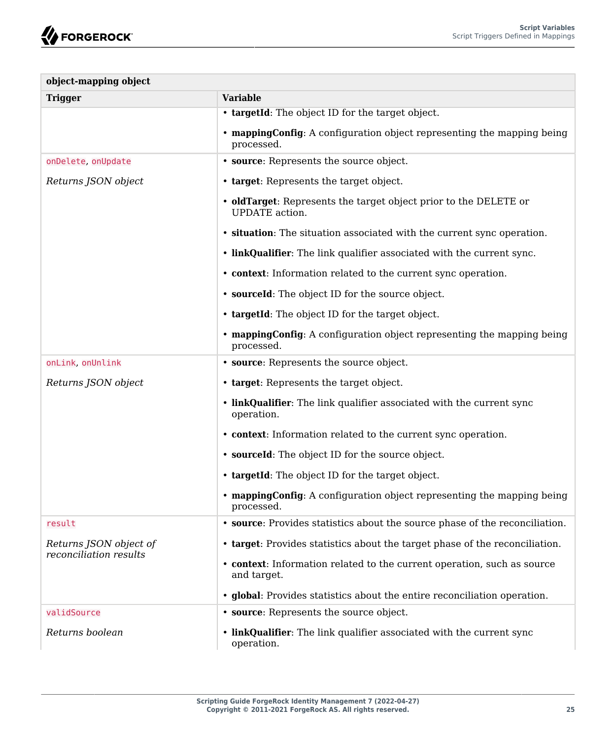| object-mapping object | |
|---|---|
| **Trigger** | **Variable** |
| | • **targetId**: The object ID for the target object.<br><br>• **mappingConfig**: A configuration object representing the mapping being processed. |
| `onDelete`, `onUpdate`<br><br>*Returns JSON object* | • **source**: Represents the source object.<br><br>• **target**: Represents the target object.<br><br>• **oldTarget**: Represents the target object prior to the DELETE or UPDATE action.<br><br>• **situation**: The situation associated with the current sync operation.<br><br>• **linkQualifier**: The link qualifier associated with the current sync.<br><br>• **context**: Information related to the current sync operation.<br><br>• **sourceId**: The object ID for the source object.<br><br>• **targetId**: The object ID for the target object.<br><br>• **mappingConfig**: A configuration object representing the mapping being processed. |
| `onLink`, `onUnlink`<br><br>*Returns JSON object* | • **source**: Represents the source object.<br><br>• **target**: Represents the target object.<br><br>• **linkQualifier**: The link qualifier associated with the current sync operation.<br><br>• **context**: Information related to the current sync operation.<br><br>• **sourceId**: The object ID for the source object.<br><br>• **targetId**: The object ID for the target object.<br><br>• **mappingConfig**: A configuration object representing the mapping being processed. |
| `result`<br><br>*Returns JSON object of reconciliation results* | • **source**: Provides statistics about the source phase of the reconciliation.<br><br>• **target**: Provides statistics about the target phase of the reconciliation.<br><br>• **context**: Information related to the current operation, such as source and target.<br><br>• **global**: Provides statistics about the entire reconciliation operation. |
| `validSource`<br><br>*Returns boolean* | • **source**: Represents the source object.<br><br>• **linkQualifier**: The link qualifier associated with the current sync operation. |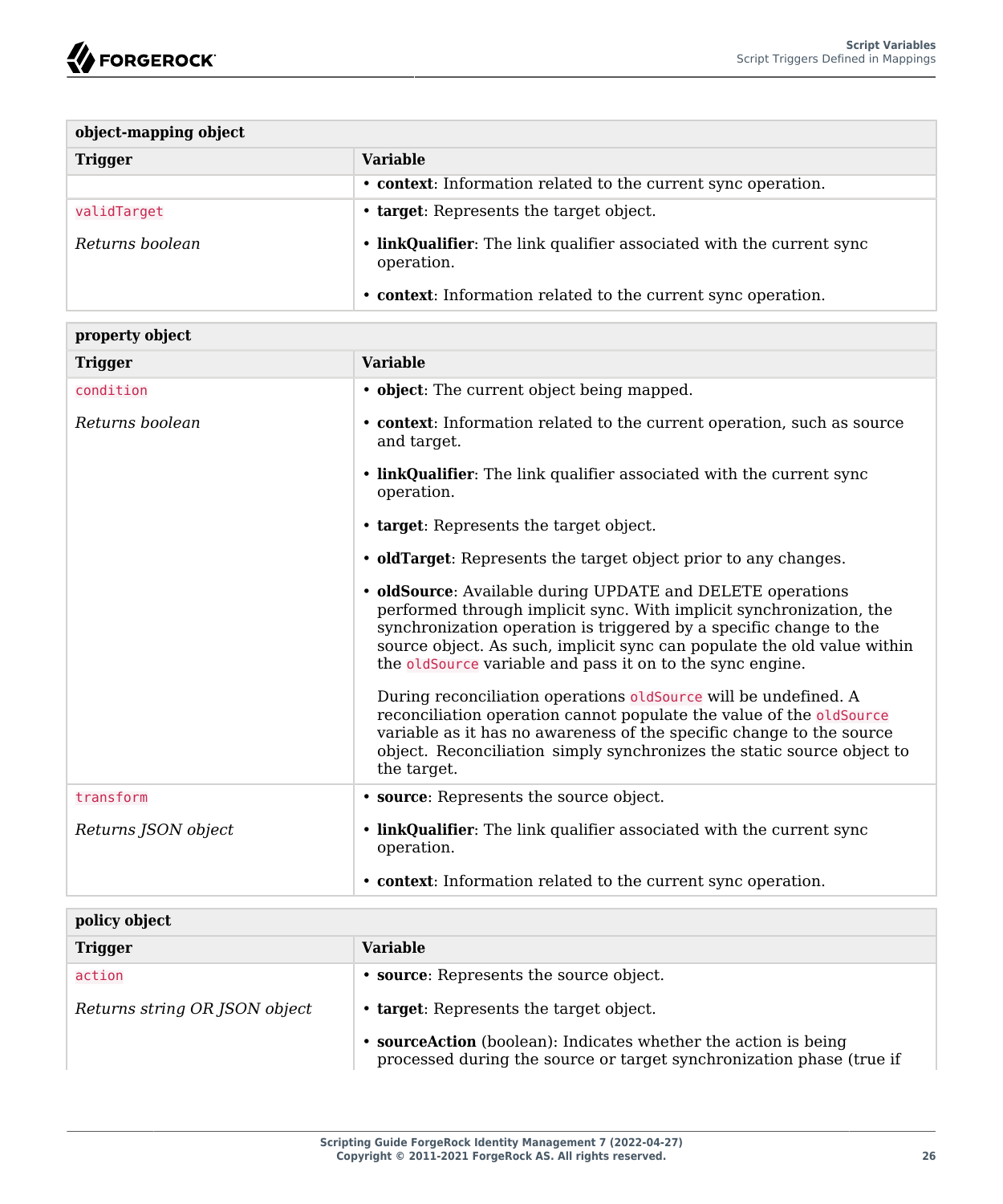| object-mapping object | |
|---|---|
| **Trigger** | **Variable** |
| | • **context**: Information related to the current sync operation. |
| `validTarget`<br><br>*Returns boolean* | • **target**: Represents the target object.<br><br>• **linkQualifier**: The link qualifier associated with the current sync operation.<br><br>• **context**: Information related to the current sync operation. |

| property object | |
|---|---|
| **Trigger** | **Variable** |
| `condition`<br><br>*Returns boolean* | • **object**: The current object being mapped.<br><br>• **context**: Information related to the current operation, such as source and target.<br><br>• **linkQualifier**: The link qualifier associated with the current sync operation.<br><br>• **target**: Represents the target object.<br><br>• **oldTarget**: Represents the target object prior to any changes.<br><br>• **oldSource**: Available during UPDATE and DELETE operations performed through implicit sync. With implicit synchronization, the synchronization operation is triggered by a specific change to the source object. As such, implicit sync can populate the old value within the `oldSource` variable and pass it on to the sync engine.<br><br>During reconciliation operations `oldSource` will be undefined. A reconciliation operation cannot populate the value of the `oldSource` variable as it has no awareness of the specific change to the source object. Reconciliation simply synchronizes the static source object to the target. |
| `transform`<br><br>*Returns JSON object* | • **source**: Represents the source object.<br><br>• **linkQualifier**: The link qualifier associated with the current sync operation.<br><br>• **context**: Information related to the current sync operation. |

| policy object | |
|---|---|
| **Trigger** | **Variable** |
| `action`<br><br>*Returns string OR JSON object* | • **source**: Represents the source object.<br><br>• **target**: Represents the target object.<br><br>• **sourceAction** (boolean): Indicates whether the action is being processed during the source or target synchronization phase (true if |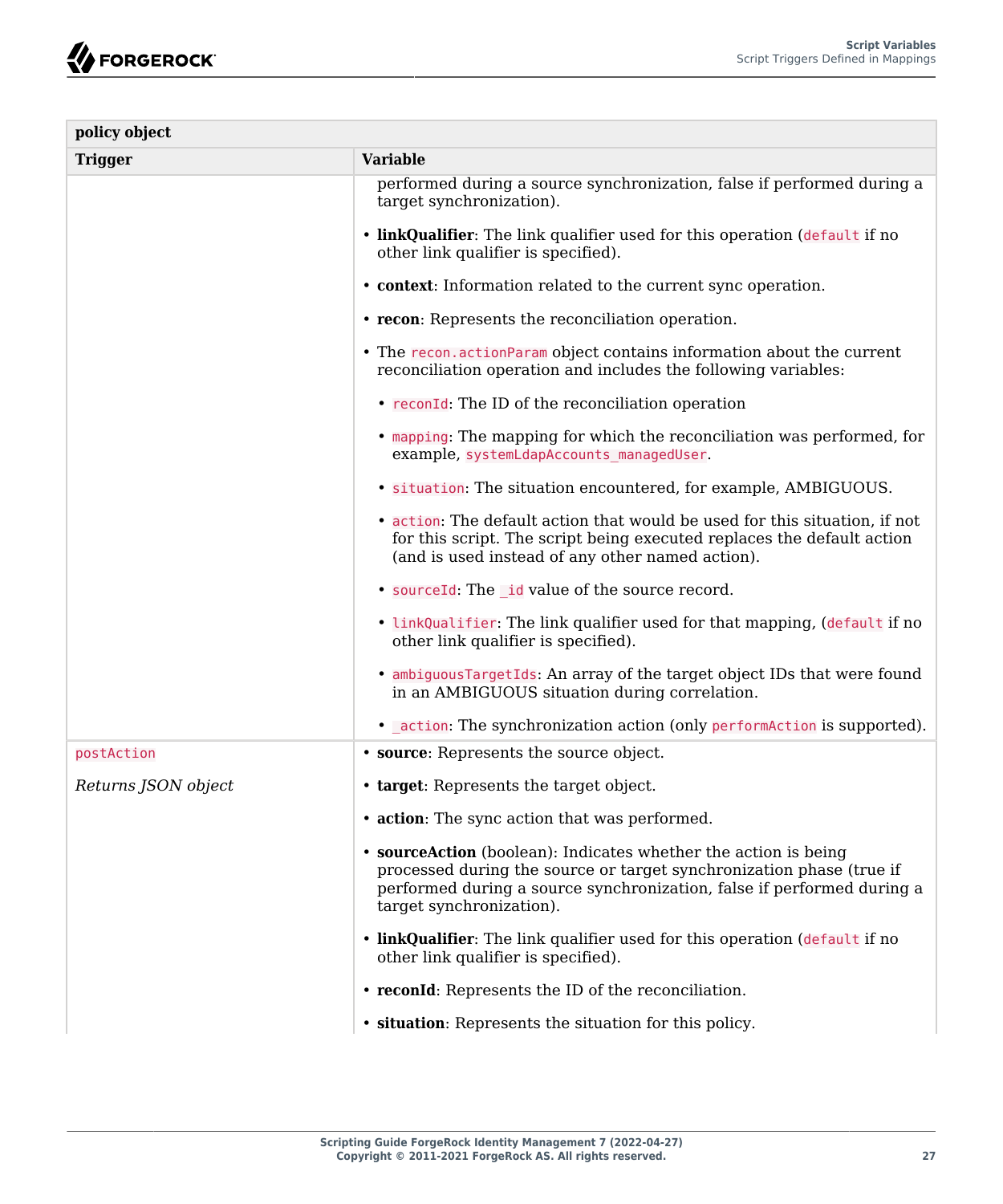| policy object | |
|---|---|
| **Trigger** | **Variable** |
| | performed during a source synchronization, false if performed during a target synchronization).<br><br>• **linkQualifier**: The link qualifier used for this operation (`default` if no other link qualifier is specified).<br><br>• **context**: Information related to the current sync operation.<br><br>• **recon**: Represents the reconciliation operation.<br><br>• The `recon.actionParam` object contains information about the current reconciliation operation and includes the following variables:<br><br>  • `reconId`: The ID of the reconciliation operation<br><br>  • `mapping`: The mapping for which the reconciliation was performed, for example, `systemLdapAccounts_managedUser`.<br><br>  • `situation`: The situation encountered, for example, AMBIGUOUS.<br><br>  • `action`: The default action that would be used for this situation, if not for this script. The script being executed replaces the default action (and is used instead of any other named action).<br><br>  • `sourceId`: The `_id` value of the source record.<br><br>  • `linkQualifier`: The link qualifier used for that mapping, (`default` if no other link qualifier is specified).<br><br>  • `ambiguousTargetIds`: An array of the target object IDs that were found in an AMBIGUOUS situation during correlation.<br><br>  • `_action`: The synchronization action (only `performAction` is supported). |
| `postAction`<br><br>*Returns JSON object* | • **source**: Represents the source object.<br><br>• **target**: Represents the target object.<br><br>• **action**: The sync action that was performed.<br><br>• **sourceAction** (boolean): Indicates whether the action is being processed during the source or target synchronization phase (true if performed during a source synchronization, false if performed during a target synchronization).<br><br>• **linkQualifier**: The link qualifier used for this operation (`default` if no other link qualifier is specified).<br><br>• **reconId**: Represents the ID of the reconciliation.<br><br>• **situation**: Represents the situation for this policy. |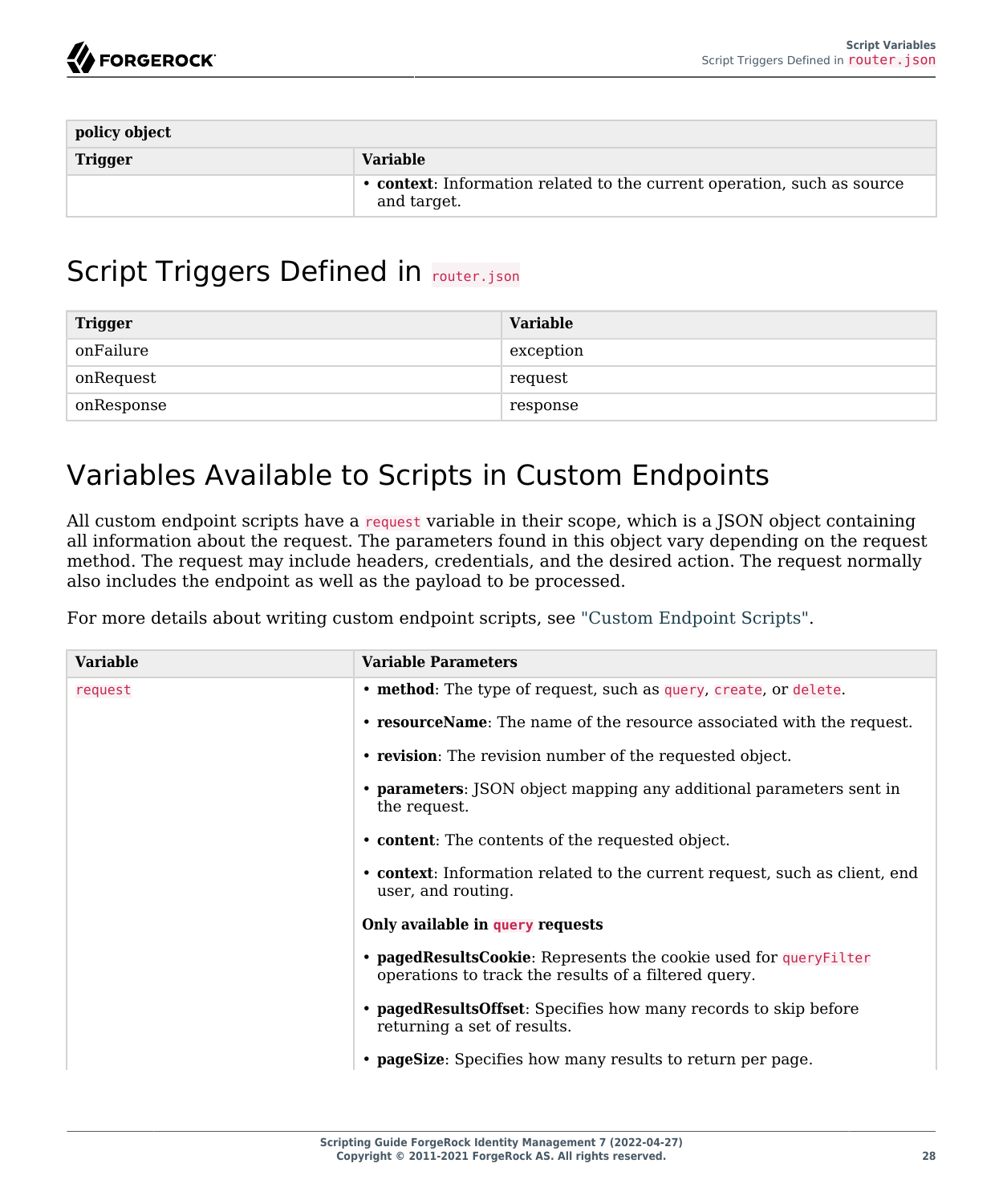| policy object | |
|---|---|
| **Trigger** | **Variable** |
| | • **context**: Information related to the current operation, such as source and target. |

## Script Triggers Defined in `router.json`

| Trigger | Variable |
|---|---|
| onFailure | exception |
| onRequest | request |
| onResponse | response |

## Variables Available to Scripts in Custom Endpoints

All custom endpoint scripts have a `request` variable in their scope, which is a JSON object containing all information about the request. The parameters found in this object vary depending on the request method. The request may include headers, credentials, and the desired action. The request normally also includes the endpoint as well as the payload to be processed.

For more details about writing custom endpoint scripts, see "Custom Endpoint Scripts".

| Variable | Variable Parameters |
|---|---|
| `request` | • **method**: The type of request, such as `query`, `create`, or `delete`.<br><br>• **resourceName**: The name of the resource associated with the request.<br><br>• **revision**: The revision number of the requested object.<br><br>• **parameters**: JSON object mapping any additional parameters sent in the request.<br><br>• **content**: The contents of the requested object.<br><br>• **context**: Information related to the current request, such as client, end user, and routing.<br><br>**Only available in `query` requests**<br><br>• **pagedResultsCookie**: Represents the cookie used for `queryFilter` operations to track the results of a filtered query.<br><br>• **pagedResultsOffset**: Specifies how many records to skip before returning a set of results.<br><br>• **pageSize**: Specifies how many results to return per page. |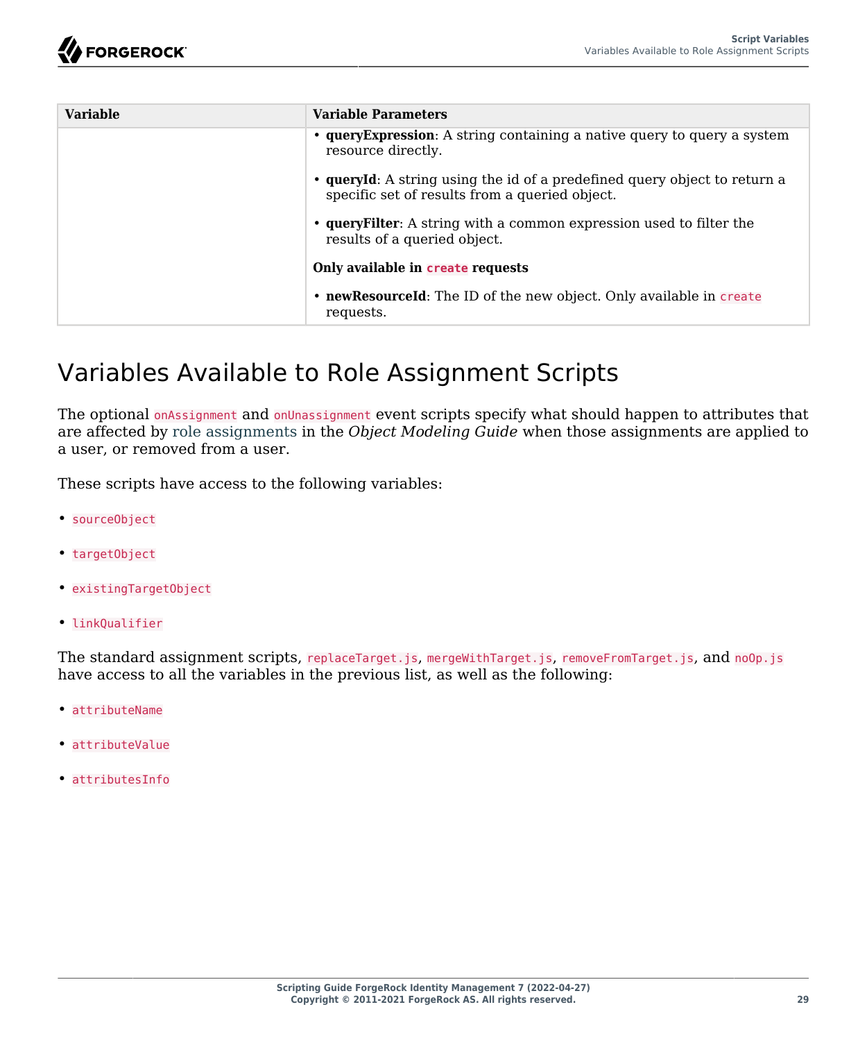| Variable | Variable Parameters |
| --- | --- |
| | • **queryExpression**: A string containing a native query to query a system resource directly.<br><br>• **queryId**: A string using the id of a predefined query object to return a specific set of results from a queried object.<br><br>• **queryFilter**: A string with a common expression used to filter the results of a queried object.<br><br>**Only available in `create` requests**<br><br>• **newResourceId**: The ID of the new object. Only available in `create` requests. |

# Variables Available to Role Assignment Scripts

The optional `onAssignment` and `onUnassignment` event scripts specify what should happen to attributes that are affected by role assignments in the *Object Modeling Guide* when those assignments are applied to a user, or removed from a user.

These scripts have access to the following variables:

- `sourceObject`
- `targetObject`
- `existingTargetObject`
- `linkQualifier`

The standard assignment scripts, `replaceTarget.js`, `mergeWithTarget.js`, `removeFromTarget.js`, and `noOp.js` have access to all the variables in the previous list, as well as the following:

- `attributeName`
- `attributeValue`
- `attributesInfo`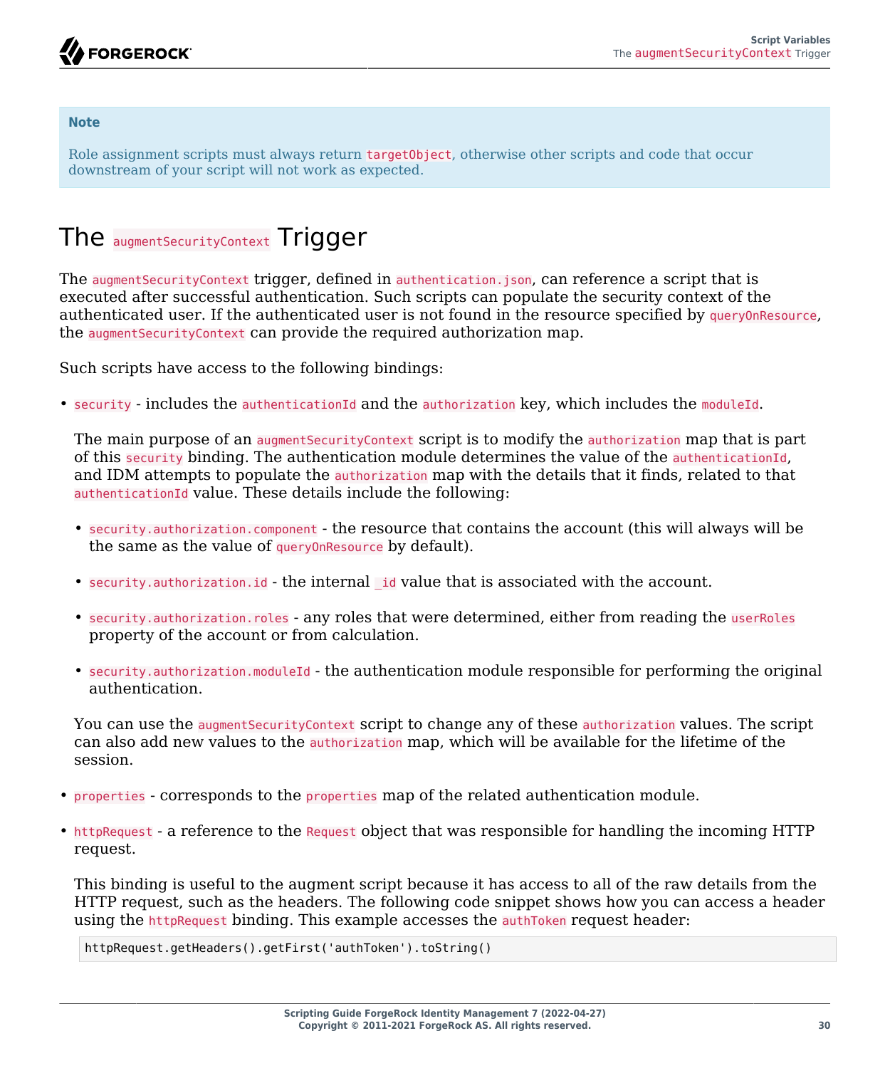> **Note**
>
> Role assignment scripts must always return `targetObject`, otherwise other scripts and code that occur downstream of your script will not work as expected.

# The `augmentSecurityContext` Trigger

The `augmentSecurityContext` trigger, defined in `authentication.json`, can reference a script that is executed after successful authentication. Such scripts can populate the security context of the authenticated user. If the authenticated user is not found in the resource specified by `queryOnResource`, the `augmentSecurityContext` can provide the required authorization map.

Such scripts have access to the following bindings:

- `security` - includes the `authenticationId` and the `authorization` key, which includes the `moduleId`.

  The main purpose of an `augmentSecurityContext` script is to modify the `authorization` map that is part of this `security` binding. The authentication module determines the value of the `authenticationId`, and IDM attempts to populate the `authorization` map with the details that it finds, related to that `authenticationId` value. These details include the following:

  - `security.authorization.component` - the resource that contains the account (this will always will be the same as the value of `queryOnResource` by default).
  - `security.authorization.id` - the internal `_id` value that is associated with the account.
  - `security.authorization.roles` - any roles that were determined, either from reading the `userRoles` property of the account or from calculation.
  - `security.authorization.moduleId` - the authentication module responsible for performing the original authentication.

  You can use the `augmentSecurityContext` script to change any of these `authorization` values. The script can also add new values to the `authorization` map, which will be available for the lifetime of the session.

- `properties` - corresponds to the `properties` map of the related authentication module.
- `httpRequest` - a reference to the `Request` object that was responsible for handling the incoming HTTP request.

  This binding is useful to the augment script because it has access to all of the raw details from the HTTP request, such as the headers. The following code snippet shows how you can access a header using the `httpRequest` binding. This example accesses the `authToken` request header:

  ```
  httpRequest.getHeaders().getFirst('authToken').toString()
  ```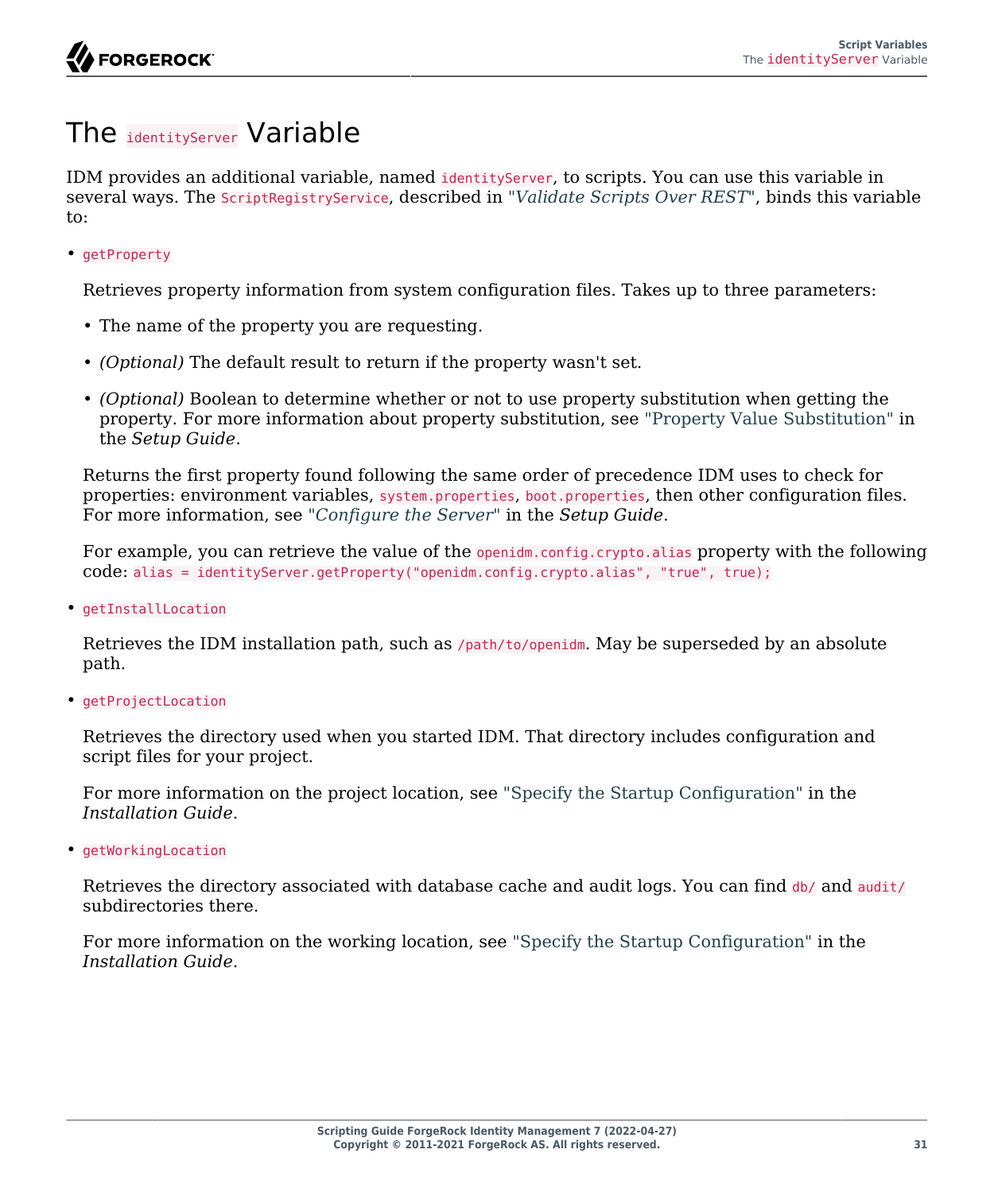# The `identityServer` Variable

IDM provides an additional variable, named `identityServer`, to scripts. You can use this variable in several ways. The `ScriptRegistryService`, described in "*Validate Scripts Over REST*", binds this variable to:

- `getProperty`

  Retrieves property information from system configuration files. Takes up to three parameters:

  - The name of the property you are requesting.
  - *(Optional)* The default result to return if the property wasn't set.
  - *(Optional)* Boolean to determine whether or not to use property substitution when getting the property. For more information about property substitution, see "Property Value Substitution" in the *Setup Guide*.

  Returns the first property found following the same order of precedence IDM uses to check for properties: environment variables, `system.properties`, `boot.properties`, then other configuration files. For more information, see "*Configure the Server*" in the *Setup Guide*.

  For example, you can retrieve the value of the `openidm.config.crypto.alias` property with the following code: `alias = identityServer.getProperty("openidm.config.crypto.alias", "true", true);`

- `getInstallLocation`

  Retrieves the IDM installation path, such as `/path/to/openidm`. May be superseded by an absolute path.

- `getProjectLocation`

  Retrieves the directory used when you started IDM. That directory includes configuration and script files for your project.

  For more information on the project location, see "Specify the Startup Configuration" in the *Installation Guide*.

- `getWorkingLocation`

  Retrieves the directory associated with database cache and audit logs. You can find `db/` and `audit/` subdirectories there.

  For more information on the working location, see "Specify the Startup Configuration" in the *Installation Guide*.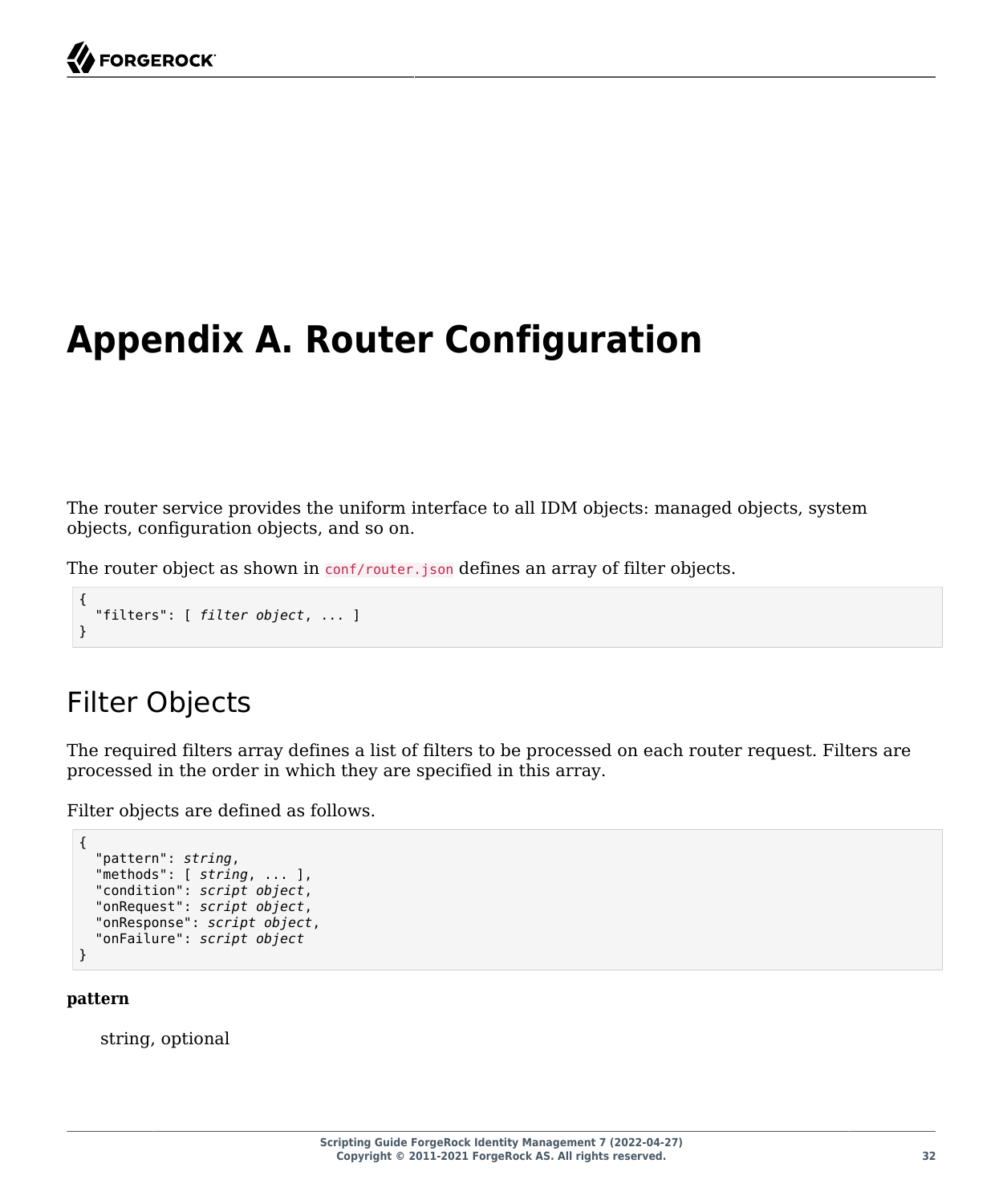# Appendix A. Router Configuration

The router service provides the uniform interface to all IDM objects: managed objects, system objects, configuration objects, and so on.

The router object as shown in `conf/router.json` defines an array of filter objects.

```
{
  "filters": [ filter object, ... ]
}
```

## Filter Objects

The required filters array defines a list of filters to be processed on each router request. Filters are processed in the order in which they are specified in this array.

Filter objects are defined as follows.

```
{
  "pattern": string,
  "methods": [ string, ... ],
  "condition": script object,
  "onRequest": script object,
  "onResponse": script object,
  "onFailure": script object
}
```

**pattern**

string, optional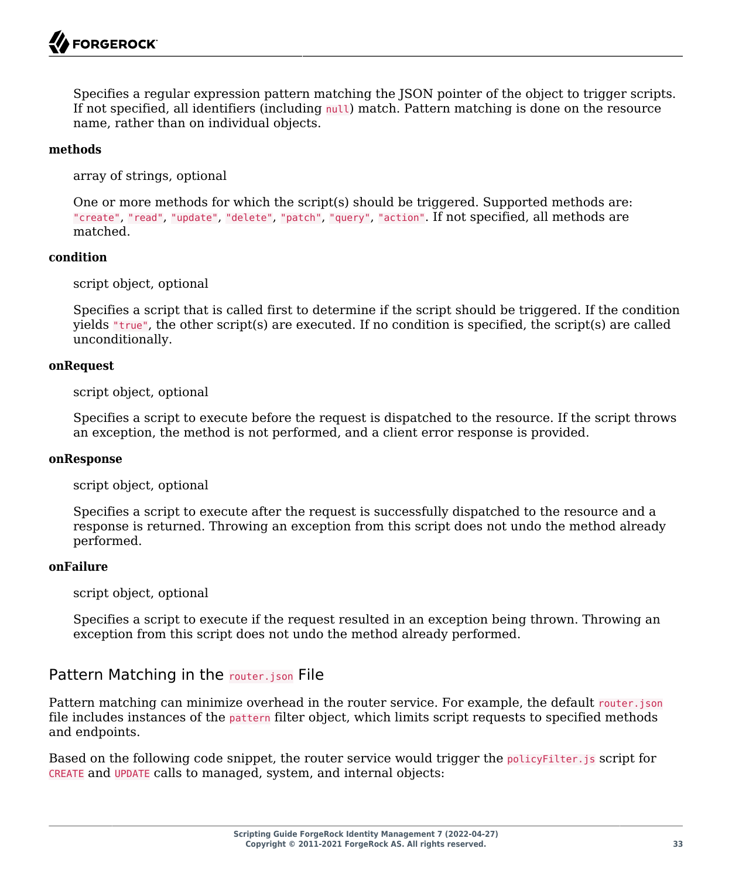Specifies a regular expression pattern matching the JSON pointer of the object to trigger scripts. If not specified, all identifiers (including `null`) match. Pattern matching is done on the resource name, rather than on individual objects.

**methods**

array of strings, optional

One or more methods for which the script(s) should be triggered. Supported methods are: `"create"`, `"read"`, `"update"`, `"delete"`, `"patch"`, `"query"`, `"action"`. If not specified, all methods are matched.

**condition**

script object, optional

Specifies a script that is called first to determine if the script should be triggered. If the condition yields `"true"`, the other script(s) are executed. If no condition is specified, the script(s) are called unconditionally.

**onRequest**

script object, optional

Specifies a script to execute before the request is dispatched to the resource. If the script throws an exception, the method is not performed, and a client error response is provided.

**onResponse**

script object, optional

Specifies a script to execute after the request is successfully dispatched to the resource and a response is returned. Throwing an exception from this script does not undo the method already performed.

**onFailure**

script object, optional

Specifies a script to execute if the request resulted in an exception being thrown. Throwing an exception from this script does not undo the method already performed.

## Pattern Matching in the `router.json` File

Pattern matching can minimize overhead in the router service. For example, the default `router.json` file includes instances of the `pattern` filter object, which limits script requests to specified methods and endpoints.

Based on the following code snippet, the router service would trigger the `policyFilter.js` script for `CREATE` and `UPDATE` calls to managed, system, and internal objects: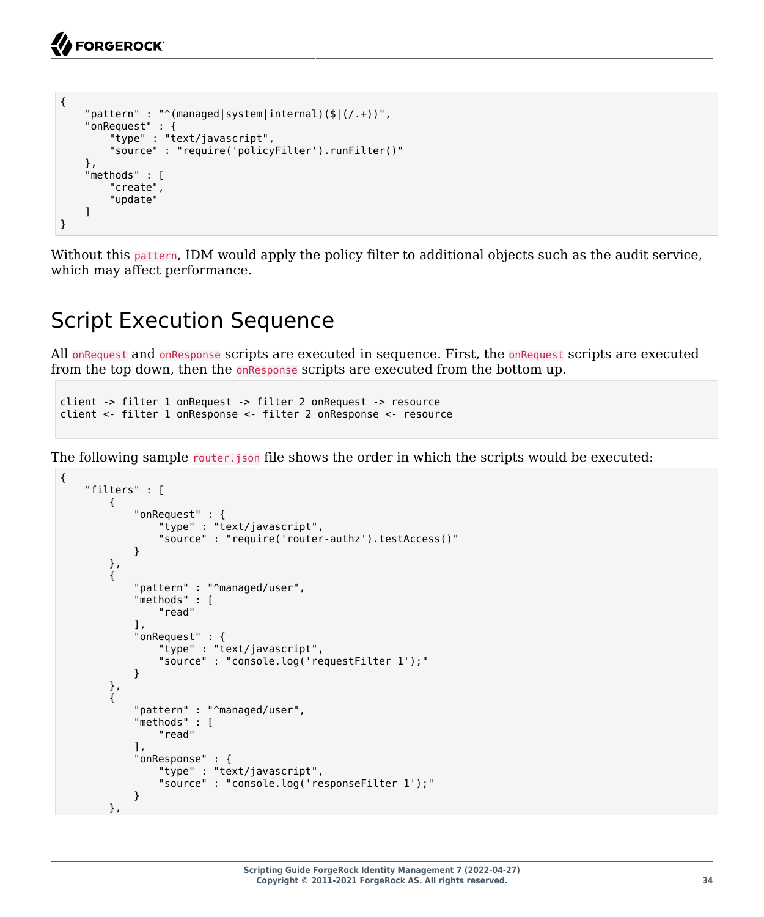```
{
    "pattern" : "^(managed|system|internal)($|(/.+))",
    "onRequest" : {
        "type" : "text/javascript",
        "source" : "require('policyFilter').runFilter()"
    },
    "methods" : [
        "create",
        "update"
    ]
}
```

Without this `pattern`, IDM would apply the policy filter to additional objects such as the audit service, which may affect performance.

## Script Execution Sequence

All `onRequest` and `onResponse` scripts are executed in sequence. First, the `onRequest` scripts are executed from the top down, then the `onResponse` scripts are executed from the bottom up.

```
client -> filter 1 onRequest -> filter 2 onRequest -> resource
client <- filter 1 onResponse <- filter 2 onResponse <- resource
```

The following sample `router.json` file shows the order in which the scripts would be executed:

```
{
    "filters" : [
        {
            "onRequest" : {
                "type" : "text/javascript",
                "source" : "require('router-authz').testAccess()"
            }
        },
        {
            "pattern" : "^managed/user",
            "methods" : [
                "read"
            ],
            "onRequest" : {
                "type" : "text/javascript",
                "source" : "console.log('requestFilter 1');"
            }
        },
        {
            "pattern" : "^managed/user",
            "methods" : [
                "read"
            ],
            "onResponse" : {
                "type" : "text/javascript",
                "source" : "console.log('responseFilter 1');"
            }
        },
```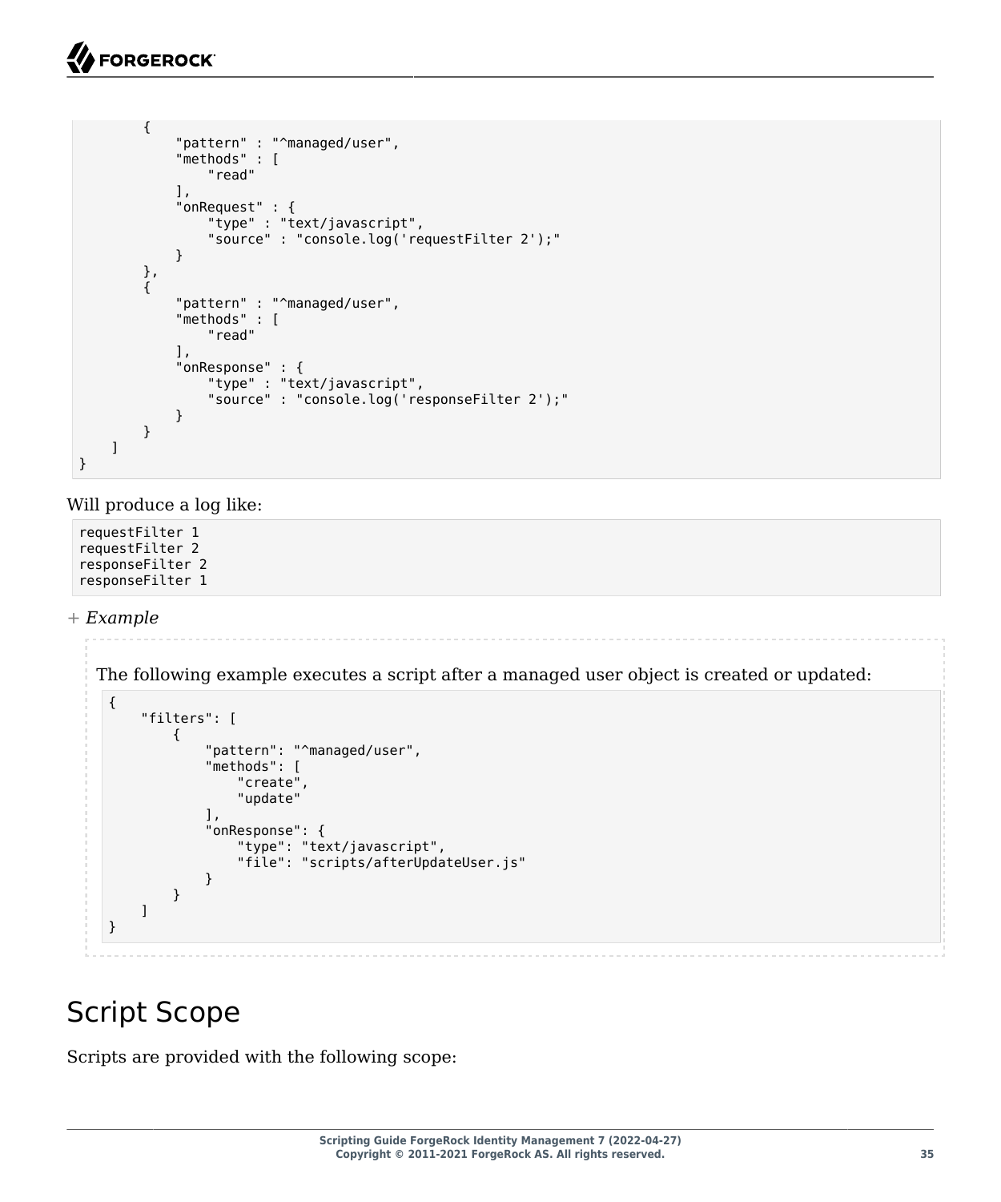```
        {
            "pattern" : "^managed/user",
            "methods" : [
                "read"
            ],
            "onRequest" : {
                "type" : "text/javascript",
                "source" : "console.log('requestFilter 2');"
            }
        },
        {
            "pattern" : "^managed/user",
            "methods" : [
                "read"
            ],
            "onResponse" : {
                "type" : "text/javascript",
                "source" : "console.log('responseFilter 2');"
            }
        }
    ]
}
```

Will produce a log like:

```
requestFilter 1
requestFilter 2
responseFilter 2
responseFilter 1
```

+ *Example*

The following example executes a script after a managed user object is created or updated:

```
{
    "filters": [
        {
            "pattern": "^managed/user",
            "methods": [
                "create",
                "update"
            ],
            "onResponse": {
                "type": "text/javascript",
                "file": "scripts/afterUpdateUser.js"
            }
        }
    ]
}
```

# Script Scope

Scripts are provided with the following scope: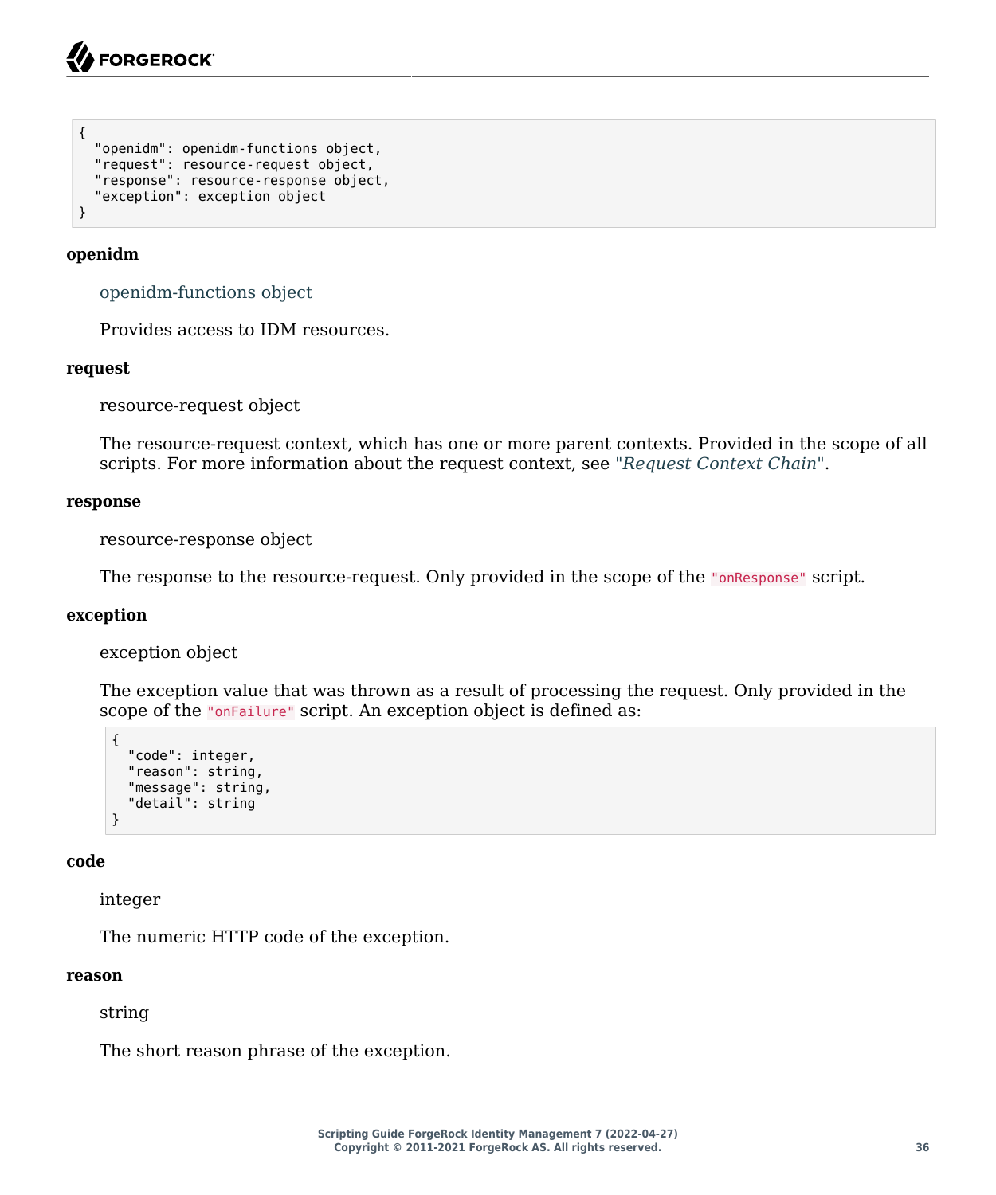```
{
  "openidm": openidm-functions object,
  "request": resource-request object,
  "response": resource-response object,
  "exception": exception object
}
```

**openidm**

openidm-functions object

Provides access to IDM resources.

**request**

resource-request object

The resource-request context, which has one or more parent contexts. Provided in the scope of all scripts. For more information about the request context, see "*Request Context Chain*".

**response**

resource-response object

The response to the resource-request. Only provided in the scope of the `"onResponse"` script.

**exception**

exception object

The exception value that was thrown as a result of processing the request. Only provided in the scope of the `"onFailure"` script. An exception object is defined as:

```
{
  "code": integer,
  "reason": string,
  "message": string,
  "detail": string
}
```

**code**

integer

The numeric HTTP code of the exception.

**reason**

string

The short reason phrase of the exception.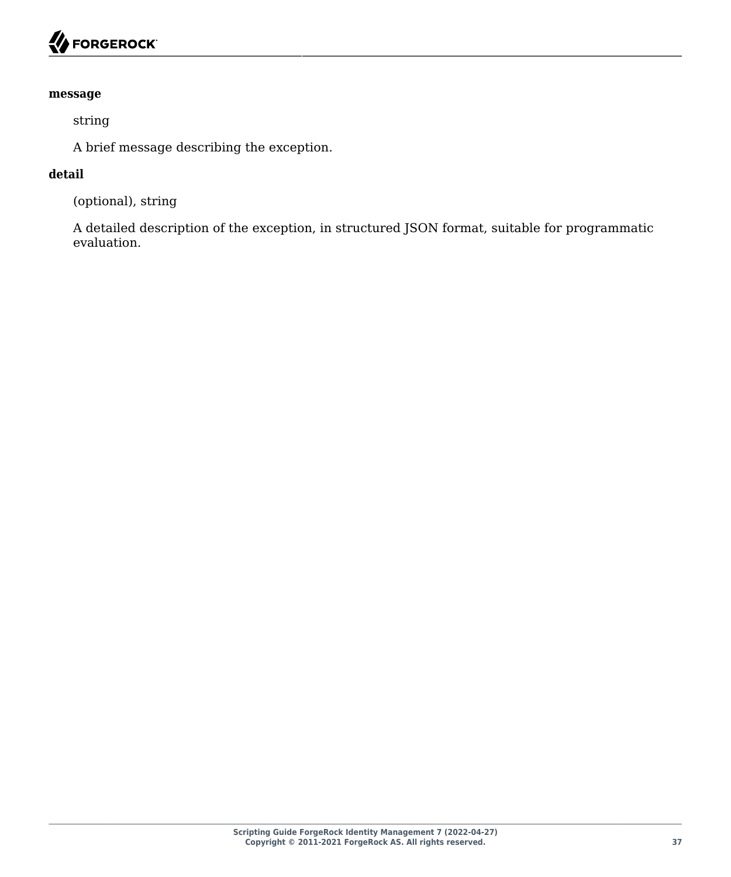**message**

string

A brief message describing the exception.

**detail**

(optional), string

A detailed description of the exception, in structured JSON format, suitable for programmatic evaluation.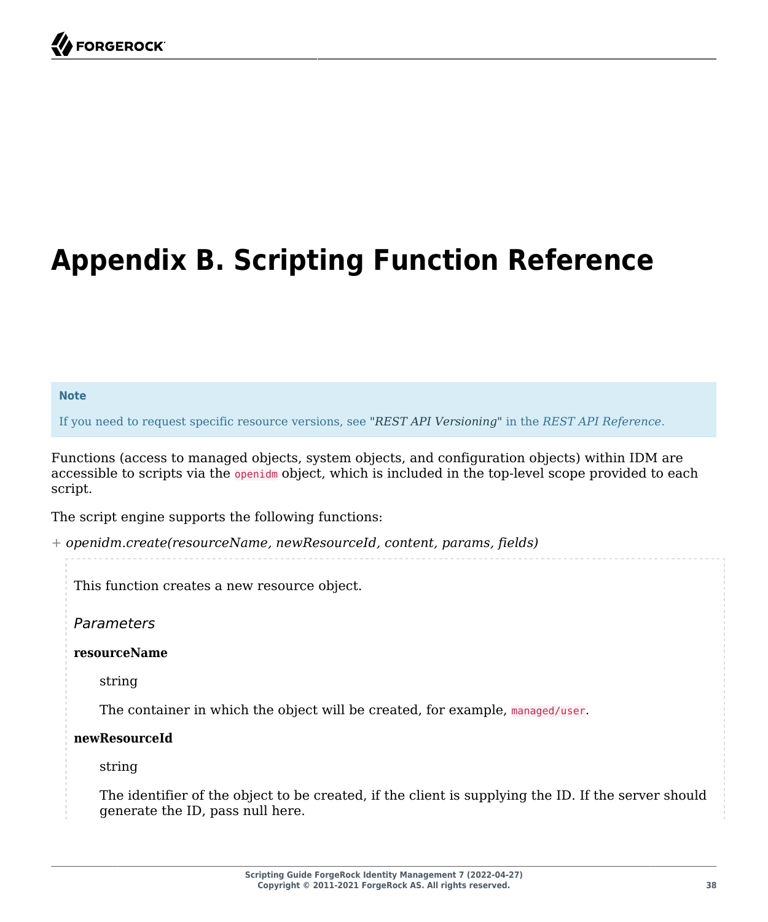# Appendix B. Scripting Function Reference

> **Note**
>
> If you need to request specific resource versions, see "*REST API Versioning*" in the *REST API Reference*.

Functions (access to managed objects, system objects, and configuration objects) within IDM are accessible to scripts via the `openidm` object, which is included in the top-level scope provided to each script.

The script engine supports the following functions:

+ *openidm.create(resourceName, newResourceId, content, params, fields)*

This function creates a new resource object.

*Parameters*

**resourceName**

string

The container in which the object will be created, for example, `managed/user`.

**newResourceId**

string

The identifier of the object to be created, if the client is supplying the ID. If the server should generate the ID, pass null here.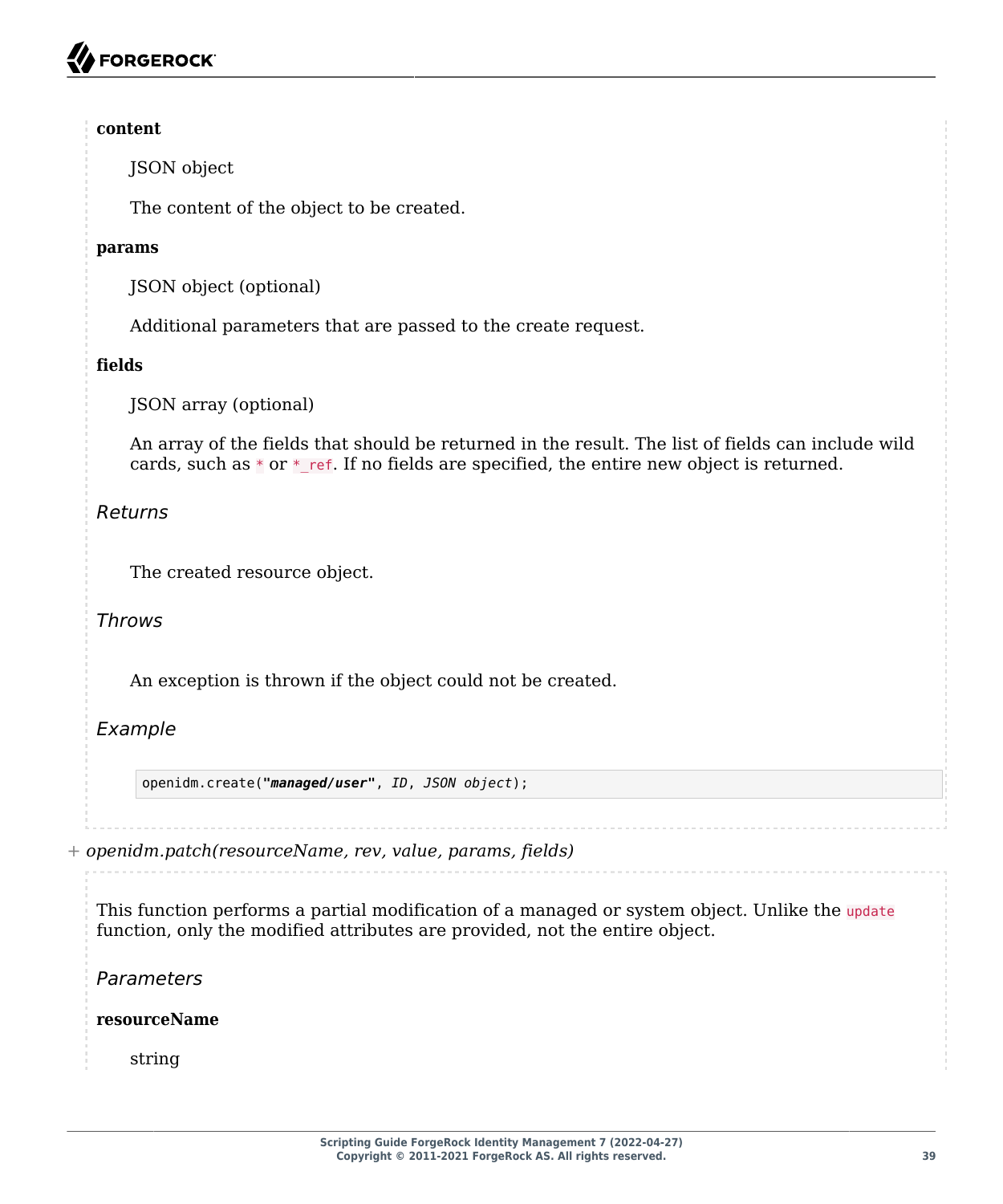**content**

JSON object

The content of the object to be created.

**params**

JSON object (optional)

Additional parameters that are passed to the create request.

**fields**

JSON array (optional)

An array of the fields that should be returned in the result. The list of fields can include wild cards, such as `*` or `*_ref`. If no fields are specified, the entire new object is returned.

*Returns*

The created resource object.

*Throws*

An exception is thrown if the object could not be created.

*Example*

```
openidm.create("managed/user", ID, JSON object);
```

+ *openidm.patch(resourceName, rev, value, params, fields)*

This function performs a partial modification of a managed or system object. Unlike the `update` function, only the modified attributes are provided, not the entire object.

*Parameters*

**resourceName**

string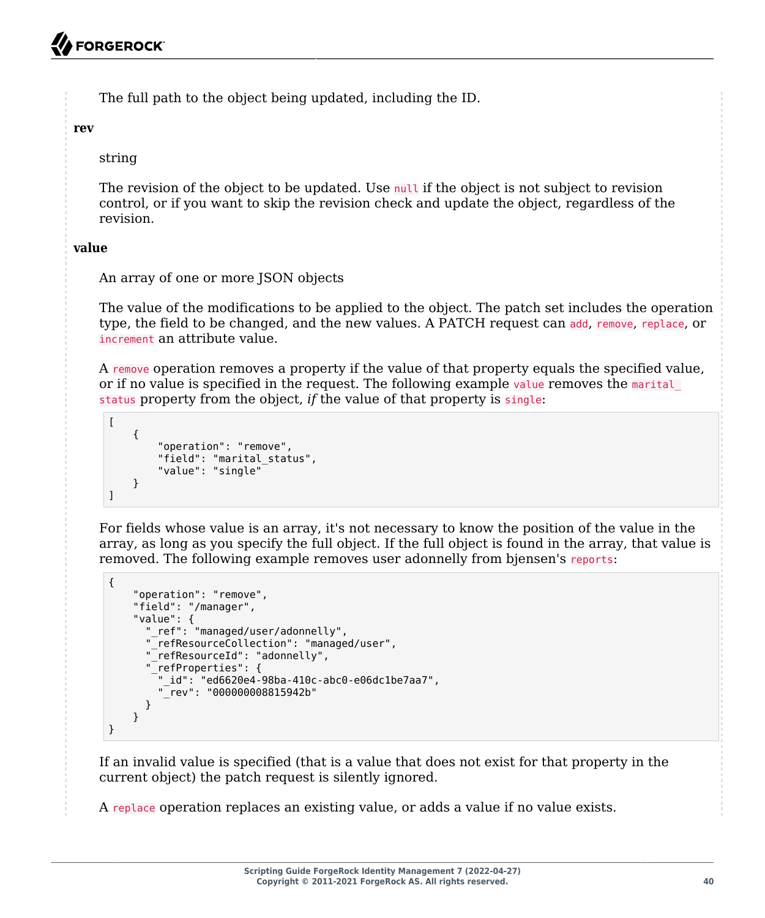The full path to the object being updated, including the ID.

**rev**

string

The revision of the object to be updated. Use `null` if the object is not subject to revision control, or if you want to skip the revision check and update the object, regardless of the revision.

**value**

An array of one or more JSON objects

The value of the modifications to be applied to the object. The patch set includes the operation type, the field to be changed, and the new values. A PATCH request can `add`, `remove`, `replace`, or `increment` an attribute value.

A `remove` operation removes a property if the value of that property equals the specified value, or if no value is specified in the request. The following example `value` removes the `marital_status` property from the object, *if* the value of that property is `single`:

```
[
    {
        "operation": "remove",
        "field": "marital_status",
        "value": "single"
    }
]
```

For fields whose value is an array, it's not necessary to know the position of the value in the array, as long as you specify the full object. If the full object is found in the array, that value is removed. The following example removes user adonnelly from bjensen's `reports`:

```
{
    "operation": "remove",
    "field": "/manager",
    "value": {
      "_ref": "managed/user/adonnelly",
      "_refResourceCollection": "managed/user",
      "_refResourceId": "adonnelly",
      "_refProperties": {
        "_id": "ed6620e4-98ba-410c-abc0-e06dc1be7aa7",
        "_rev": "000000008815942b"
      }
    }
}
```

If an invalid value is specified (that is a value that does not exist for that property in the current object) the patch request is silently ignored.

A `replace` operation replaces an existing value, or adds a value if no value exists.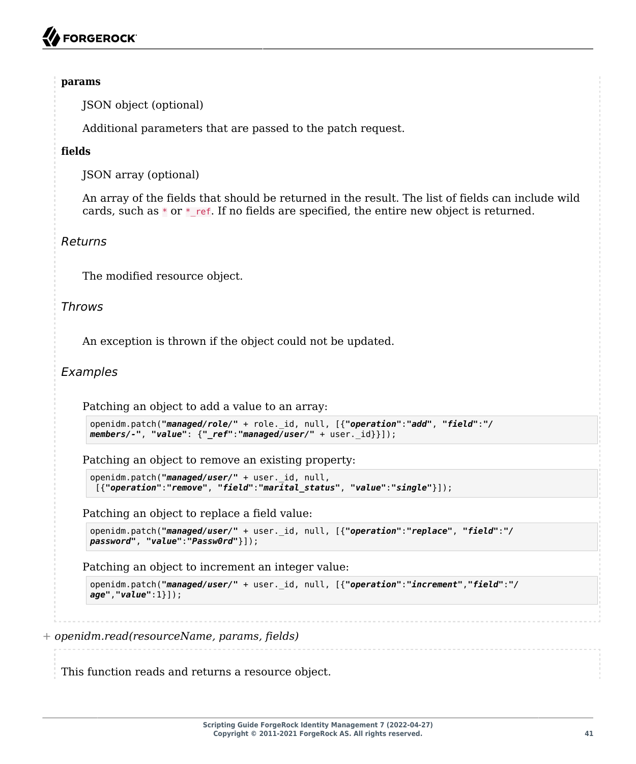**params**

JSON object (optional)

Additional parameters that are passed to the patch request.

**fields**

JSON array (optional)

An array of the fields that should be returned in the result. The list of fields can include wild cards, such as `*` or `*_ref`. If no fields are specified, the entire new object is returned.

*Returns*

The modified resource object.

*Throws*

An exception is thrown if the object could not be updated.

*Examples*

Patching an object to add a value to an array:

```
openidm.patch("managed/role/" + role._id, null, [{"operation":"add", "field":"/
members/-", "value": {"_ref":"managed/user/" + user._id}}]);
```

Patching an object to remove an existing property:

```
openidm.patch("managed/user/" + user._id, null,
 [{"operation":"remove", "field":"marital_status", "value":"single"}]);
```

Patching an object to replace a field value:

```
openidm.patch("managed/user/" + user._id, null, [{"operation":"replace", "field":"/
password", "value":"Passw0rd"}]);
```

Patching an object to increment an integer value:

```
openidm.patch("managed/user/" + user._id, null, [{"operation":"increment","field":"/
age","value":1}]);
```

+ *openidm.read(resourceName, params, fields)*

This function reads and returns a resource object.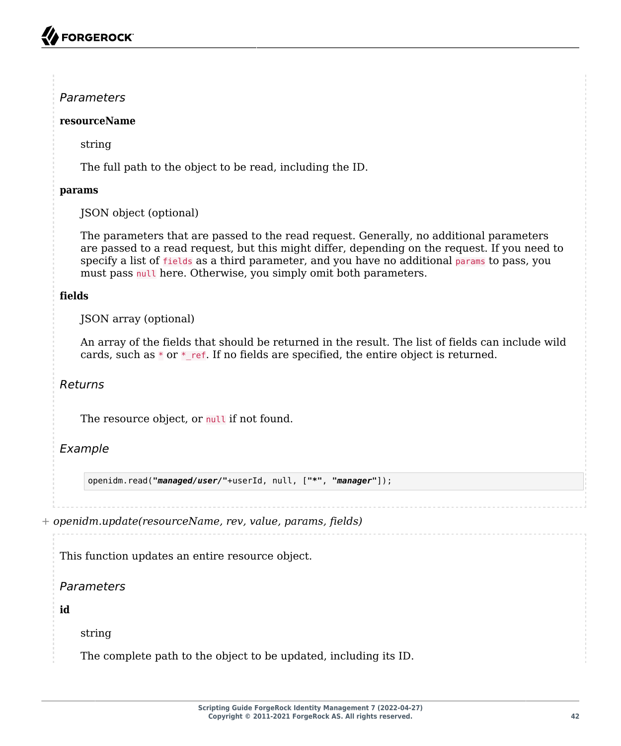*Parameters*

**resourceName**

string

The full path to the object to be read, including the ID.

**params**

JSON object (optional)

The parameters that are passed to the read request. Generally, no additional parameters are passed to a read request, but this might differ, depending on the request. If you need to specify a list of `fields` as a third parameter, and you have no additional `params` to pass, you must pass `null` here. Otherwise, you simply omit both parameters.

**fields**

JSON array (optional)

An array of the fields that should be returned in the result. The list of fields can include wild cards, such as `*` or `*_ref`. If no fields are specified, the entire object is returned.

*Returns*

The resource object, or `null` if not found.

*Example*

```
openidm.read("managed/user/"+userId, null, ["*", "manager"]);
```

+ *openidm.update(resourceName, rev, value, params, fields)*

This function updates an entire resource object.

*Parameters*

**id**

string

The complete path to the object to be updated, including its ID.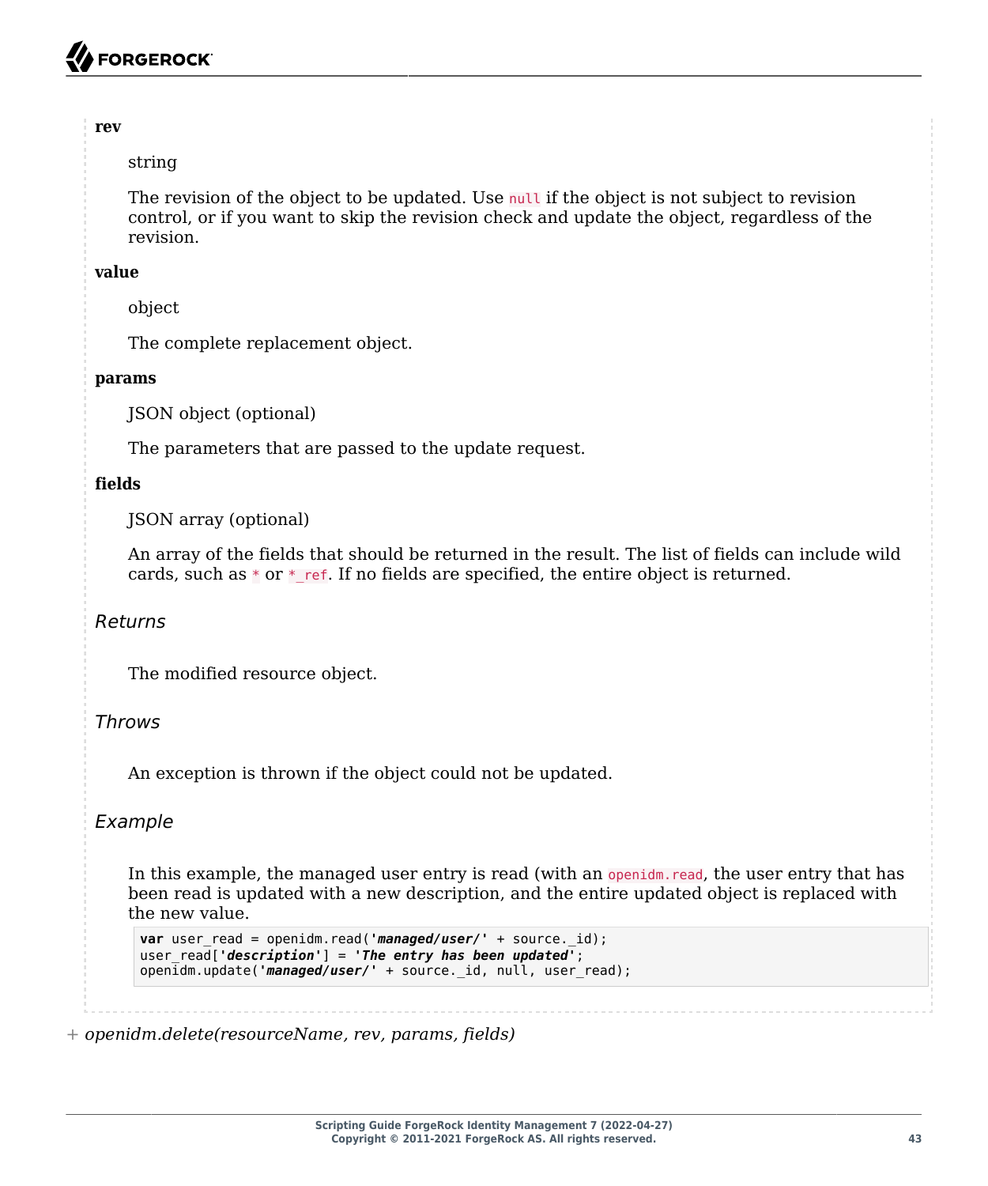**rev**

string

The revision of the object to be updated. Use `null` if the object is not subject to revision control, or if you want to skip the revision check and update the object, regardless of the revision.

**value**

object

The complete replacement object.

**params**

JSON object (optional)

The parameters that are passed to the update request.

**fields**

JSON array (optional)

An array of the fields that should be returned in the result. The list of fields can include wild cards, such as `*` or `*_ref`. If no fields are specified, the entire object is returned.

*Returns*

The modified resource object.

*Throws*

An exception is thrown if the object could not be updated.

*Example*

In this example, the managed user entry is read (with an `openidm.read`, the user entry that has been read is updated with a new description, and the entire updated object is replaced with the new value.

```
var user_read = openidm.read('managed/user/' + source._id);
user_read['description'] = 'The entry has been updated';
openidm.update('managed/user/' + source._id, null, user_read);
```

+ *openidm.delete(resourceName, rev, params, fields)*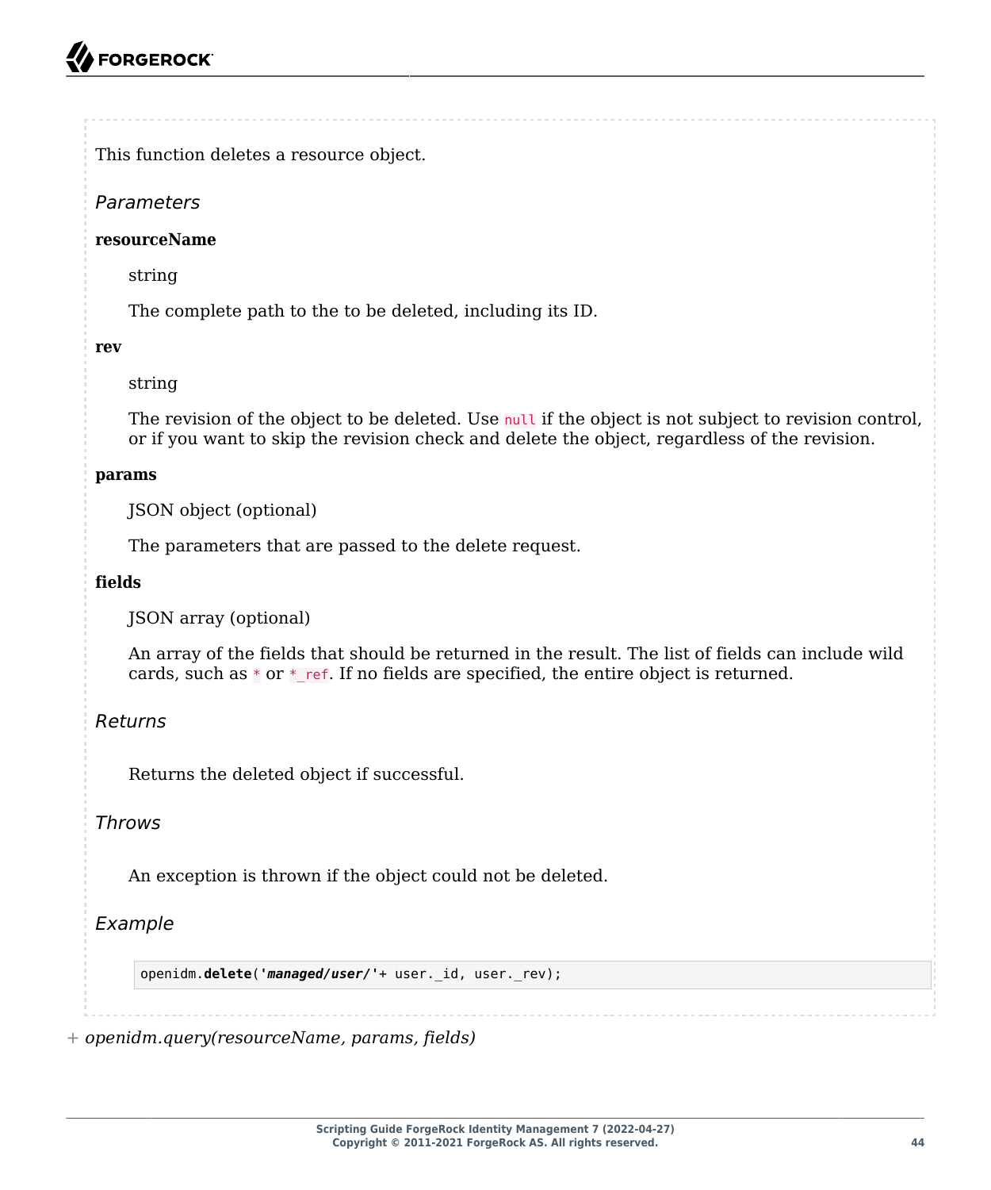This function deletes a resource object.

*Parameters*

**resourceName**

string

The complete path to the to be deleted, including its ID.

**rev**

string

The revision of the object to be deleted. Use `null` if the object is not subject to revision control, or if you want to skip the revision check and delete the object, regardless of the revision.

**params**

JSON object (optional)

The parameters that are passed to the delete request.

**fields**

JSON array (optional)

An array of the fields that should be returned in the result. The list of fields can include wild cards, such as `*` or `*_ref`. If no fields are specified, the entire object is returned.

*Returns*

Returns the deleted object if successful.

*Throws*

An exception is thrown if the object could not be deleted.

*Example*

```
openidm.delete('managed/user/'+ user._id, user._rev);
```

+ *openidm.query(resourceName, params, fields)*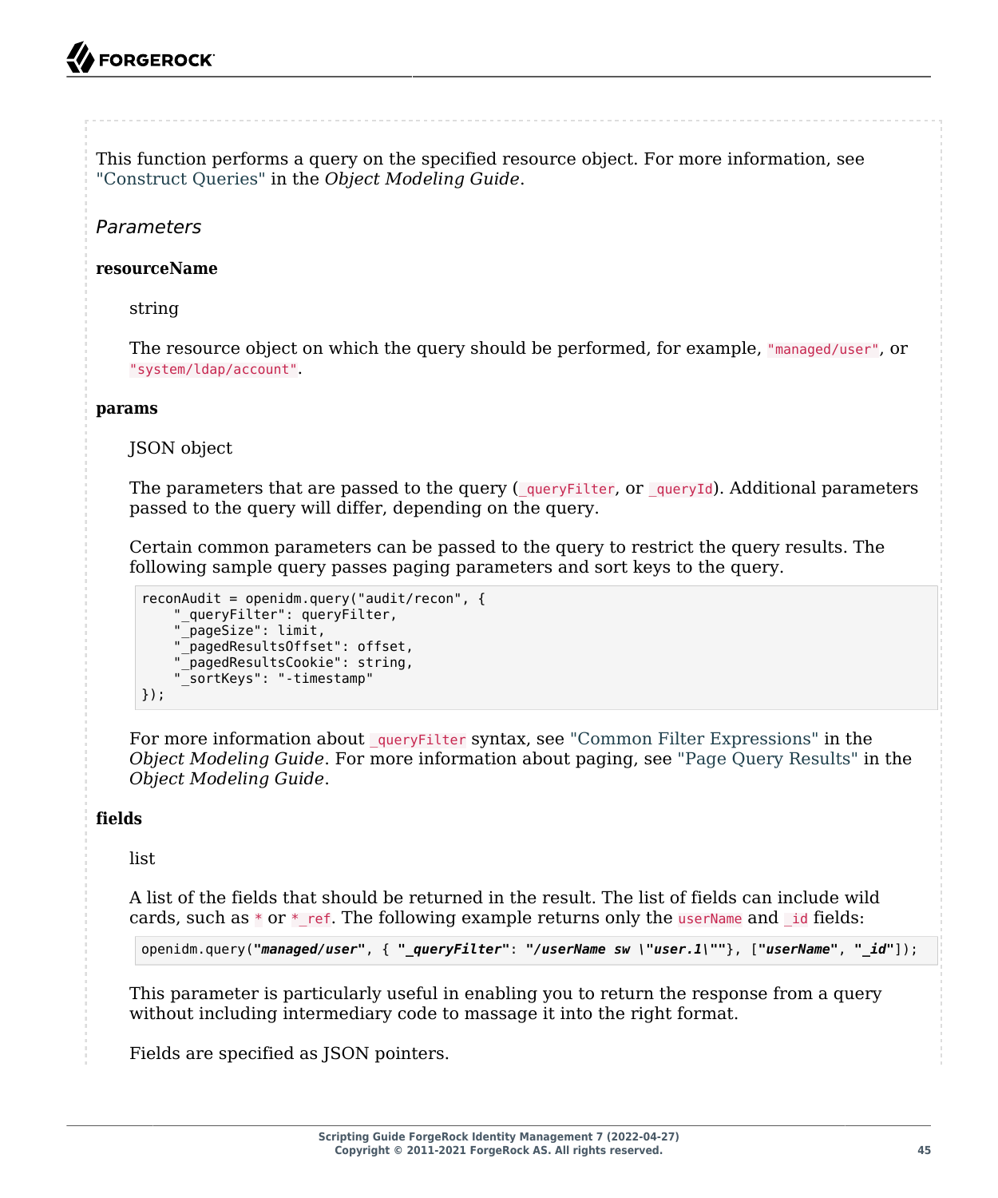This function performs a query on the specified resource object. For more information, see "Construct Queries" in the *Object Modeling Guide*.

*Parameters*

**resourceName**

string

The resource object on which the query should be performed, for example, `"managed/user"`, or `"system/ldap/account"`.

**params**

JSON object

The parameters that are passed to the query (`_queryFilter`, or `_queryId`). Additional parameters passed to the query will differ, depending on the query.

Certain common parameters can be passed to the query to restrict the query results. The following sample query passes paging parameters and sort keys to the query.

```
reconAudit = openidm.query("audit/recon", {
    "_queryFilter": queryFilter,
    "_pageSize": limit,
    "_pagedResultsOffset": offset,
    "_pagedResultsCookie": string,
    "_sortKeys": "-timestamp"
});
```

For more information about `_queryFilter` syntax, see "Common Filter Expressions" in the *Object Modeling Guide*. For more information about paging, see "Page Query Results" in the *Object Modeling Guide*.

**fields**

list

A list of the fields that should be returned in the result. The list of fields can include wild cards, such as `*` or `*_ref`. The following example returns only the `userName` and `_id` fields:

```
openidm.query("managed/user", { "_queryFilter": "/userName sw \"user.1\""}, ["userName", "_id"]);
```

This parameter is particularly useful in enabling you to return the response from a query without including intermediary code to massage it into the right format.

Fields are specified as JSON pointers.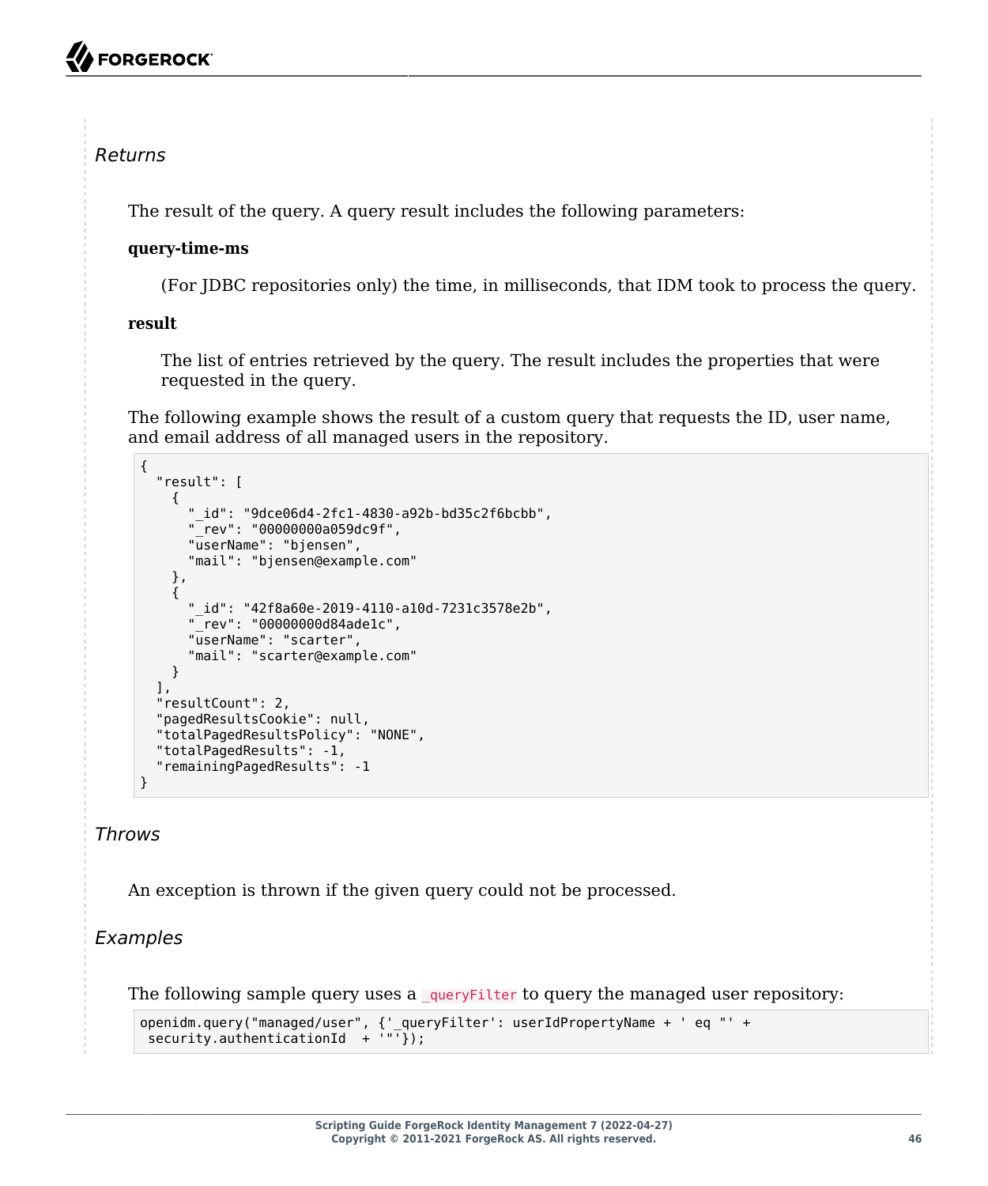*Returns*

The result of the query. A query result includes the following parameters:

**query-time-ms**

(For JDBC repositories only) the time, in milliseconds, that IDM took to process the query.

**result**

The list of entries retrieved by the query. The result includes the properties that were requested in the query.

The following example shows the result of a custom query that requests the ID, user name, and email address of all managed users in the repository.

```
{
  "result": [
    {
      "_id": "9dce06d4-2fc1-4830-a92b-bd35c2f6bcbb",
      "_rev": "00000000a059dc9f",
      "userName": "bjensen",
      "mail": "bjensen@example.com"
    },
    {
      "_id": "42f8a60e-2019-4110-a10d-7231c3578e2b",
      "_rev": "00000000d84ade1c",
      "userName": "scarter",
      "mail": "scarter@example.com"
    }
  ],
  "resultCount": 2,
  "pagedResultsCookie": null,
  "totalPagedResultsPolicy": "NONE",
  "totalPagedResults": -1,
  "remainingPagedResults": -1
}
```

*Throws*

An exception is thrown if the given query could not be processed.

*Examples*

The following sample query uses a `_queryFilter` to query the managed user repository:

```
openidm.query("managed/user", {'_queryFilter': userIdPropertyName + ' eq "' +
 security.authenticationId  + '"'});
```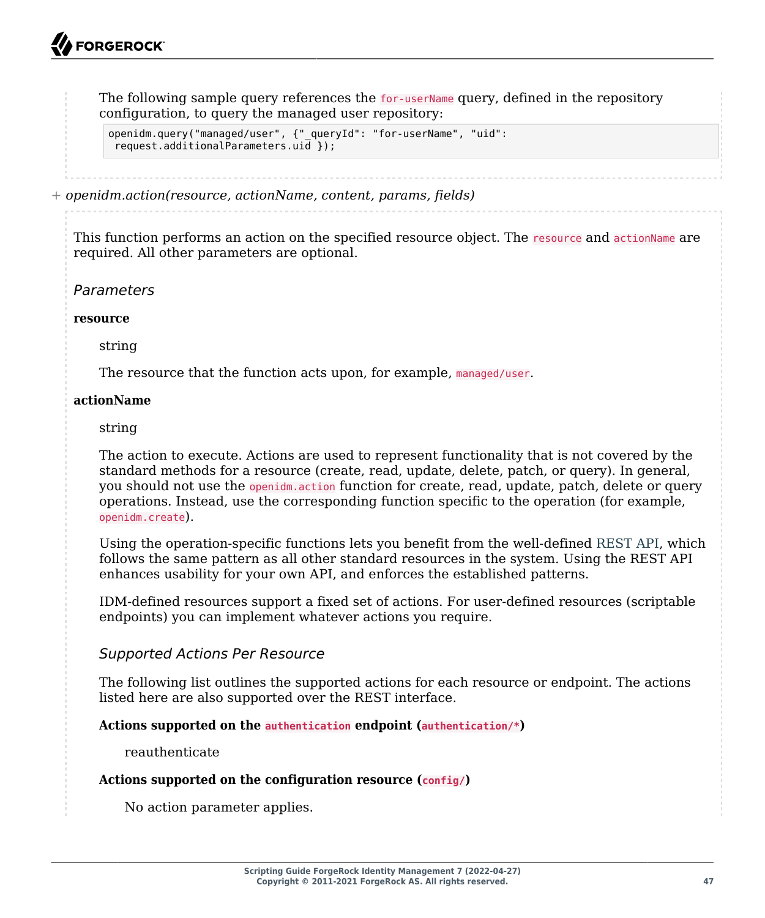The following sample query references the `for-userName` query, defined in the repository configuration, to query the managed user repository:

```
openidm.query("managed/user", {"_queryId": "for-userName", "uid":
 request.additionalParameters.uid });
```

+ *openidm.action(resource, actionName, content, params, fields)*

This function performs an action on the specified resource object. The `resource` and `actionName` are required. All other parameters are optional.

### *Parameters*

**resource**

string

The resource that the function acts upon, for example, `managed/user`.

**actionName**

string

The action to execute. Actions are used to represent functionality that is not covered by the standard methods for a resource (create, read, update, delete, patch, or query). In general, you should not use the `openidm.action` function for create, read, update, patch, delete or query operations. Instead, use the corresponding function specific to the operation (for example, `openidm.create`).

Using the operation-specific functions lets you benefit from the well-defined REST API, which follows the same pattern as all other standard resources in the system. Using the REST API enhances usability for your own API, and enforces the established patterns.

IDM-defined resources support a fixed set of actions. For user-defined resources (scriptable endpoints) you can implement whatever actions you require.

#### *Supported Actions Per Resource*

The following list outlines the supported actions for each resource or endpoint. The actions listed here are also supported over the REST interface.

**Actions supported on the `authentication` endpoint (`authentication/*`)**

reauthenticate

**Actions supported on the configuration resource (`config/`)**

No action parameter applies.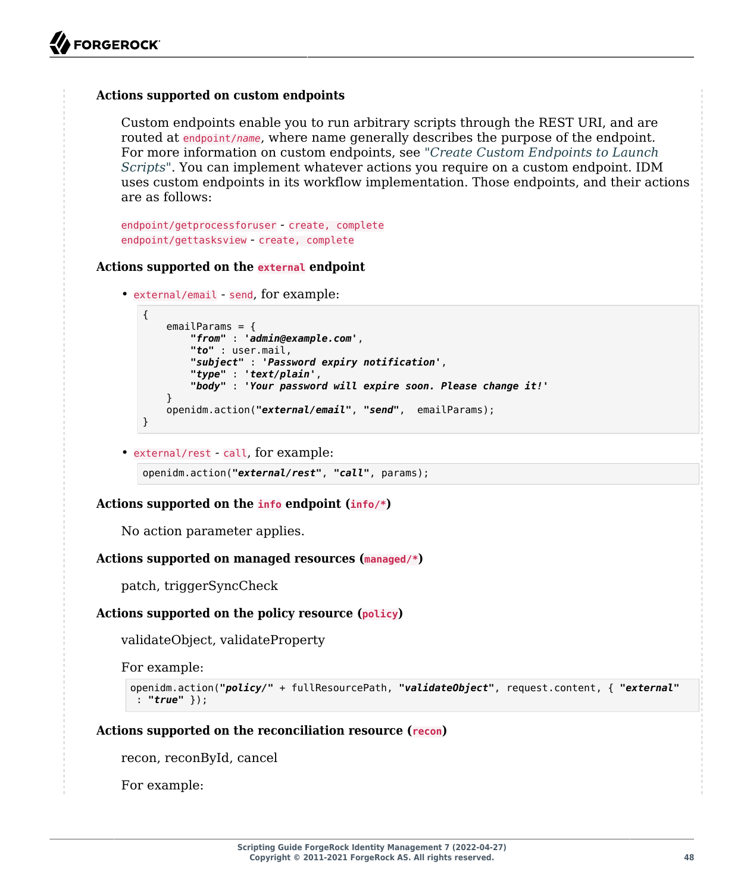**Actions supported on custom endpoints**

Custom endpoints enable you to run arbitrary scripts through the REST URI, and are routed at `endpoint/name`, where name generally describes the purpose of the endpoint. For more information on custom endpoints, see "*Create Custom Endpoints to Launch Scripts*". You can implement whatever actions you require on a custom endpoint. IDM uses custom endpoints in its workflow implementation. Those endpoints, and their actions are as follows:

`endpoint/getprocessforuser` - `create, complete`
`endpoint/gettasksview` - `create, complete`

**Actions supported on the `external` endpoint**

- `external/email` - `send`, for example:

```
{
    emailParams = {
        "from" : 'admin@example.com',
        "to" : user.mail,
        "subject" : 'Password expiry notification',
        "type" : 'text/plain',
        "body" : 'Your password will expire soon. Please change it!'
    }
    openidm.action("external/email", "send",  emailParams);
}
```

- `external/rest` - `call`, for example:

```
openidm.action("external/rest", "call", params);
```

**Actions supported on the `info` endpoint (`info/*`)**

No action parameter applies.

**Actions supported on managed resources (`managed/*`)**

patch, triggerSyncCheck

**Actions supported on the policy resource (`policy`)**

validateObject, validateProperty

For example:

```
openidm.action("policy/" + fullResourcePath, "validateObject", request.content, { "external"
 : "true" });
```

**Actions supported on the reconciliation resource (`recon`)**

recon, reconById, cancel

For example: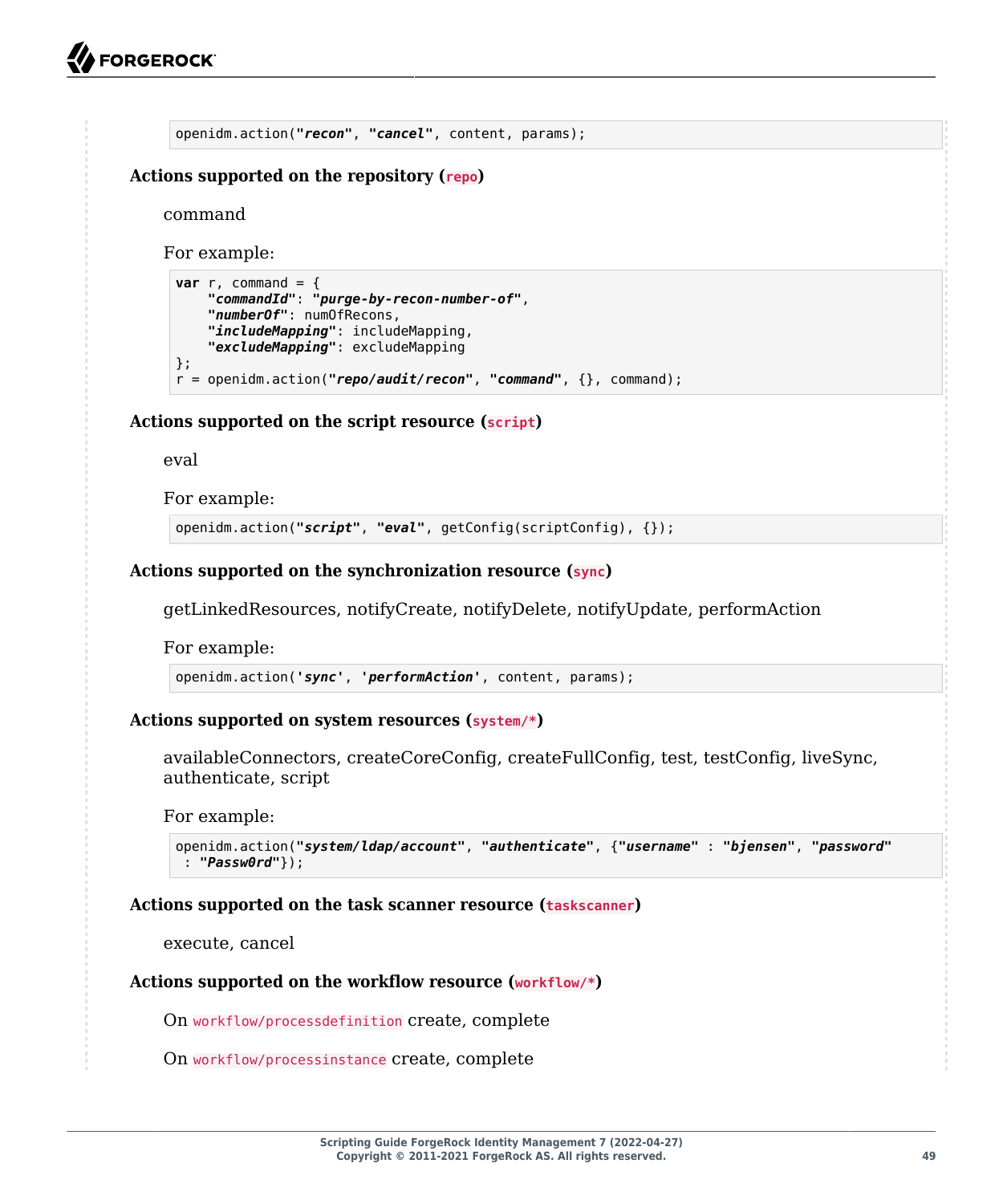```
openidm.action("recon", "cancel", content, params);
```

**Actions supported on the repository (`repo`)**

command

For example:

```
var r, command = {
    "commandId": "purge-by-recon-number-of",
    "numberOf": numOfRecons,
    "includeMapping": includeMapping,
    "excludeMapping": excludeMapping
};
r = openidm.action("repo/audit/recon", "command", {}, command);
```

**Actions supported on the script resource (`script`)**

eval

For example:

```
openidm.action("script", "eval", getConfig(scriptConfig), {});
```

**Actions supported on the synchronization resource (`sync`)**

getLinkedResources, notifyCreate, notifyDelete, notifyUpdate, performAction

For example:

```
openidm.action('sync', 'performAction', content, params);
```

**Actions supported on system resources (`system/*`)**

availableConnectors, createCoreConfig, createFullConfig, test, testConfig, liveSync, authenticate, script

For example:

```
openidm.action("system/ldap/account", "authenticate", {"username" : "bjensen", "password"
 : "Passw0rd"});
```

**Actions supported on the task scanner resource (`taskscanner`)**

execute, cancel

**Actions supported on the workflow resource (`workflow/*`)**

On `workflow/processdefinition` create, complete

On `workflow/processinstance` create, complete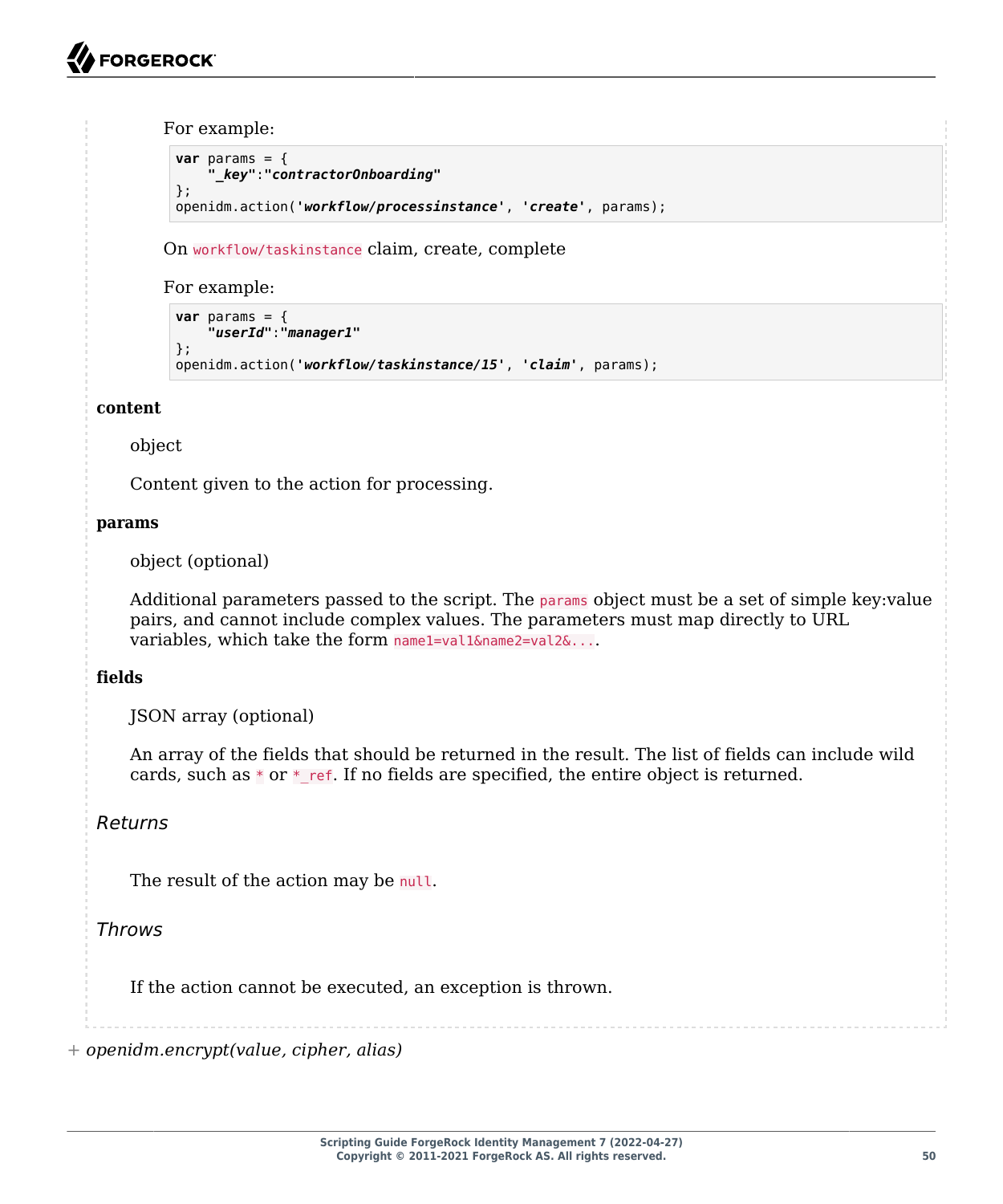For example:

```
var params = {
    "_key":"contractorOnboarding"
};
openidm.action('workflow/processinstance', 'create', params);
```

On `workflow/taskinstance` claim, create, complete

For example:

```
var params = {
    "userId":"manager1"
};
openidm.action('workflow/taskinstance/15', 'claim', params);
```

**content**

object

Content given to the action for processing.

**params**

object (optional)

Additional parameters passed to the script. The `params` object must be a set of simple key:value pairs, and cannot include complex values. The parameters must map directly to URL variables, which take the form `name1=val1&name2=val2&...`.

**fields**

JSON array (optional)

An array of the fields that should be returned in the result. The list of fields can include wild cards, such as `*` or `*_ref`. If no fields are specified, the entire object is returned.

*Returns*

The result of the action may be `null`.

*Throws*

If the action cannot be executed, an exception is thrown.

+ *openidm.encrypt(value, cipher, alias)*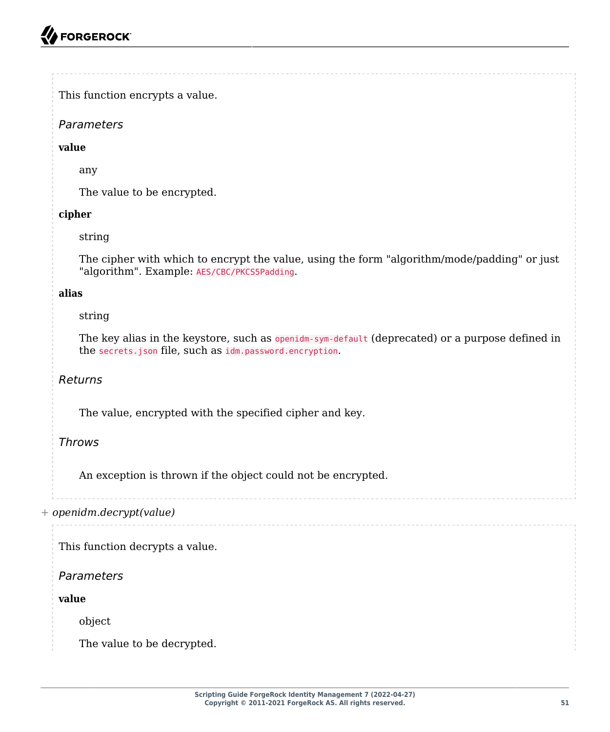This function encrypts a value.

*Parameters*

**value**

any

The value to be encrypted.

**cipher**

string

The cipher with which to encrypt the value, using the form "algorithm/mode/padding" or just "algorithm". Example: `AES/CBC/PKCS5Padding`.

**alias**

string

The key alias in the keystore, such as `openidm-sym-default` (deprecated) or a purpose defined in the `secrets.json` file, such as `idm.password.encryption`.

*Returns*

The value, encrypted with the specified cipher and key.

*Throws*

An exception is thrown if the object could not be encrypted.

+ *openidm.decrypt(value)*

This function decrypts a value.

*Parameters*

**value**

object

The value to be decrypted.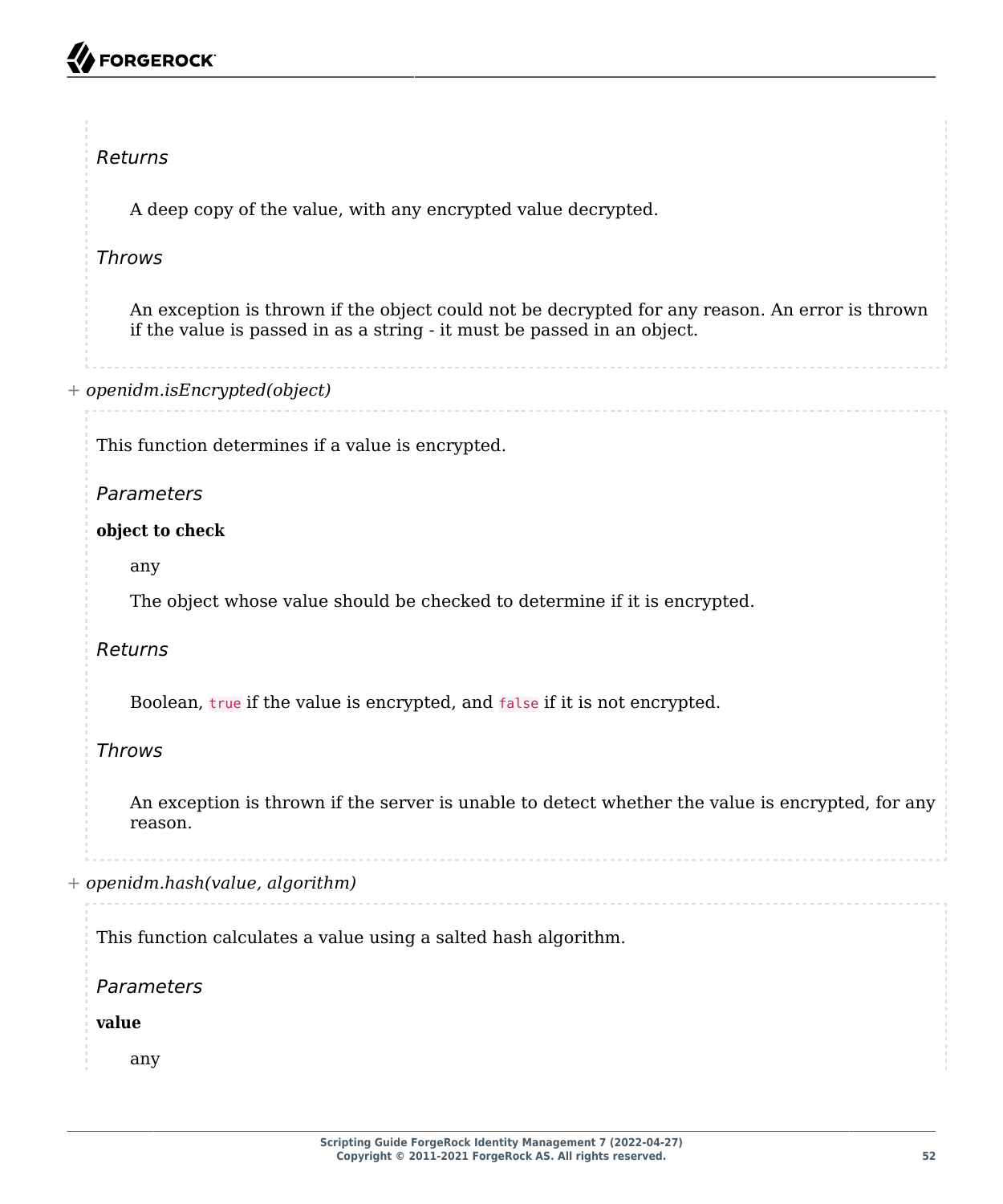*Returns*

A deep copy of the value, with any encrypted value decrypted.

*Throws*

An exception is thrown if the object could not be decrypted for any reason. An error is thrown if the value is passed in as a string - it must be passed in an object.

+ *openidm.isEncrypted(object)*

This function determines if a value is encrypted.

*Parameters*

**object to check**

any

The object whose value should be checked to determine if it is encrypted.

*Returns*

Boolean, `true` if the value is encrypted, and `false` if it is not encrypted.

*Throws*

An exception is thrown if the server is unable to detect whether the value is encrypted, for any reason.

+ *openidm.hash(value, algorithm)*

This function calculates a value using a salted hash algorithm.

*Parameters*

**value**

any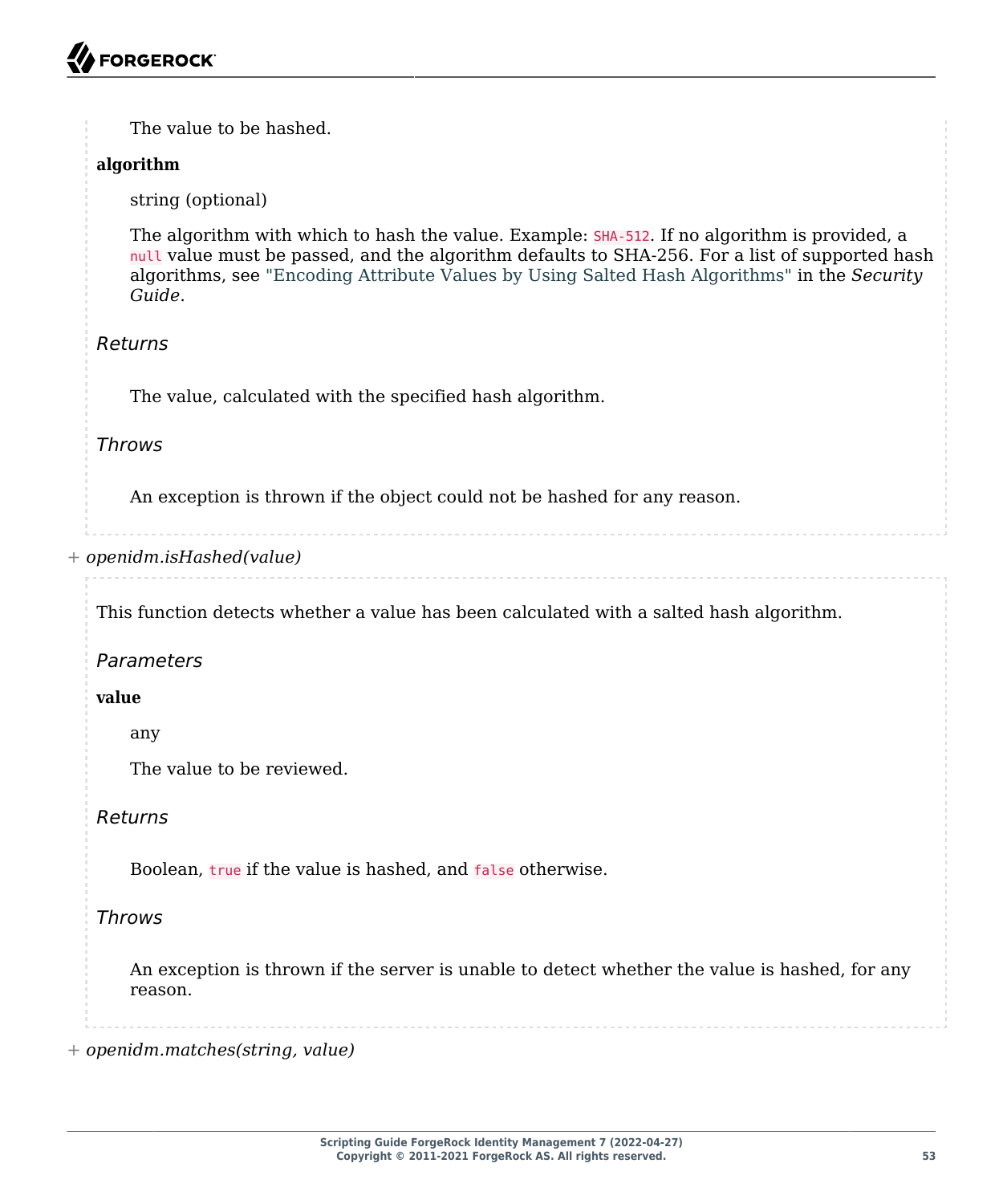The value to be hashed.

**algorithm**

string (optional)

The algorithm with which to hash the value. Example: `SHA-512`. If no algorithm is provided, a `null` value must be passed, and the algorithm defaults to SHA-256. For a list of supported hash algorithms, see "Encoding Attribute Values by Using Salted Hash Algorithms" in the *Security Guide*.

*Returns*

The value, calculated with the specified hash algorithm.

*Throws*

An exception is thrown if the object could not be hashed for any reason.

+ *openidm.isHashed(value)*

This function detects whether a value has been calculated with a salted hash algorithm.

*Parameters*

**value**

any

The value to be reviewed.

*Returns*

Boolean, `true` if the value is hashed, and `false` otherwise.

*Throws*

An exception is thrown if the server is unable to detect whether the value is hashed, for any reason.

+ *openidm.matches(string, value)*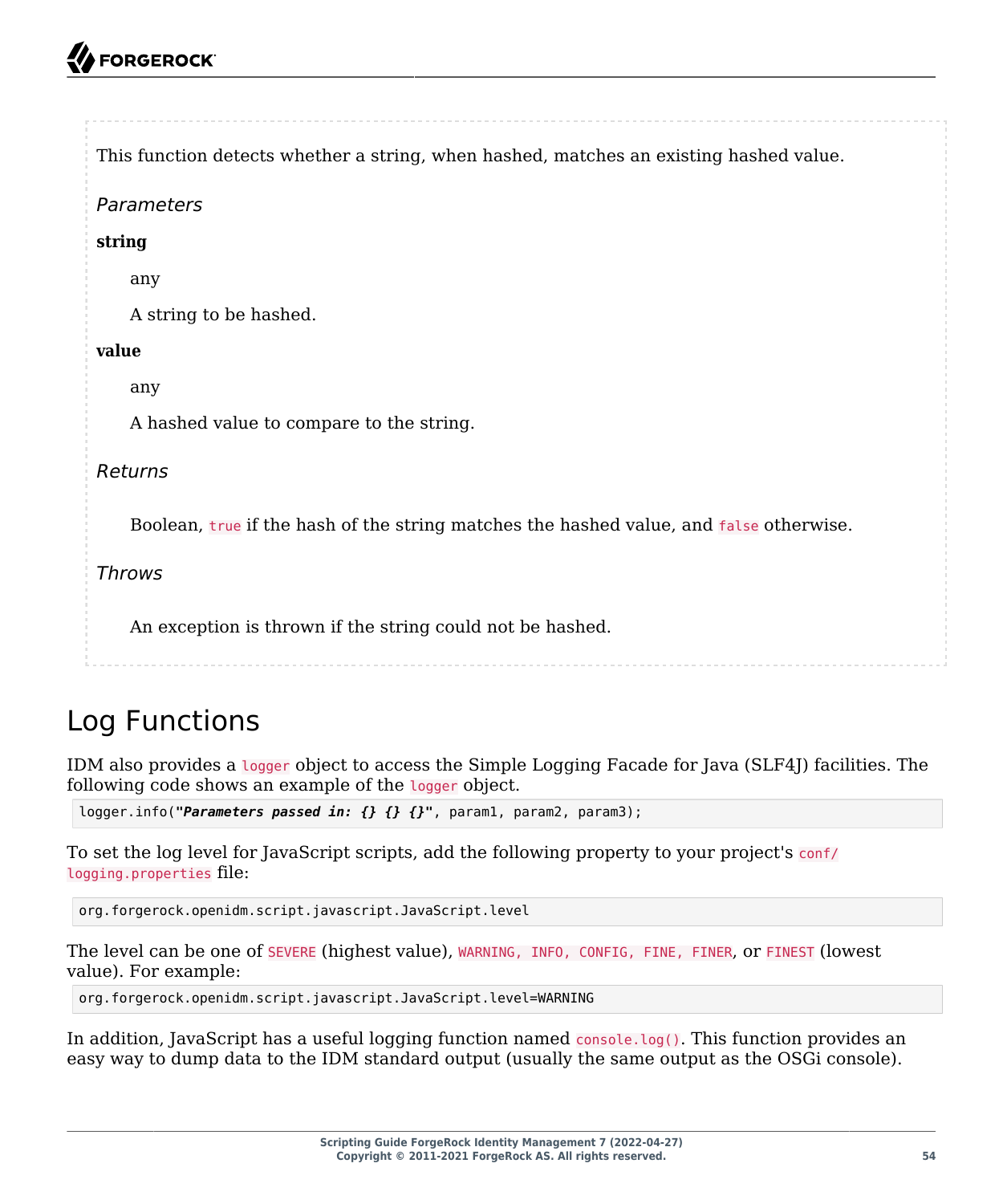This function detects whether a string, when hashed, matches an existing hashed value.

*Parameters*

**string**

any

A string to be hashed.

**value**

any

A hashed value to compare to the string.

*Returns*

Boolean, `true` if the hash of the string matches the hashed value, and `false` otherwise.

*Throws*

An exception is thrown if the string could not be hashed.

## Log Functions

IDM also provides a `logger` object to access the Simple Logging Facade for Java (SLF4J) facilities. The following code shows an example of the `logger` object.

```
logger.info("Parameters passed in: {} {} {}", param1, param2, param3);
```

To set the log level for JavaScript scripts, add the following property to your project's `conf/logging.properties` file:

```
org.forgerock.openidm.script.javascript.JavaScript.level
```

The level can be one of `SEVERE` (highest value), `WARNING, INFO, CONFIG, FINE, FINER`, or `FINEST` (lowest value). For example:

```
org.forgerock.openidm.script.javascript.JavaScript.level=WARNING
```

In addition, JavaScript has a useful logging function named `console.log()`. This function provides an easy way to dump data to the IDM standard output (usually the same output as the OSGi console).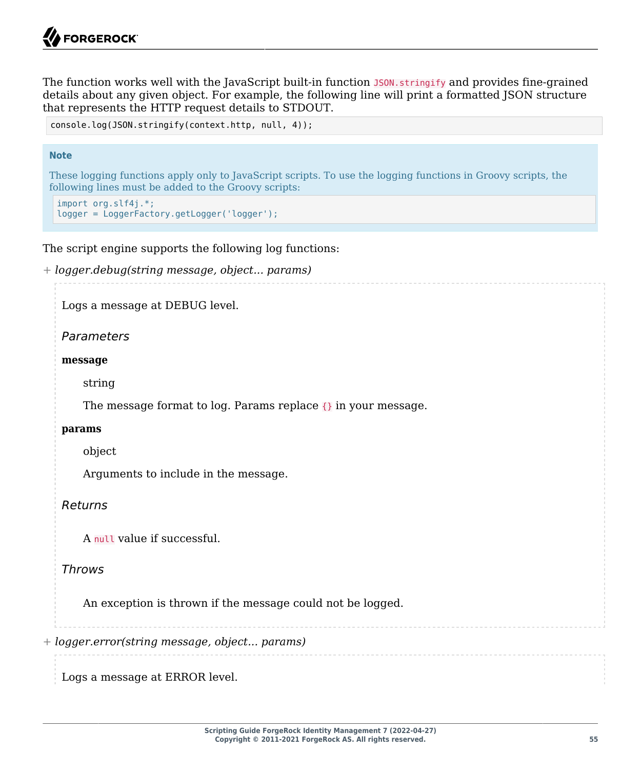The function works well with the JavaScript built-in function `JSON.stringify` and provides fine-grained details about any given object. For example, the following line will print a formatted JSON structure that represents the HTTP request details to STDOUT.

```
console.log(JSON.stringify(context.http, null, 4));
```

> **Note**
>
> These logging functions apply only to JavaScript scripts. To use the logging functions in Groovy scripts, the following lines must be added to the Groovy scripts:
>
> ```
> import org.slf4j.*;
> logger = LoggerFactory.getLogger('logger');
> ```

The script engine supports the following log functions:

+ *logger.debug(string message, object... params)*

Logs a message at DEBUG level.

*Parameters*

**message**

string

The message format to log. Params replace `{}` in your message.

**params**

object

Arguments to include in the message.

*Returns*

A `null` value if successful.

*Throws*

An exception is thrown if the message could not be logged.

+ *logger.error(string message, object... params)*

Logs a message at ERROR level.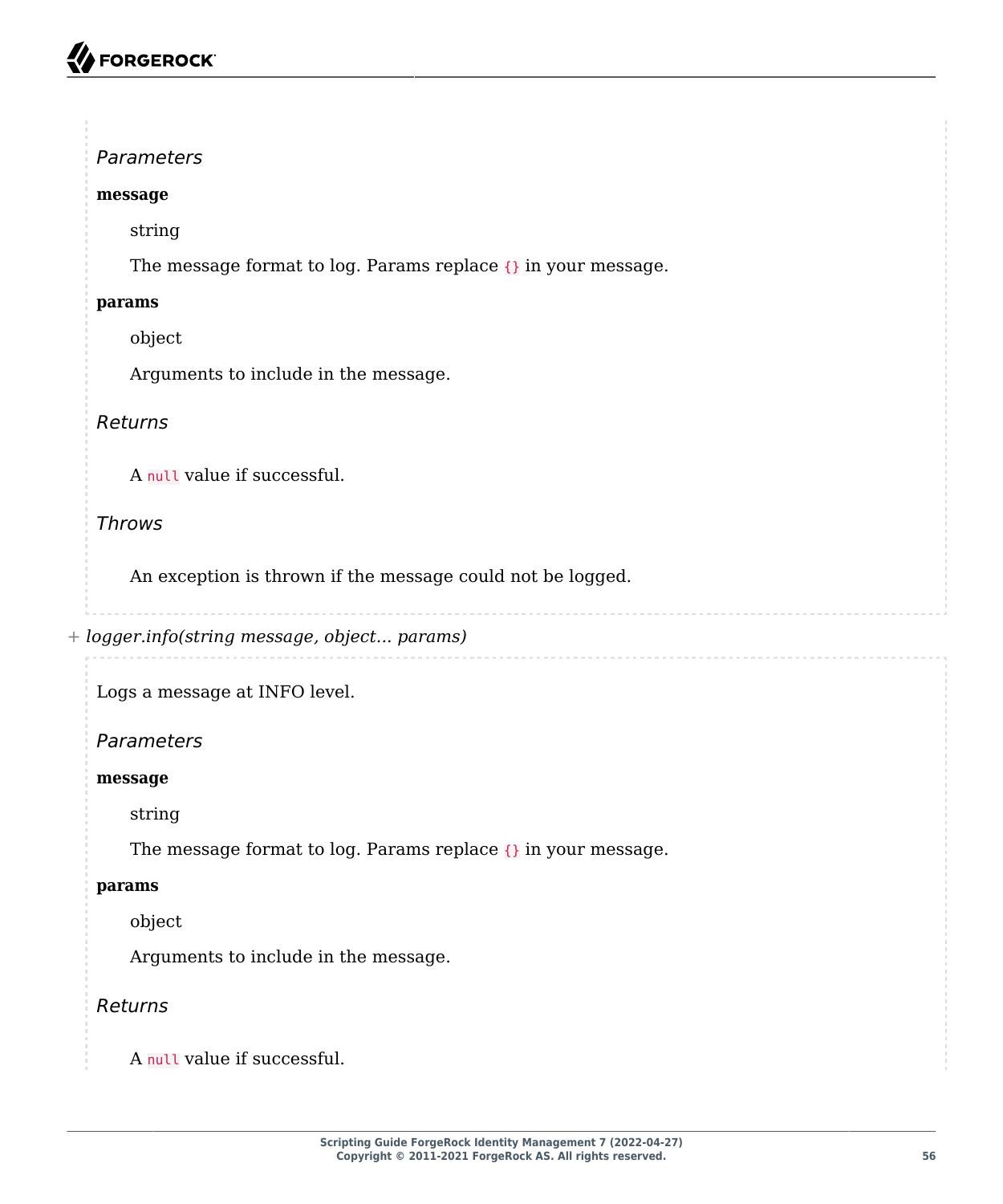*Parameters*

**message**

string

The message format to log. Params replace `{}` in your message.

**params**

object

Arguments to include in the message.

*Returns*

A `null` value if successful.

*Throws*

An exception is thrown if the message could not be logged.

\+ *logger.info(string message, object... params)*

Logs a message at INFO level.

*Parameters*

**message**

string

The message format to log. Params replace `{}` in your message.

**params**

object

Arguments to include in the message.

*Returns*

A `null` value if successful.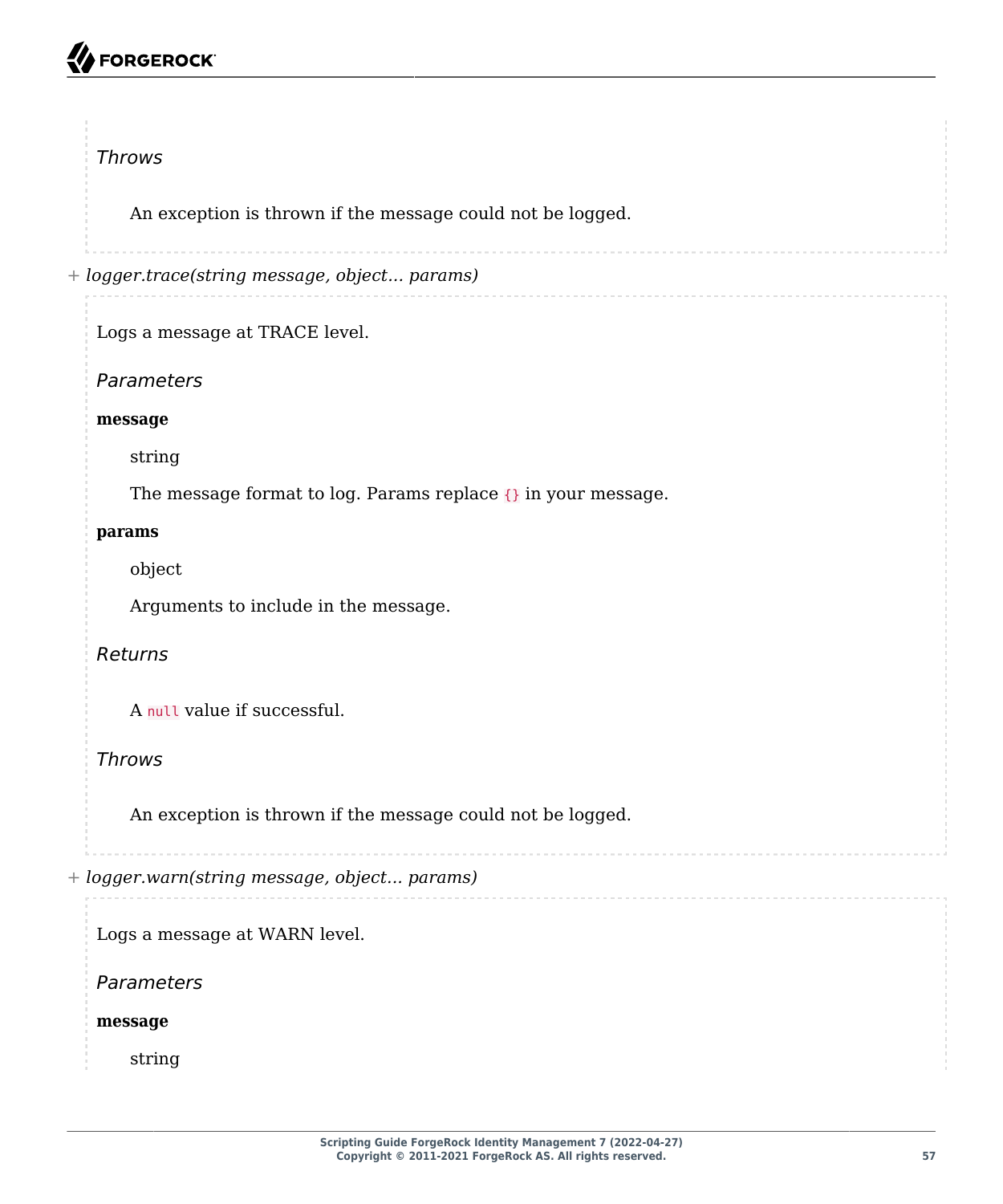*Throws*

An exception is thrown if the message could not be logged.

+ *logger.trace(string message, object... params)*

Logs a message at TRACE level.

*Parameters*

**message**

string

The message format to log. Params replace `{}` in your message.

**params**

object

Arguments to include in the message.

*Returns*

A `null` value if successful.

*Throws*

An exception is thrown if the message could not be logged.

+ *logger.warn(string message, object... params)*

Logs a message at WARN level.

*Parameters*

**message**

string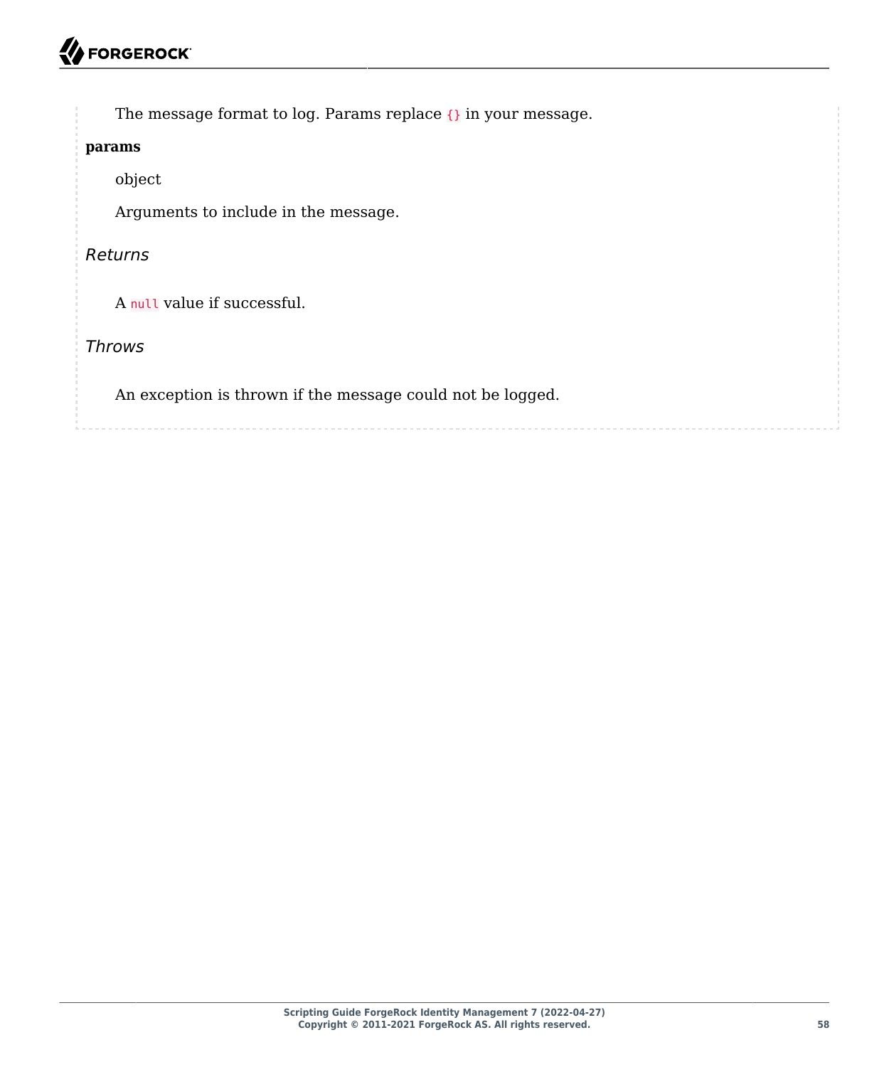The message format to log. Params replace `{}` in your message.

**params**

object

Arguments to include in the message.

*Returns*

A `null` value if successful.

*Throws*

An exception is thrown if the message could not be logged.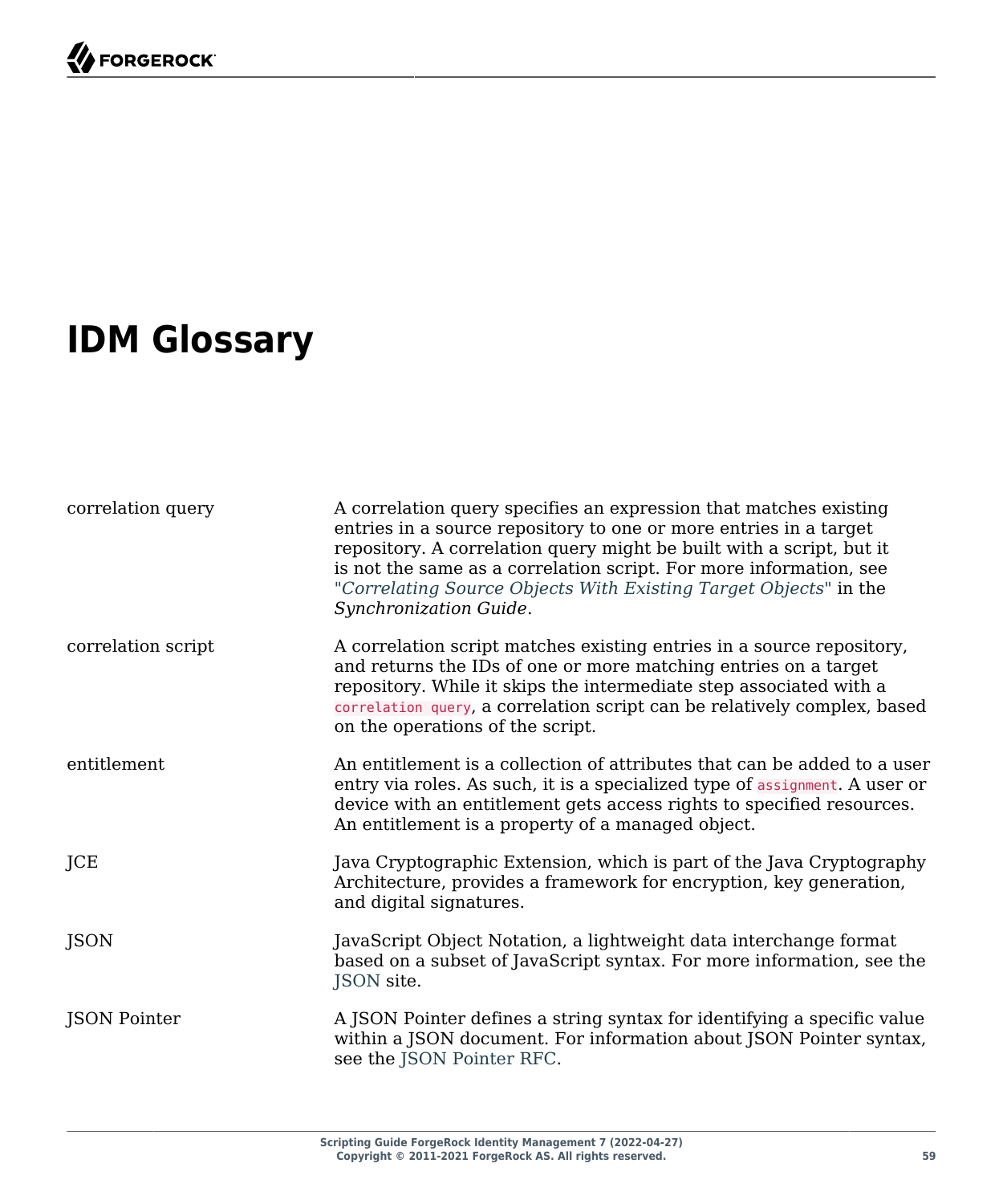# IDM Glossary

correlation query
: A correlation query specifies an expression that matches existing entries in a source repository to one or more entries in a target repository. A correlation query might be built with a script, but it is not the same as a correlation script. For more information, see "*Correlating Source Objects With Existing Target Objects*" in the *Synchronization Guide*.

correlation script
: A correlation script matches existing entries in a source repository, and returns the IDs of one or more matching entries on a target repository. While it skips the intermediate step associated with a `correlation query`, a correlation script can be relatively complex, based on the operations of the script.

entitlement
: An entitlement is a collection of attributes that can be added to a user entry via roles. As such, it is a specialized type of `assignment`. A user or device with an entitlement gets access rights to specified resources. An entitlement is a property of a managed object.

JCE
: Java Cryptographic Extension, which is part of the Java Cryptography Architecture, provides a framework for encryption, key generation, and digital signatures.

JSON
: JavaScript Object Notation, a lightweight data interchange format based on a subset of JavaScript syntax. For more information, see the JSON site.

JSON Pointer
: A JSON Pointer defines a string syntax for identifying a specific value within a JSON document. For information about JSON Pointer syntax, see the JSON Pointer RFC.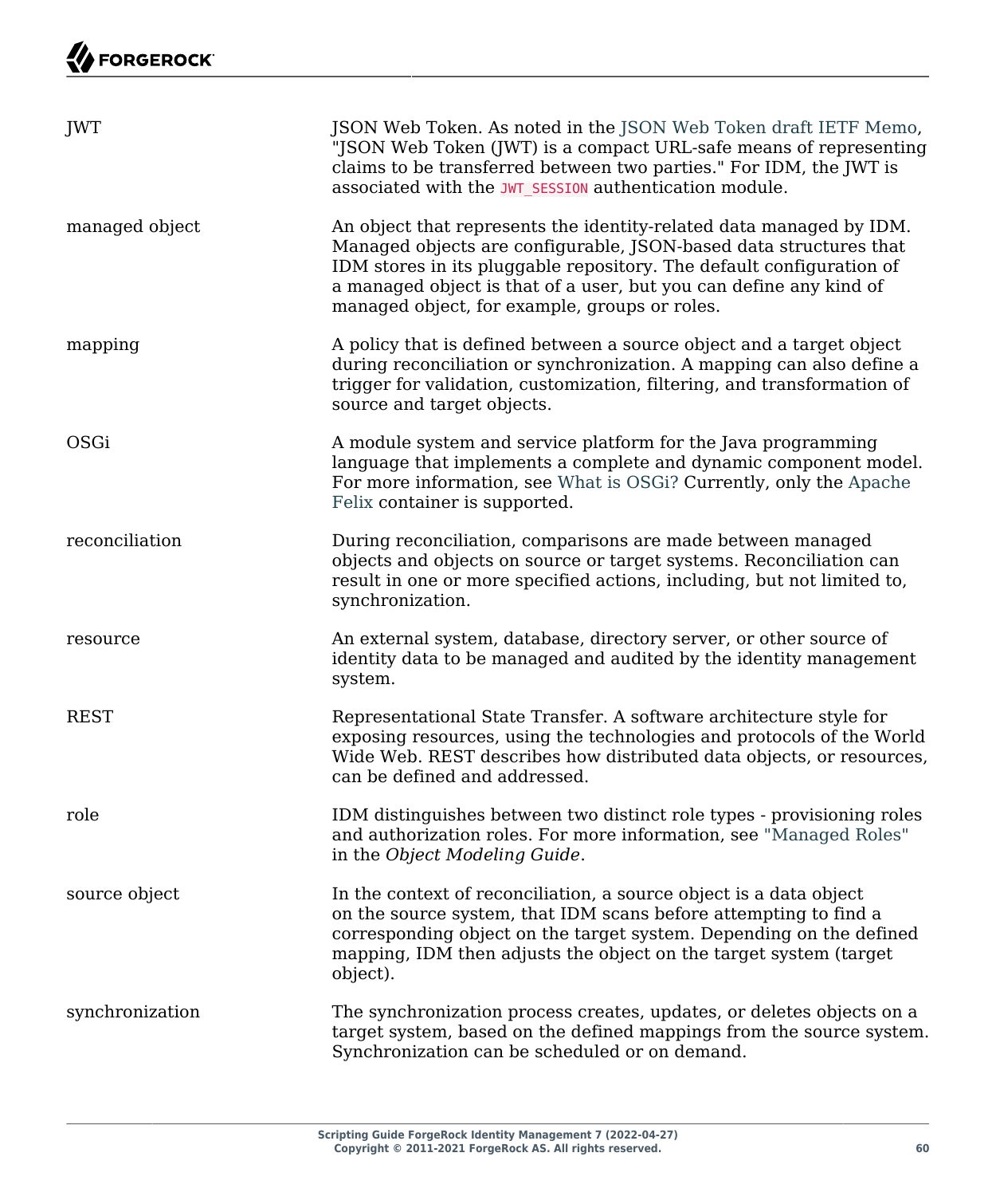| | |
|---|---|
| JWT | JSON Web Token. As noted in the JSON Web Token draft IETF Memo, "JSON Web Token (JWT) is a compact URL-safe means of representing claims to be transferred between two parties." For IDM, the JWT is associated with the `JWT_SESSION` authentication module. |
| managed object | An object that represents the identity-related data managed by IDM. Managed objects are configurable, JSON-based data structures that IDM stores in its pluggable repository. The default configuration of a managed object is that of a user, but you can define any kind of managed object, for example, groups or roles. |
| mapping | A policy that is defined between a source object and a target object during reconciliation or synchronization. A mapping can also define a trigger for validation, customization, filtering, and transformation of source and target objects. |
| OSGi | A module system and service platform for the Java programming language that implements a complete and dynamic component model. For more information, see What is OSGi? Currently, only the Apache Felix container is supported. |
| reconciliation | During reconciliation, comparisons are made between managed objects and objects on source or target systems. Reconciliation can result in one or more specified actions, including, but not limited to, synchronization. |
| resource | An external system, database, directory server, or other source of identity data to be managed and audited by the identity management system. |
| REST | Representational State Transfer. A software architecture style for exposing resources, using the technologies and protocols of the World Wide Web. REST describes how distributed data objects, or resources, can be defined and addressed. |
| role | IDM distinguishes between two distinct role types - provisioning roles and authorization roles. For more information, see "Managed Roles" in the *Object Modeling Guide*. |
| source object | In the context of reconciliation, a source object is a data object on the source system, that IDM scans before attempting to find a corresponding object on the target system. Depending on the defined mapping, IDM then adjusts the object on the target system (target object). |
| synchronization | The synchronization process creates, updates, or deletes objects on a target system, based on the defined mappings from the source system. Synchronization can be scheduled or on demand. |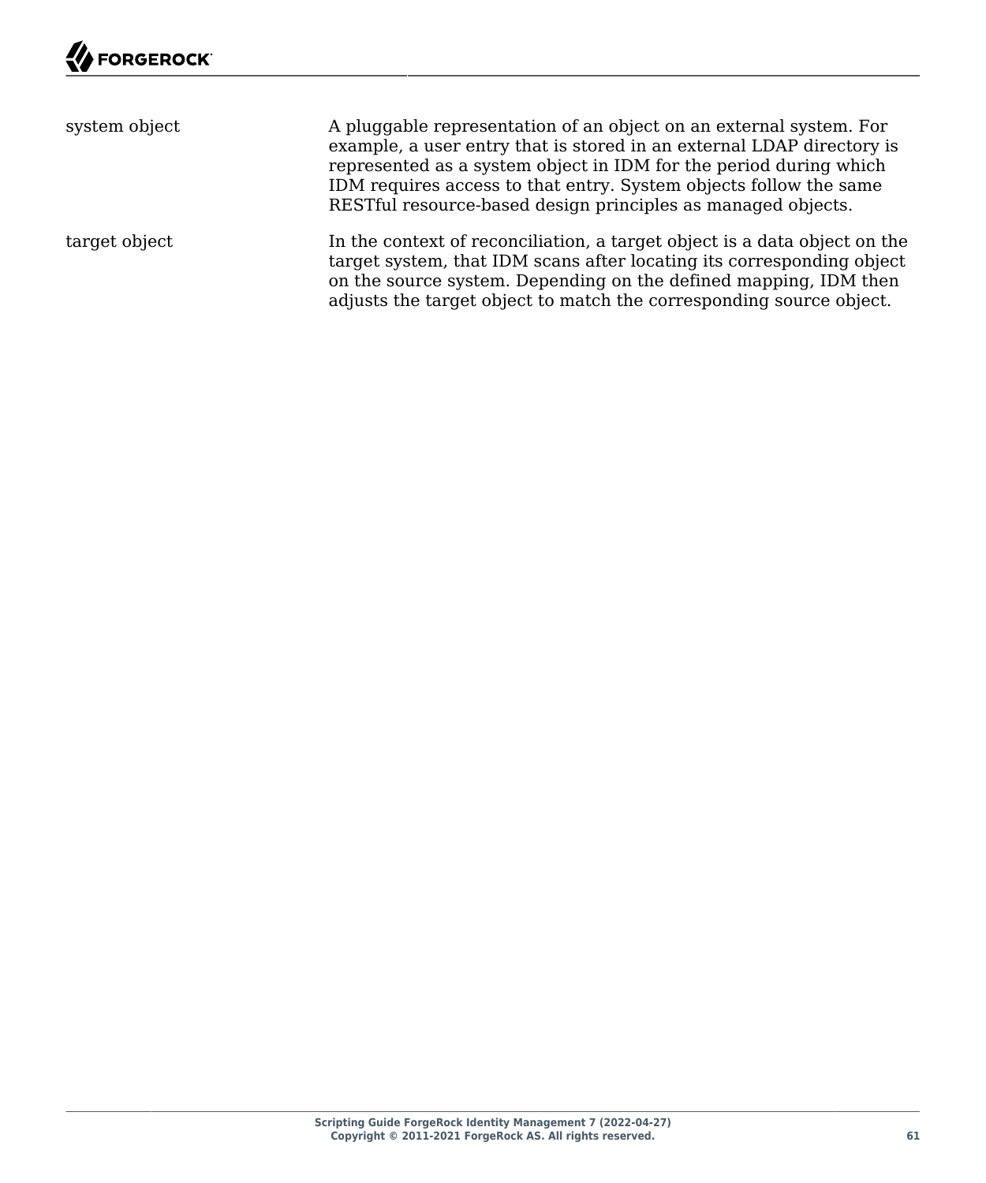system object
: A pluggable representation of an object on an external system. For example, a user entry that is stored in an external LDAP directory is represented as a system object in IDM for the period during which IDM requires access to that entry. System objects follow the same RESTful resource-based design principles as managed objects.

target object
: In the context of reconciliation, a target object is a data object on the target system, that IDM scans after locating its corresponding object on the source system. Depending on the defined mapping, IDM then adjusts the target object to match the corresponding source object.